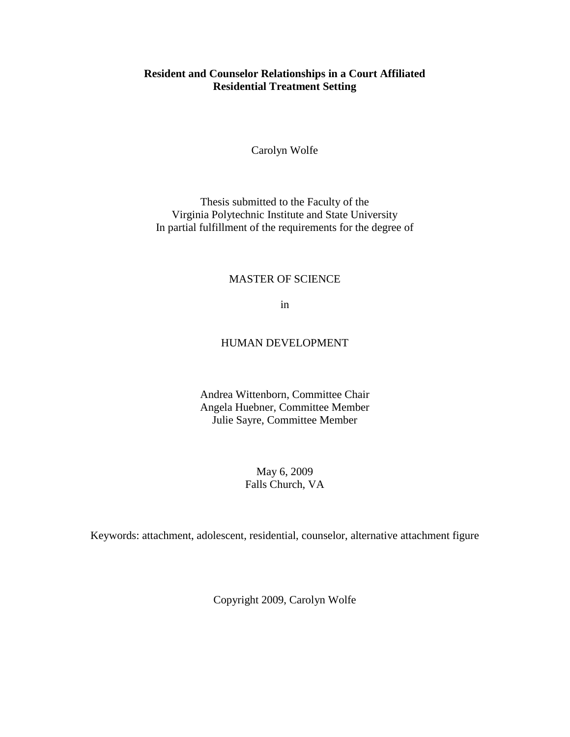# Resident and Counselor Relationships in a Court Affiliated Residential Treatment Setting

Carolyn Wolfe

Thesis submitted to the Faculty of the
Virginia Polytechnic Institute and State University
In partial fulfillment of the requirements for the degree of

MASTER OF SCIENCE

in

HUMAN DEVELOPMENT

Andrea Wittenborn, Committee Chair
Angela Huebner, Committee Member
Julie Sayre, Committee Member

May 6, 2009
Falls Church, VA

Keywords: attachment, adolescent, residential, counselor, alternative attachment figure

Copyright 2009, Carolyn Wolfe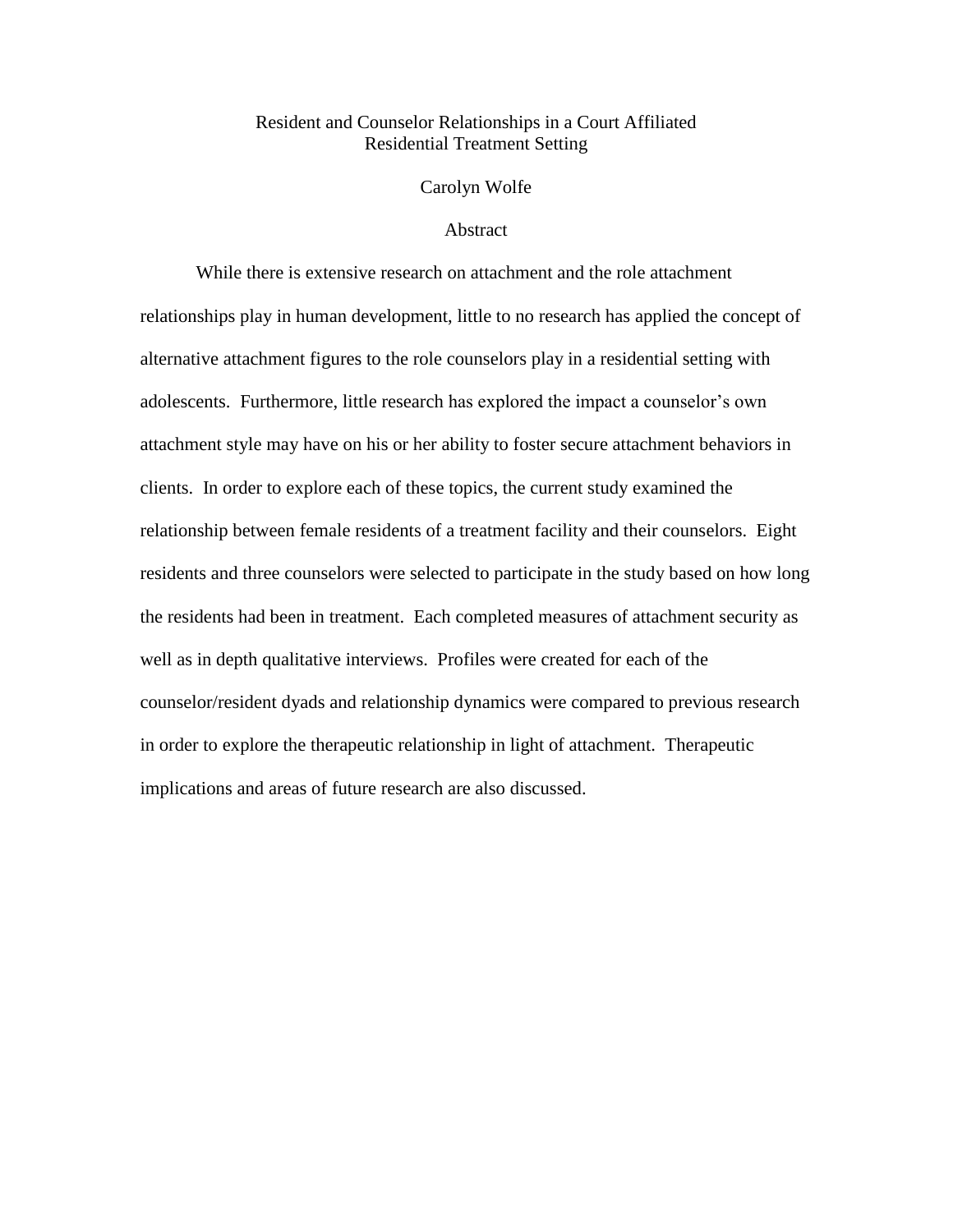# Resident and Counselor Relationships in a Court Affiliated Residential Treatment Setting

Carolyn Wolfe

## Abstract

While there is extensive research on attachment and the role attachment relationships play in human development, little to no research has applied the concept of alternative attachment figures to the role counselors play in a residential setting with adolescents. Furthermore, little research has explored the impact a counselor's own attachment style may have on his or her ability to foster secure attachment behaviors in clients. In order to explore each of these topics, the current study examined the relationship between female residents of a treatment facility and their counselors. Eight residents and three counselors were selected to participate in the study based on how long the residents had been in treatment. Each completed measures of attachment security as well as in depth qualitative interviews. Profiles were created for each of the counselor/resident dyads and relationship dynamics were compared to previous research in order to explore the therapeutic relationship in light of attachment. Therapeutic implications and areas of future research are also discussed.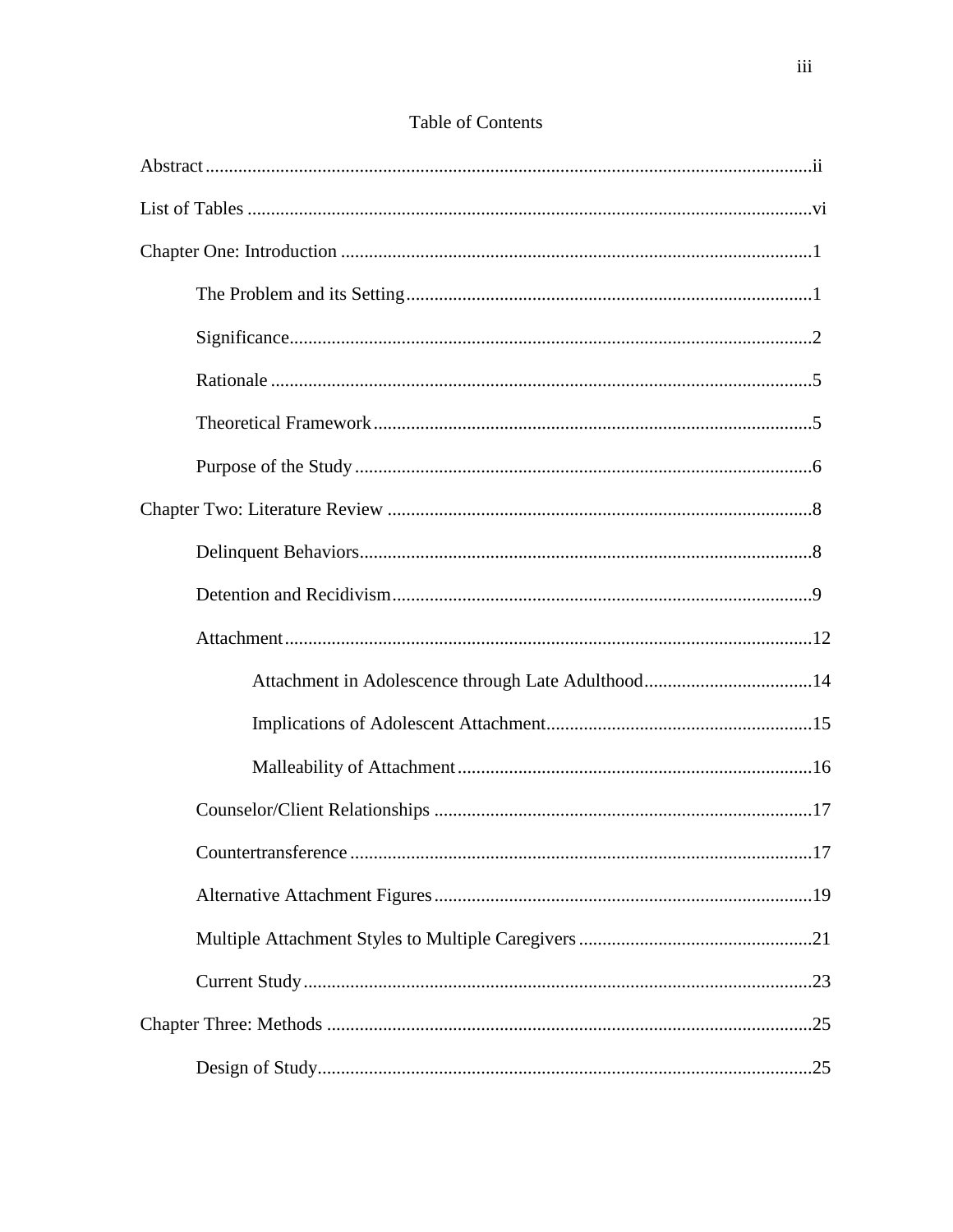# Table of Contents

Abstract .......... ii

List of Tables .......... vi

Chapter One: Introduction .......... 1

- The Problem and its Setting .......... 1
- Significance .......... 2
- Rationale .......... 5
- Theoretical Framework .......... 5
- Purpose of the Study .......... 6

Chapter Two: Literature Review .......... 8

- Delinquent Behaviors .......... 8
- Detention and Recidivism .......... 9
- Attachment .......... 12
  - Attachment in Adolescence through Late Adulthood .......... 14
  - Implications of Adolescent Attachment .......... 15
  - Malleability of Attachment .......... 16
- Counselor/Client Relationships .......... 17
- Countertransference .......... 17
- Alternative Attachment Figures .......... 19
- Multiple Attachment Styles to Multiple Caregivers .......... 21
- Current Study .......... 23

Chapter Three: Methods .......... 25

- Design of Study .......... 25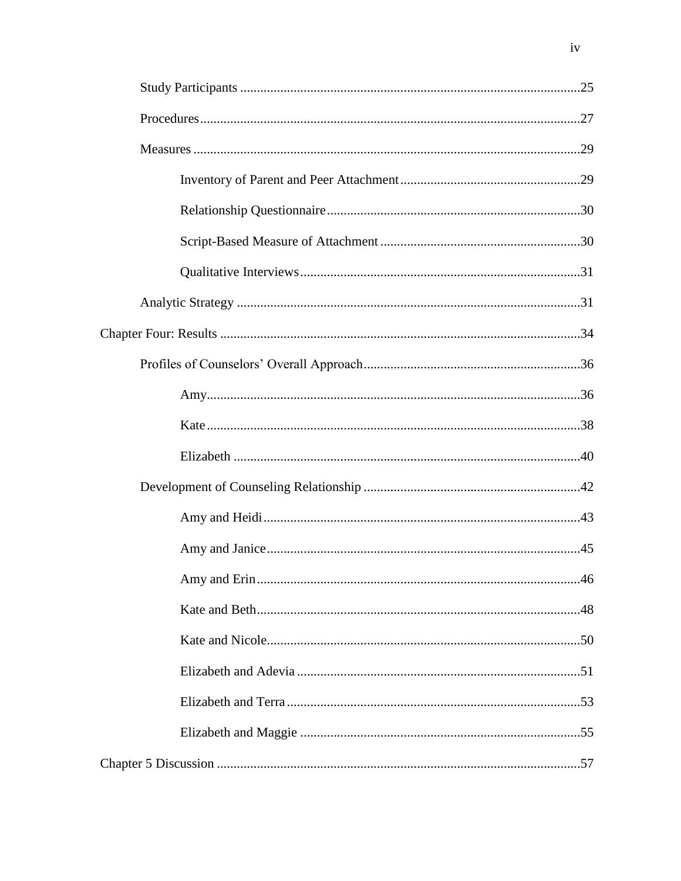Study Participants .....................................................................................................25

Procedures.................................................................................................................27

Measures ...................................................................................................................29

Inventory of Parent and Peer Attachment......................................................29

Relationship Questionnaire............................................................................30

Script-Based Measure of Attachment ............................................................30

Qualitative Interviews....................................................................................31

Analytic Strategy ......................................................................................................31

Chapter Four: Results ............................................................................................................34

Profiles of Counselors' Overall Approach.................................................................36

Amy...............................................................................................................36

Kate ...............................................................................................................38

Elizabeth .......................................................................................................40

Development of Counseling Relationship ................................................................42

Amy and Heidi..............................................................................................43

Amy and Janice.............................................................................................45

Amy and Erin................................................................................................46

Kate and Beth................................................................................................48

Kate and Nicole.............................................................................................50

Elizabeth and Adevia .....................................................................................51

Elizabeth and Terra........................................................................................53

Elizabeth and Maggie ...................................................................................55

Chapter 5 Discussion ............................................................................................................57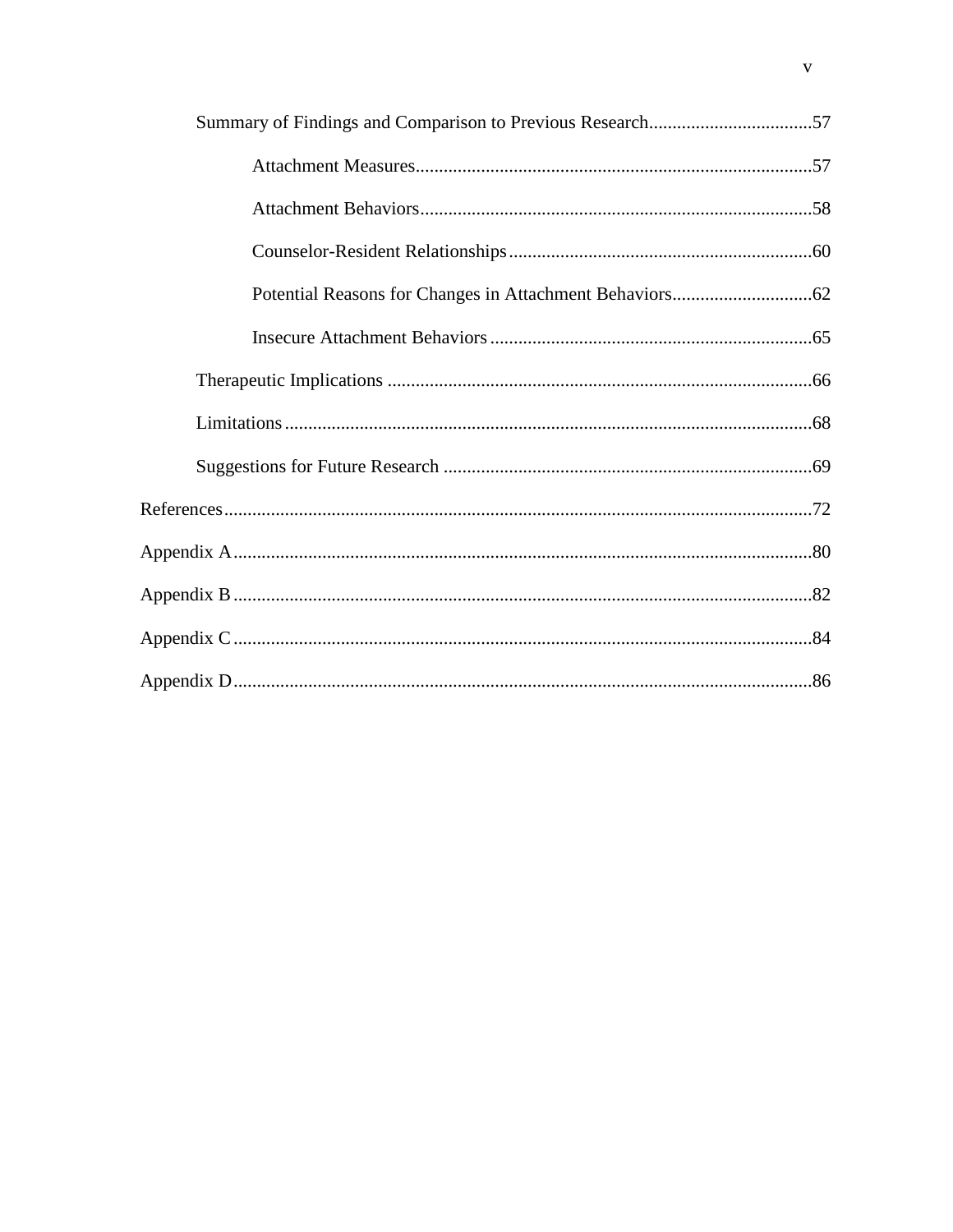Summary of Findings and Comparison to Previous Research...................................57

Attachment Measures....................................................................................57

Attachment Behaviors...................................................................................58

Counselor-Resident Relationships................................................................60

Potential Reasons for Changes in Attachment Behaviors..............................62

Insecure Attachment Behaviors....................................................................65

Therapeutic Implications ..........................................................................................66

Limitations................................................................................................................68

Suggestions for Future Research ...............................................................................69

References.............................................................................................................................72

Appendix A..........................................................................................................................80

Appendix B ..........................................................................................................................82

Appendix C ..........................................................................................................................84

Appendix D..........................................................................................................................86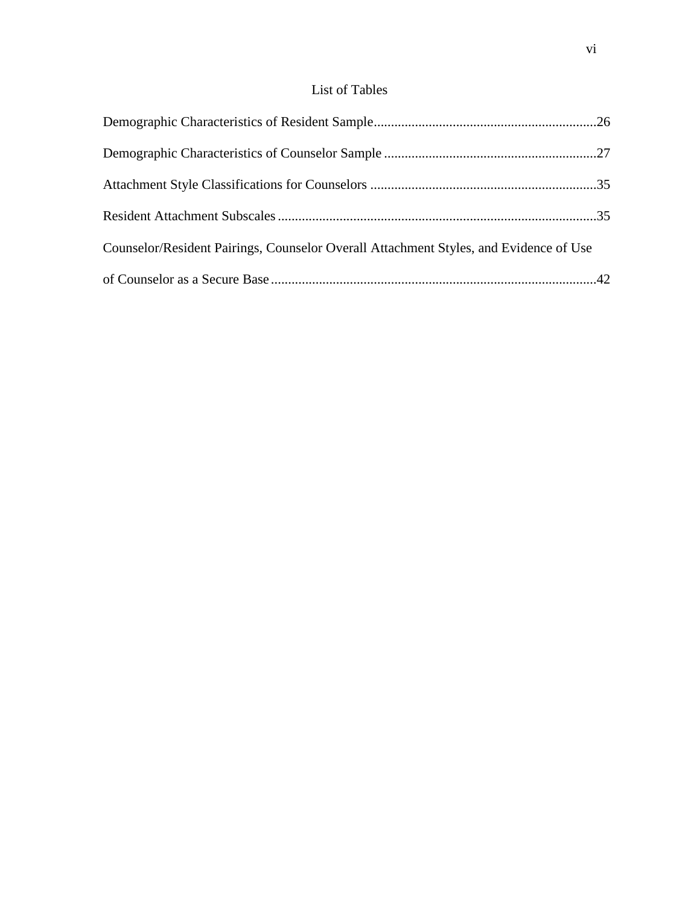# List of Tables

Demographic Characteristics of Resident Sample................................................................26

Demographic Characteristics of Counselor Sample .............................................................27

Attachment Style Classifications for Counselors .................................................................35

Resident Attachment Subscales ............................................................................................35

Counselor/Resident Pairings, Counselor Overall Attachment Styles, and Evidence of Use of Counselor as a Secure Base .............................................................................................42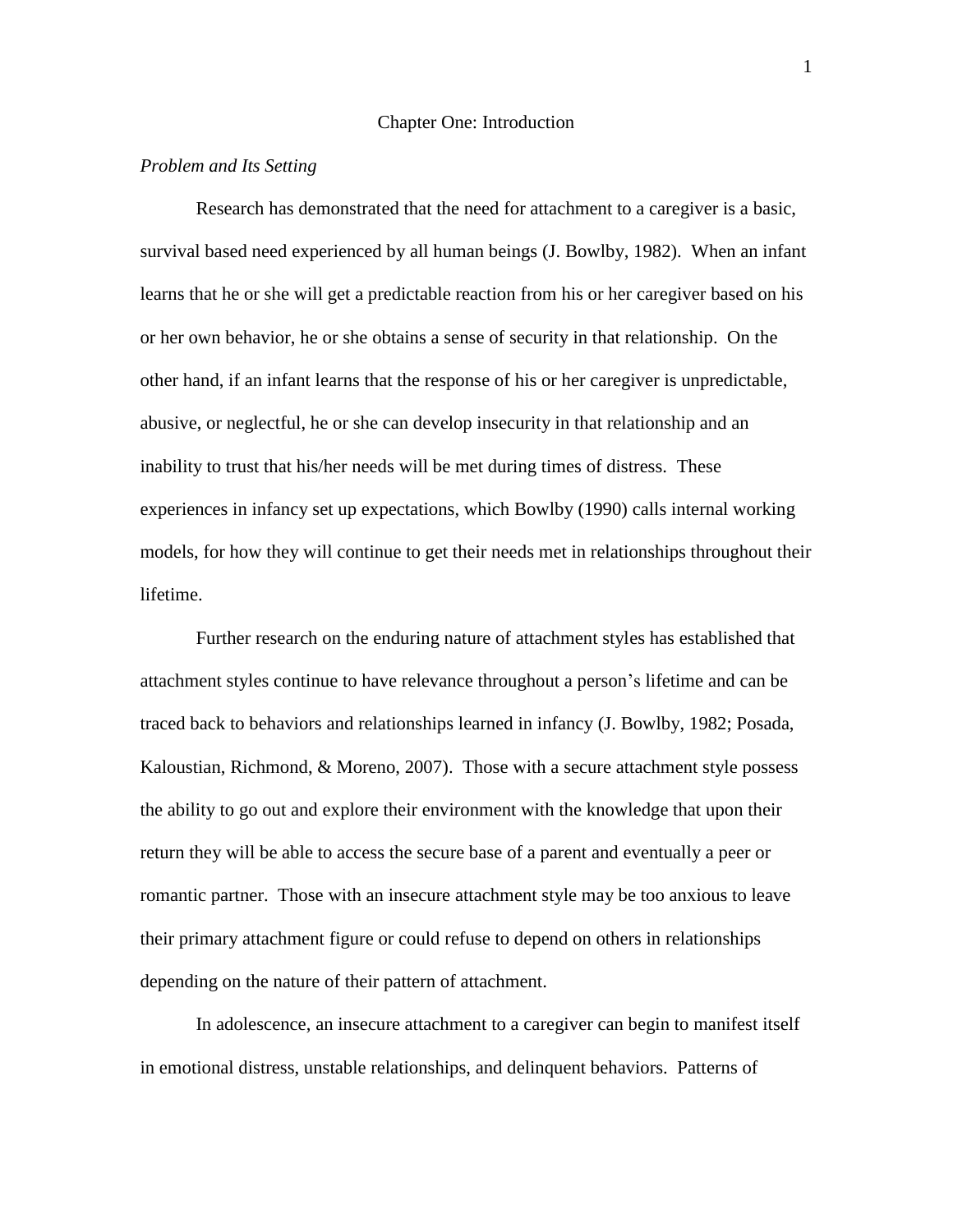# Chapter One: Introduction

*Problem and Its Setting*

Research has demonstrated that the need for attachment to a caregiver is a basic, survival based need experienced by all human beings (J. Bowlby, 1982). When an infant learns that he or she will get a predictable reaction from his or her caregiver based on his or her own behavior, he or she obtains a sense of security in that relationship. On the other hand, if an infant learns that the response of his or her caregiver is unpredictable, abusive, or neglectful, he or she can develop insecurity in that relationship and an inability to trust that his/her needs will be met during times of distress. These experiences in infancy set up expectations, which Bowlby (1990) calls internal working models, for how they will continue to get their needs met in relationships throughout their lifetime.

Further research on the enduring nature of attachment styles has established that attachment styles continue to have relevance throughout a person's lifetime and can be traced back to behaviors and relationships learned in infancy (J. Bowlby, 1982; Posada, Kaloustian, Richmond, & Moreno, 2007). Those with a secure attachment style possess the ability to go out and explore their environment with the knowledge that upon their return they will be able to access the secure base of a parent and eventually a peer or romantic partner. Those with an insecure attachment style may be too anxious to leave their primary attachment figure or could refuse to depend on others in relationships depending on the nature of their pattern of attachment.

In adolescence, an insecure attachment to a caregiver can begin to manifest itself in emotional distress, unstable relationships, and delinquent behaviors. Patterns of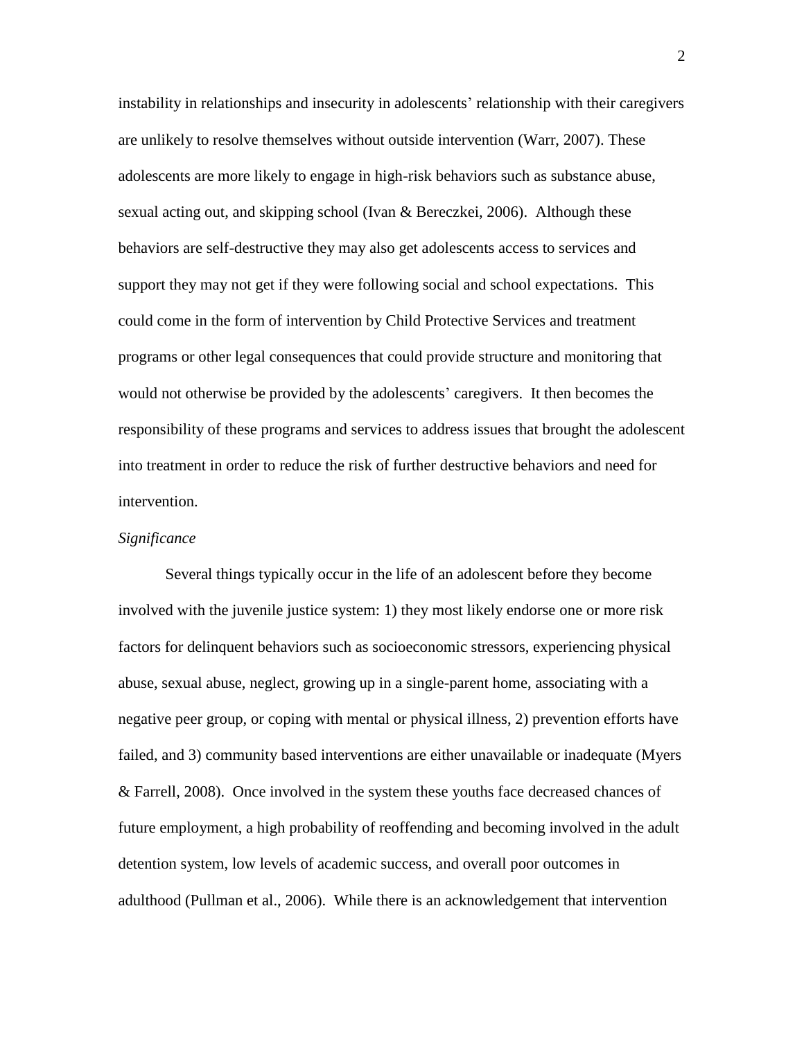instability in relationships and insecurity in adolescents' relationship with their caregivers are unlikely to resolve themselves without outside intervention (Warr, 2007). These adolescents are more likely to engage in high-risk behaviors such as substance abuse, sexual acting out, and skipping school (Ivan & Bereczkei, 2006). Although these behaviors are self-destructive they may also get adolescents access to services and support they may not get if they were following social and school expectations. This could come in the form of intervention by Child Protective Services and treatment programs or other legal consequences that could provide structure and monitoring that would not otherwise be provided by the adolescents' caregivers. It then becomes the responsibility of these programs and services to address issues that brought the adolescent into treatment in order to reduce the risk of further destructive behaviors and need for intervention.

*Significance*

Several things typically occur in the life of an adolescent before they become involved with the juvenile justice system: 1) they most likely endorse one or more risk factors for delinquent behaviors such as socioeconomic stressors, experiencing physical abuse, sexual abuse, neglect, growing up in a single-parent home, associating with a negative peer group, or coping with mental or physical illness, 2) prevention efforts have failed, and 3) community based interventions are either unavailable or inadequate (Myers & Farrell, 2008). Once involved in the system these youths face decreased chances of future employment, a high probability of reoffending and becoming involved in the adult detention system, low levels of academic success, and overall poor outcomes in adulthood (Pullman et al., 2006). While there is an acknowledgement that intervention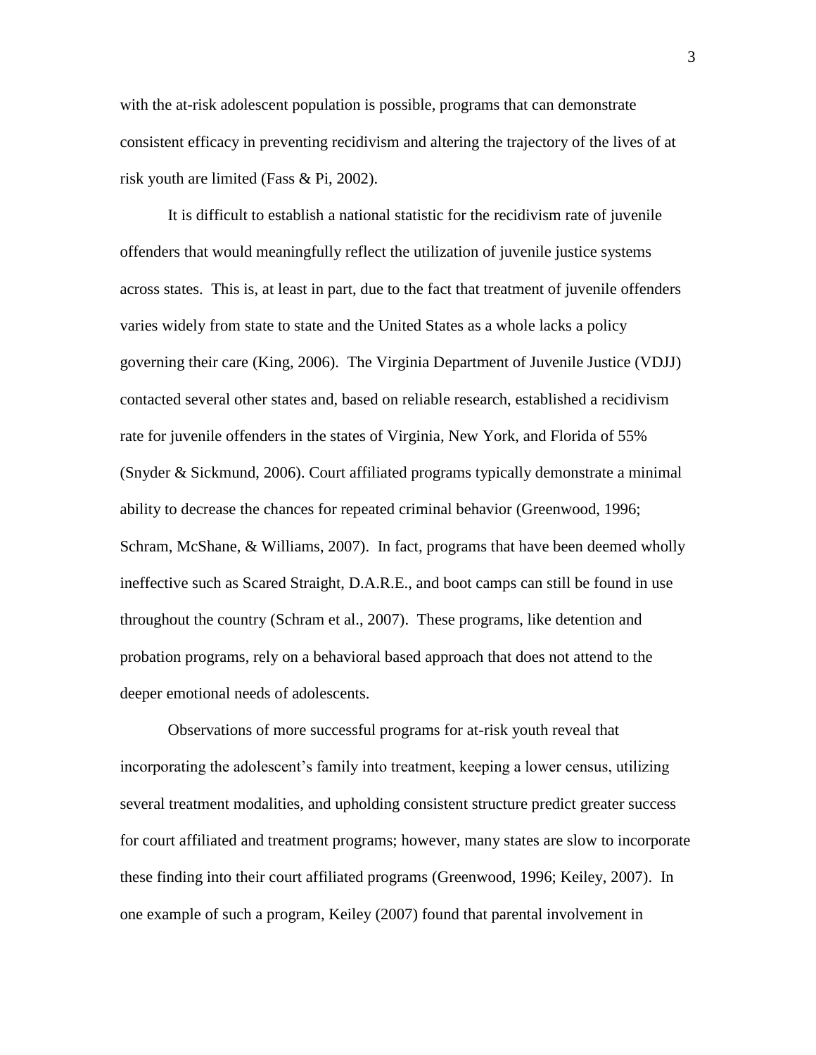with the at-risk adolescent population is possible, programs that can demonstrate consistent efficacy in preventing recidivism and altering the trajectory of the lives of at risk youth are limited (Fass & Pi, 2002).

It is difficult to establish a national statistic for the recidivism rate of juvenile offenders that would meaningfully reflect the utilization of juvenile justice systems across states. This is, at least in part, due to the fact that treatment of juvenile offenders varies widely from state to state and the United States as a whole lacks a policy governing their care (King, 2006). The Virginia Department of Juvenile Justice (VDJJ) contacted several other states and, based on reliable research, established a recidivism rate for juvenile offenders in the states of Virginia, New York, and Florida of 55% (Snyder & Sickmund, 2006). Court affiliated programs typically demonstrate a minimal ability to decrease the chances for repeated criminal behavior (Greenwood, 1996; Schram, McShane, & Williams, 2007). In fact, programs that have been deemed wholly ineffective such as Scared Straight, D.A.R.E., and boot camps can still be found in use throughout the country (Schram et al., 2007). These programs, like detention and probation programs, rely on a behavioral based approach that does not attend to the deeper emotional needs of adolescents.

Observations of more successful programs for at-risk youth reveal that incorporating the adolescent's family into treatment, keeping a lower census, utilizing several treatment modalities, and upholding consistent structure predict greater success for court affiliated and treatment programs; however, many states are slow to incorporate these finding into their court affiliated programs (Greenwood, 1996; Keiley, 2007). In one example of such a program, Keiley (2007) found that parental involvement in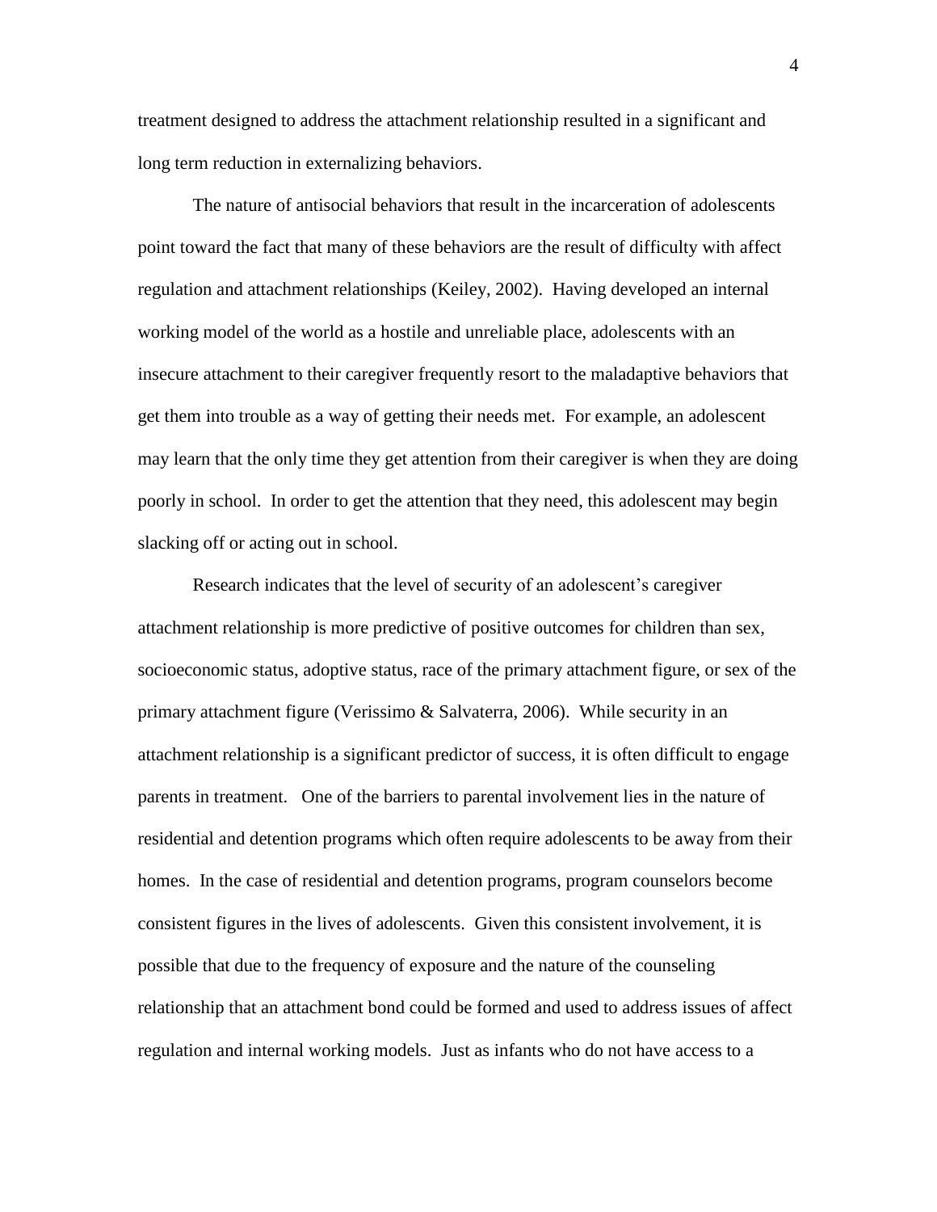treatment designed to address the attachment relationship resulted in a significant and long term reduction in externalizing behaviors.

The nature of antisocial behaviors that result in the incarceration of adolescents point toward the fact that many of these behaviors are the result of difficulty with affect regulation and attachment relationships (Keiley, 2002). Having developed an internal working model of the world as a hostile and unreliable place, adolescents with an insecure attachment to their caregiver frequently resort to the maladaptive behaviors that get them into trouble as a way of getting their needs met. For example, an adolescent may learn that the only time they get attention from their caregiver is when they are doing poorly in school. In order to get the attention that they need, this adolescent may begin slacking off or acting out in school.

Research indicates that the level of security of an adolescent's caregiver attachment relationship is more predictive of positive outcomes for children than sex, socioeconomic status, adoptive status, race of the primary attachment figure, or sex of the primary attachment figure (Verissimo & Salvaterra, 2006). While security in an attachment relationship is a significant predictor of success, it is often difficult to engage parents in treatment. One of the barriers to parental involvement lies in the nature of residential and detention programs which often require adolescents to be away from their homes. In the case of residential and detention programs, program counselors become consistent figures in the lives of adolescents. Given this consistent involvement, it is possible that due to the frequency of exposure and the nature of the counseling relationship that an attachment bond could be formed and used to address issues of affect regulation and internal working models. Just as infants who do not have access to a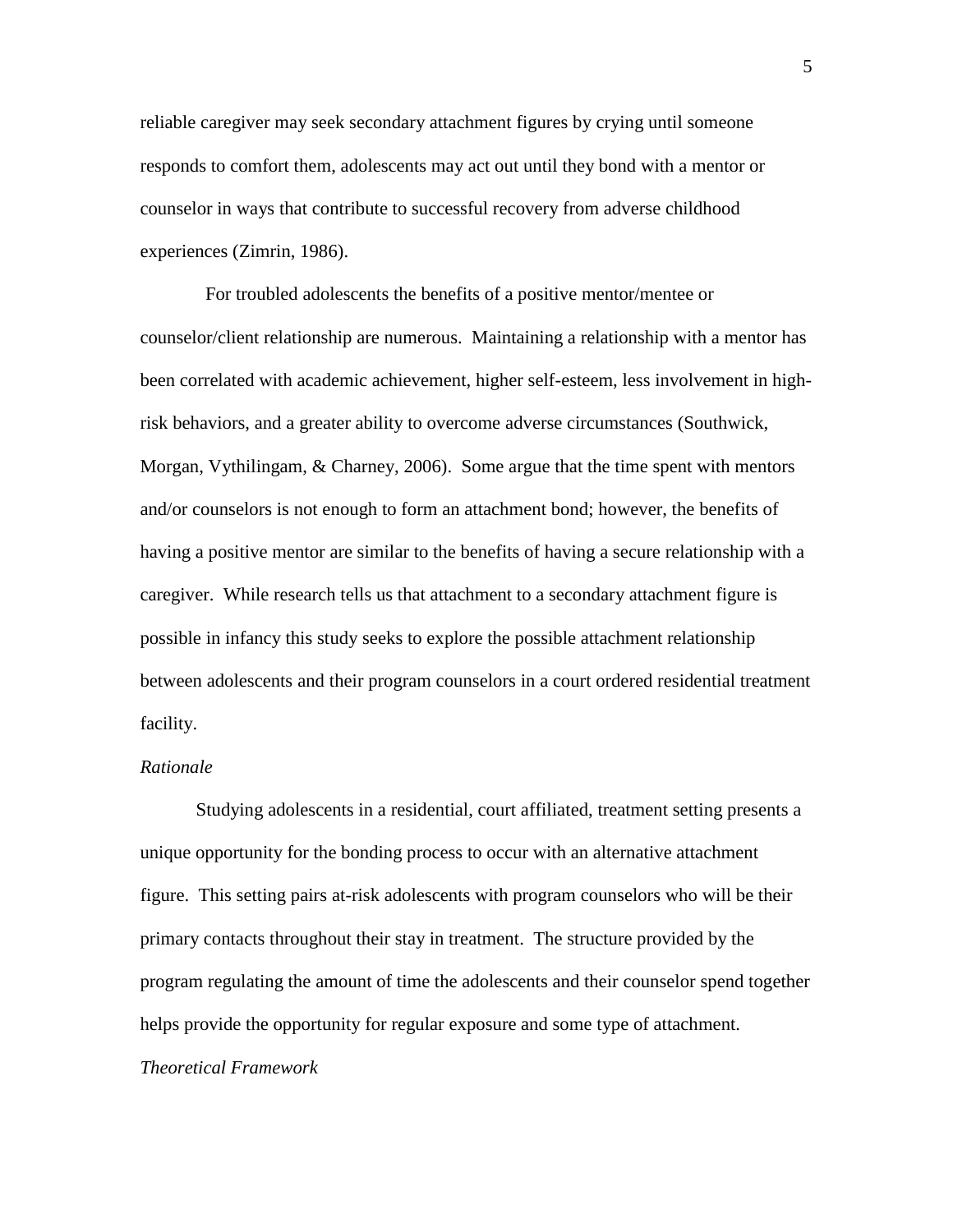reliable caregiver may seek secondary attachment figures by crying until someone responds to comfort them, adolescents may act out until they bond with a mentor or counselor in ways that contribute to successful recovery from adverse childhood experiences (Zimrin, 1986).

For troubled adolescents the benefits of a positive mentor/mentee or counselor/client relationship are numerous. Maintaining a relationship with a mentor has been correlated with academic achievement, higher self-esteem, less involvement in high-risk behaviors, and a greater ability to overcome adverse circumstances (Southwick, Morgan, Vythilingam, & Charney, 2006). Some argue that the time spent with mentors and/or counselors is not enough to form an attachment bond; however, the benefits of having a positive mentor are similar to the benefits of having a secure relationship with a caregiver. While research tells us that attachment to a secondary attachment figure is possible in infancy this study seeks to explore the possible attachment relationship between adolescents and their program counselors in a court ordered residential treatment facility.

*Rationale*

Studying adolescents in a residential, court affiliated, treatment setting presents a unique opportunity for the bonding process to occur with an alternative attachment figure. This setting pairs at-risk adolescents with program counselors who will be their primary contacts throughout their stay in treatment. The structure provided by the program regulating the amount of time the adolescents and their counselor spend together helps provide the opportunity for regular exposure and some type of attachment.

*Theoretical Framework*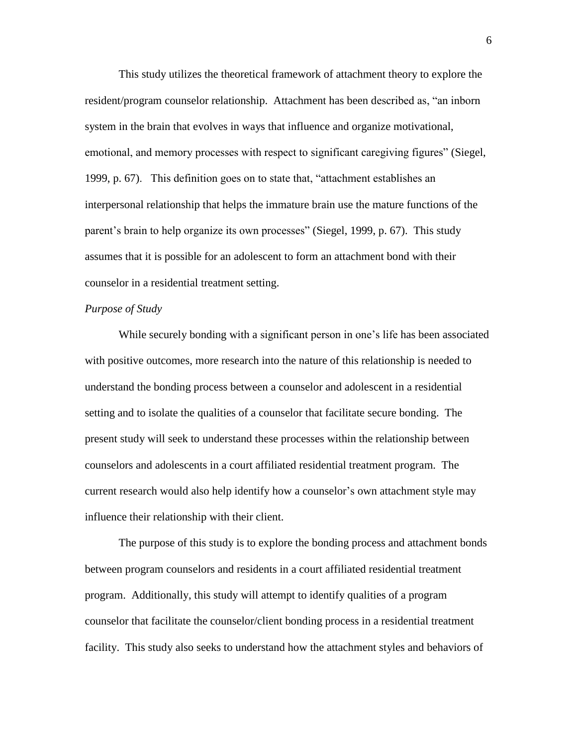This study utilizes the theoretical framework of attachment theory to explore the resident/program counselor relationship. Attachment has been described as, "an inborn system in the brain that evolves in ways that influence and organize motivational, emotional, and memory processes with respect to significant caregiving figures" (Siegel, 1999, p. 67). This definition goes on to state that, "attachment establishes an interpersonal relationship that helps the immature brain use the mature functions of the parent's brain to help organize its own processes" (Siegel, 1999, p. 67). This study assumes that it is possible for an adolescent to form an attachment bond with their counselor in a residential treatment setting.

*Purpose of Study*

While securely bonding with a significant person in one's life has been associated with positive outcomes, more research into the nature of this relationship is needed to understand the bonding process between a counselor and adolescent in a residential setting and to isolate the qualities of a counselor that facilitate secure bonding. The present study will seek to understand these processes within the relationship between counselors and adolescents in a court affiliated residential treatment program. The current research would also help identify how a counselor's own attachment style may influence their relationship with their client.

The purpose of this study is to explore the bonding process and attachment bonds between program counselors and residents in a court affiliated residential treatment program. Additionally, this study will attempt to identify qualities of a program counselor that facilitate the counselor/client bonding process in a residential treatment facility. This study also seeks to understand how the attachment styles and behaviors of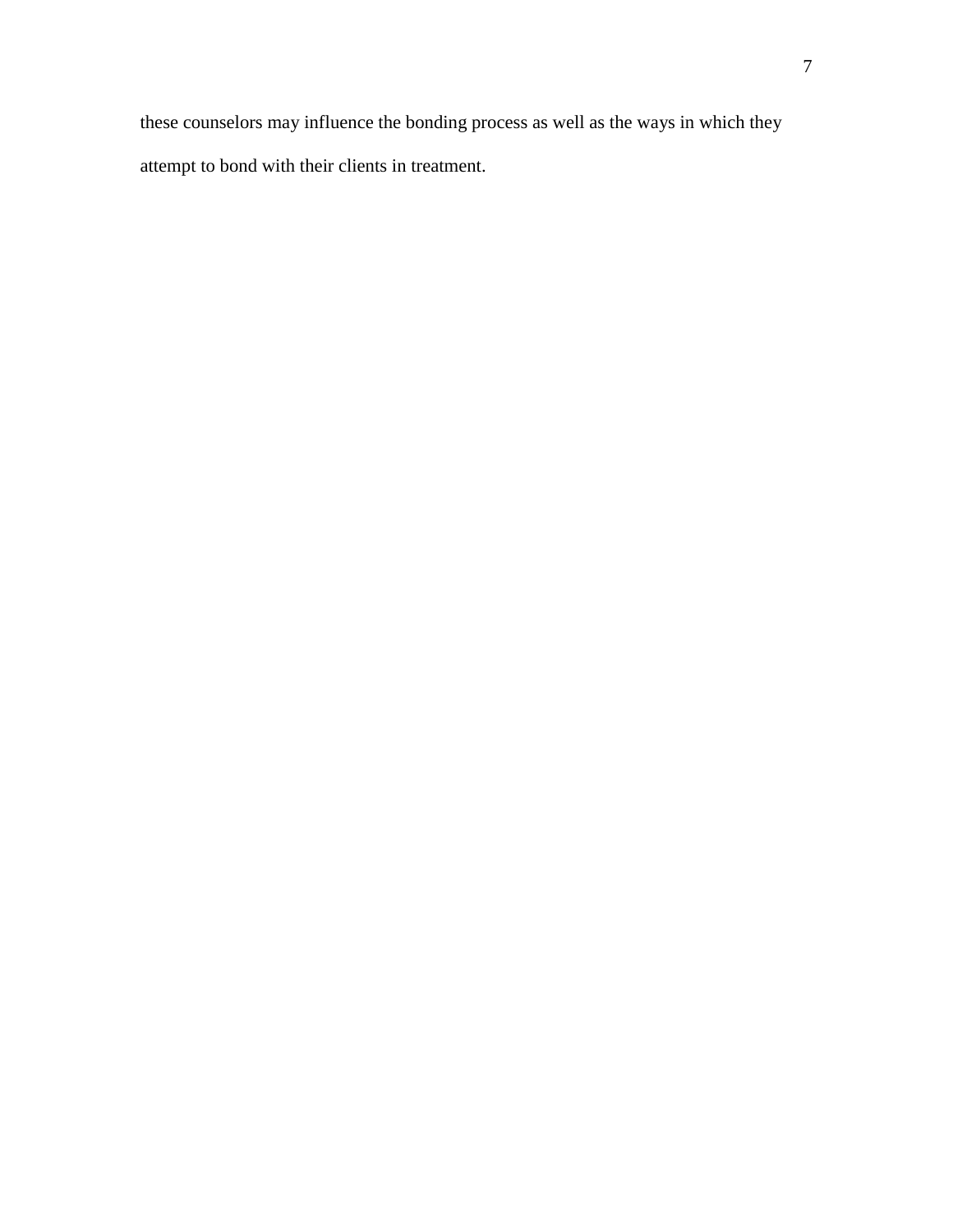these counselors may influence the bonding process as well as the ways in which they attempt to bond with their clients in treatment.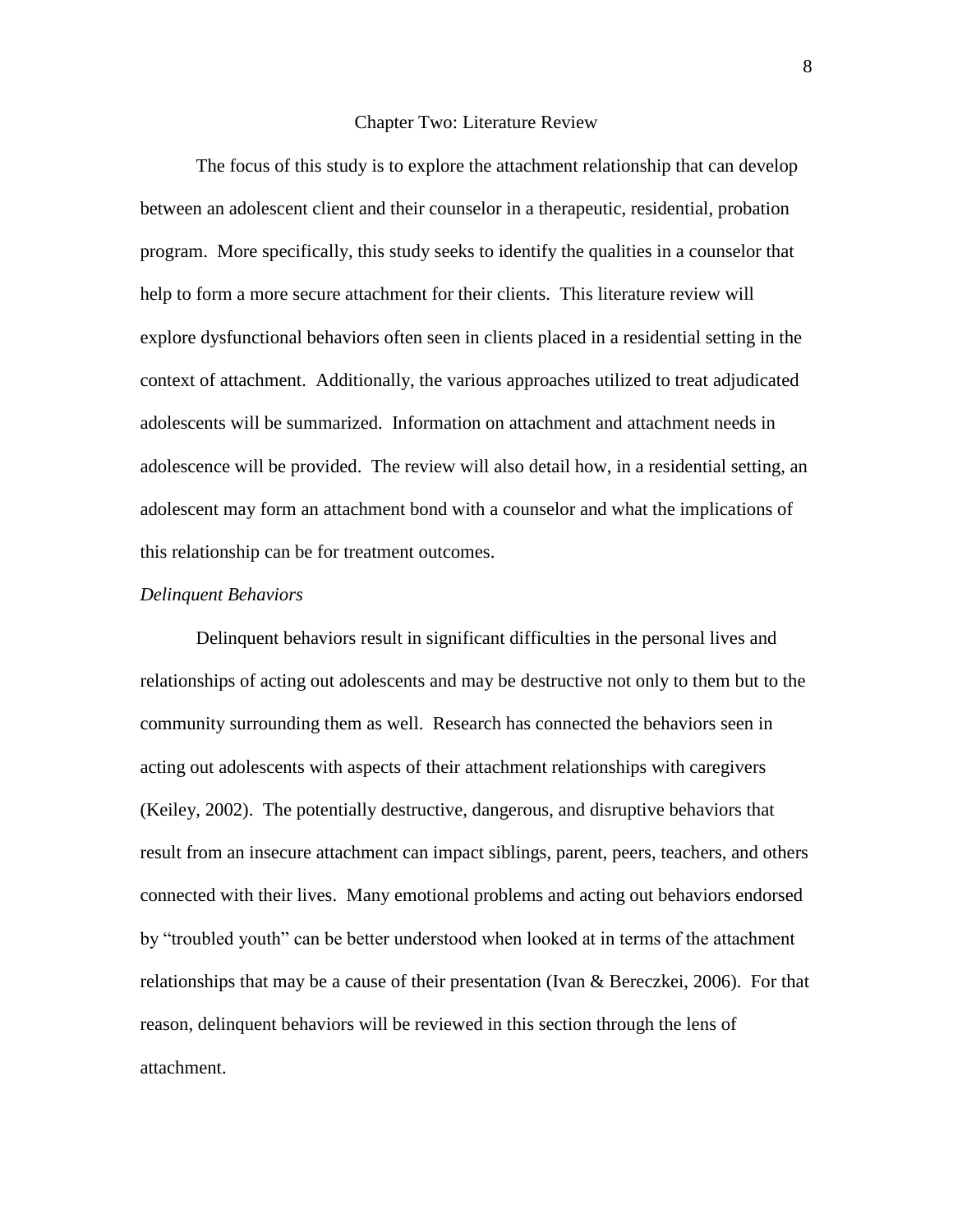# Chapter Two: Literature Review

The focus of this study is to explore the attachment relationship that can develop between an adolescent client and their counselor in a therapeutic, residential, probation program. More specifically, this study seeks to identify the qualities in a counselor that help to form a more secure attachment for their clients. This literature review will explore dysfunctional behaviors often seen in clients placed in a residential setting in the context of attachment. Additionally, the various approaches utilized to treat adjudicated adolescents will be summarized. Information on attachment and attachment needs in adolescence will be provided. The review will also detail how, in a residential setting, an adolescent may form an attachment bond with a counselor and what the implications of this relationship can be for treatment outcomes.

## *Delinquent Behaviors*

Delinquent behaviors result in significant difficulties in the personal lives and relationships of acting out adolescents and may be destructive not only to them but to the community surrounding them as well. Research has connected the behaviors seen in acting out adolescents with aspects of their attachment relationships with caregivers (Keiley, 2002). The potentially destructive, dangerous, and disruptive behaviors that result from an insecure attachment can impact siblings, parent, peers, teachers, and others connected with their lives. Many emotional problems and acting out behaviors endorsed by "troubled youth" can be better understood when looked at in terms of the attachment relationships that may be a cause of their presentation (Ivan & Bereczkei, 2006). For that reason, delinquent behaviors will be reviewed in this section through the lens of attachment.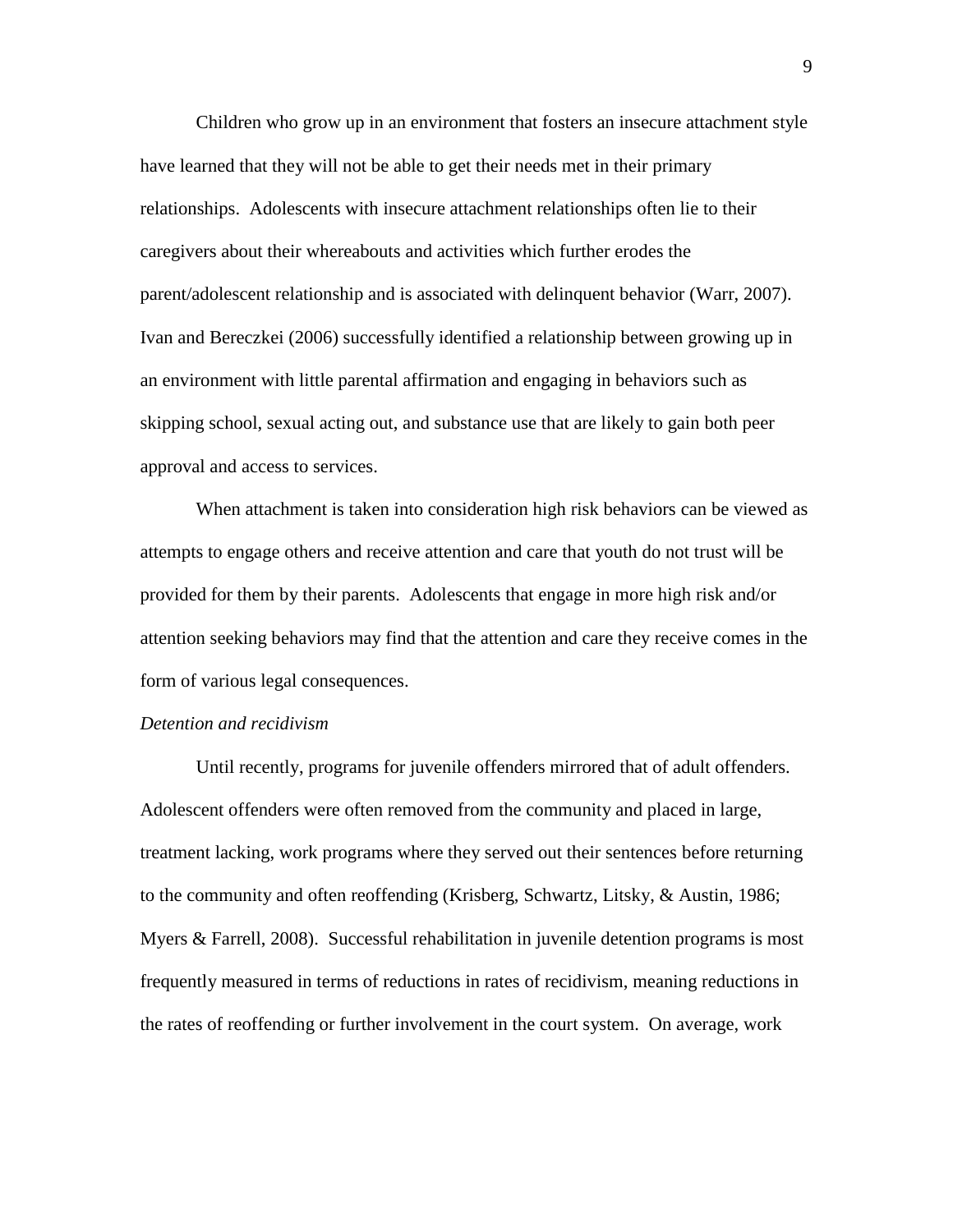Children who grow up in an environment that fosters an insecure attachment style have learned that they will not be able to get their needs met in their primary relationships. Adolescents with insecure attachment relationships often lie to their caregivers about their whereabouts and activities which further erodes the parent/adolescent relationship and is associated with delinquent behavior (Warr, 2007). Ivan and Bereczkei (2006) successfully identified a relationship between growing up in an environment with little parental affirmation and engaging in behaviors such as skipping school, sexual acting out, and substance use that are likely to gain both peer approval and access to services.

When attachment is taken into consideration high risk behaviors can be viewed as attempts to engage others and receive attention and care that youth do not trust will be provided for them by their parents. Adolescents that engage in more high risk and/or attention seeking behaviors may find that the attention and care they receive comes in the form of various legal consequences.

*Detention and recidivism*

Until recently, programs for juvenile offenders mirrored that of adult offenders. Adolescent offenders were often removed from the community and placed in large, treatment lacking, work programs where they served out their sentences before returning to the community and often reoffending (Krisberg, Schwartz, Litsky, & Austin, 1986; Myers & Farrell, 2008). Successful rehabilitation in juvenile detention programs is most frequently measured in terms of reductions in rates of recidivism, meaning reductions in the rates of reoffending or further involvement in the court system. On average, work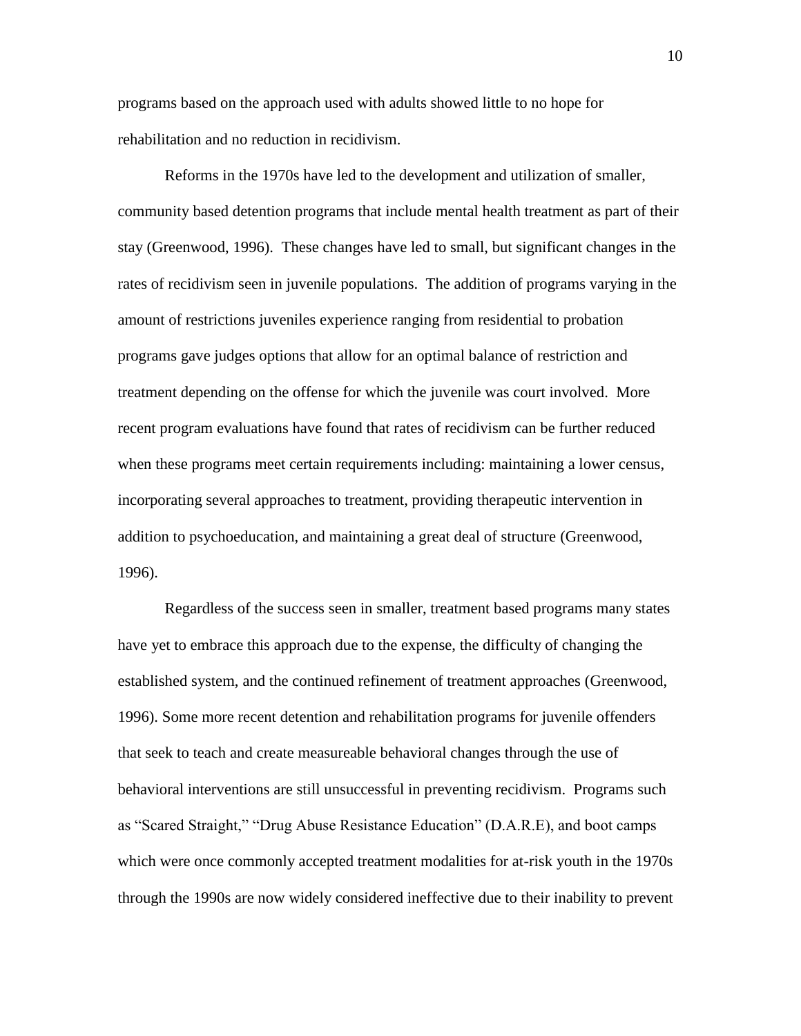programs based on the approach used with adults showed little to no hope for rehabilitation and no reduction in recidivism.

Reforms in the 1970s have led to the development and utilization of smaller, community based detention programs that include mental health treatment as part of their stay (Greenwood, 1996). These changes have led to small, but significant changes in the rates of recidivism seen in juvenile populations. The addition of programs varying in the amount of restrictions juveniles experience ranging from residential to probation programs gave judges options that allow for an optimal balance of restriction and treatment depending on the offense for which the juvenile was court involved. More recent program evaluations have found that rates of recidivism can be further reduced when these programs meet certain requirements including: maintaining a lower census, incorporating several approaches to treatment, providing therapeutic intervention in addition to psychoeducation, and maintaining a great deal of structure (Greenwood, 1996).

Regardless of the success seen in smaller, treatment based programs many states have yet to embrace this approach due to the expense, the difficulty of changing the established system, and the continued refinement of treatment approaches (Greenwood, 1996). Some more recent detention and rehabilitation programs for juvenile offenders that seek to teach and create measureable behavioral changes through the use of behavioral interventions are still unsuccessful in preventing recidivism. Programs such as "Scared Straight," "Drug Abuse Resistance Education" (D.A.R.E), and boot camps which were once commonly accepted treatment modalities for at-risk youth in the 1970s through the 1990s are now widely considered ineffective due to their inability to prevent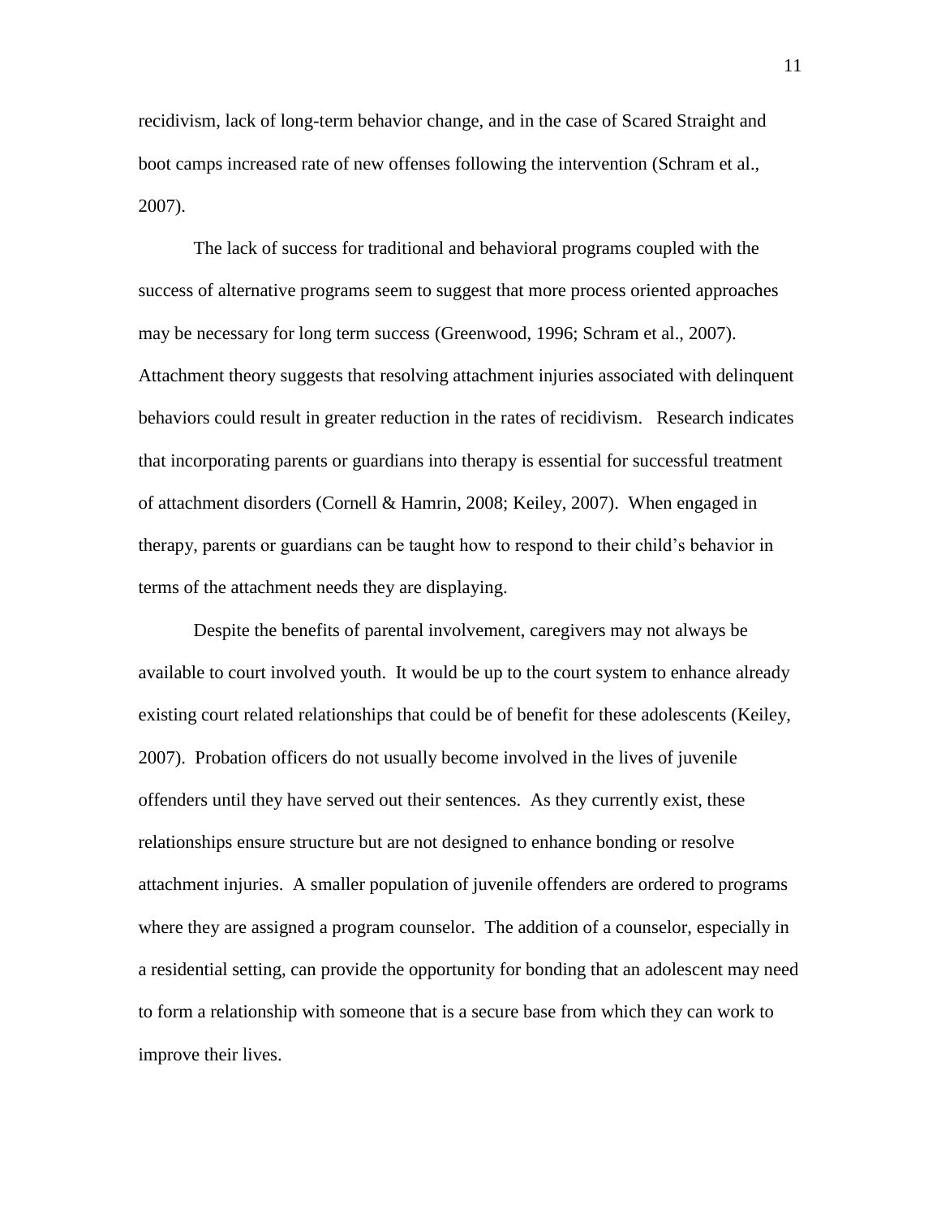recidivism, lack of long-term behavior change, and in the case of Scared Straight and boot camps increased rate of new offenses following the intervention (Schram et al., 2007).

The lack of success for traditional and behavioral programs coupled with the success of alternative programs seem to suggest that more process oriented approaches may be necessary for long term success (Greenwood, 1996; Schram et al., 2007). Attachment theory suggests that resolving attachment injuries associated with delinquent behaviors could result in greater reduction in the rates of recidivism. Research indicates that incorporating parents or guardians into therapy is essential for successful treatment of attachment disorders (Cornell & Hamrin, 2008; Keiley, 2007). When engaged in therapy, parents or guardians can be taught how to respond to their child's behavior in terms of the attachment needs they are displaying.

Despite the benefits of parental involvement, caregivers may not always be available to court involved youth. It would be up to the court system to enhance already existing court related relationships that could be of benefit for these adolescents (Keiley, 2007). Probation officers do not usually become involved in the lives of juvenile offenders until they have served out their sentences. As they currently exist, these relationships ensure structure but are not designed to enhance bonding or resolve attachment injuries. A smaller population of juvenile offenders are ordered to programs where they are assigned a program counselor. The addition of a counselor, especially in a residential setting, can provide the opportunity for bonding that an adolescent may need to form a relationship with someone that is a secure base from which they can work to improve their lives.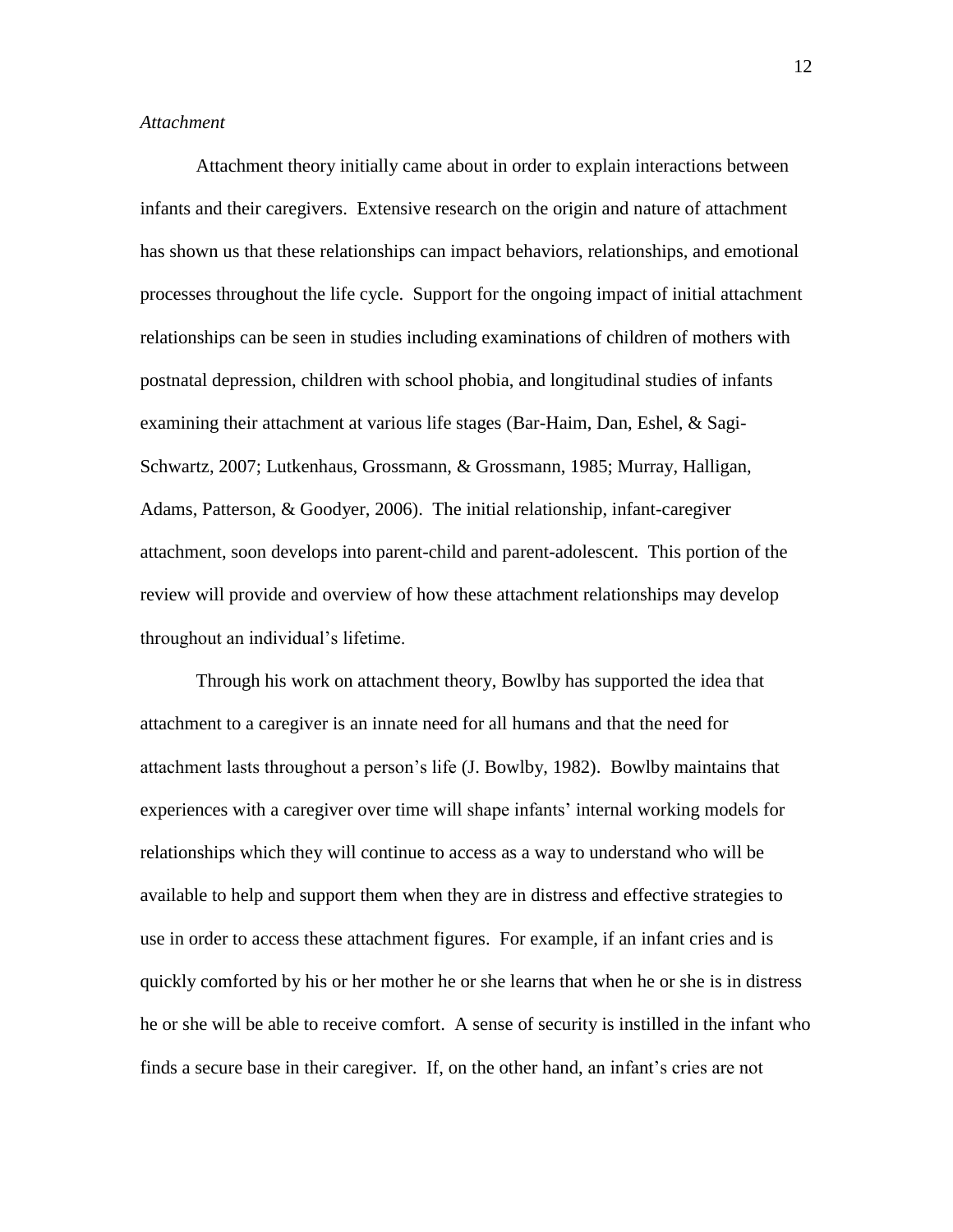*Attachment*

Attachment theory initially came about in order to explain interactions between infants and their caregivers. Extensive research on the origin and nature of attachment has shown us that these relationships can impact behaviors, relationships, and emotional processes throughout the life cycle. Support for the ongoing impact of initial attachment relationships can be seen in studies including examinations of children of mothers with postnatal depression, children with school phobia, and longitudinal studies of infants examining their attachment at various life stages (Bar-Haim, Dan, Eshel, & Sagi-Schwartz, 2007; Lutkenhaus, Grossmann, & Grossmann, 1985; Murray, Halligan, Adams, Patterson, & Goodyer, 2006). The initial relationship, infant-caregiver attachment, soon develops into parent-child and parent-adolescent. This portion of the review will provide and overview of how these attachment relationships may develop throughout an individual's lifetime.

Through his work on attachment theory, Bowlby has supported the idea that attachment to a caregiver is an innate need for all humans and that the need for attachment lasts throughout a person's life (J. Bowlby, 1982). Bowlby maintains that experiences with a caregiver over time will shape infants' internal working models for relationships which they will continue to access as a way to understand who will be available to help and support them when they are in distress and effective strategies to use in order to access these attachment figures. For example, if an infant cries and is quickly comforted by his or her mother he or she learns that when he or she is in distress he or she will be able to receive comfort. A sense of security is instilled in the infant who finds a secure base in their caregiver. If, on the other hand, an infant's cries are not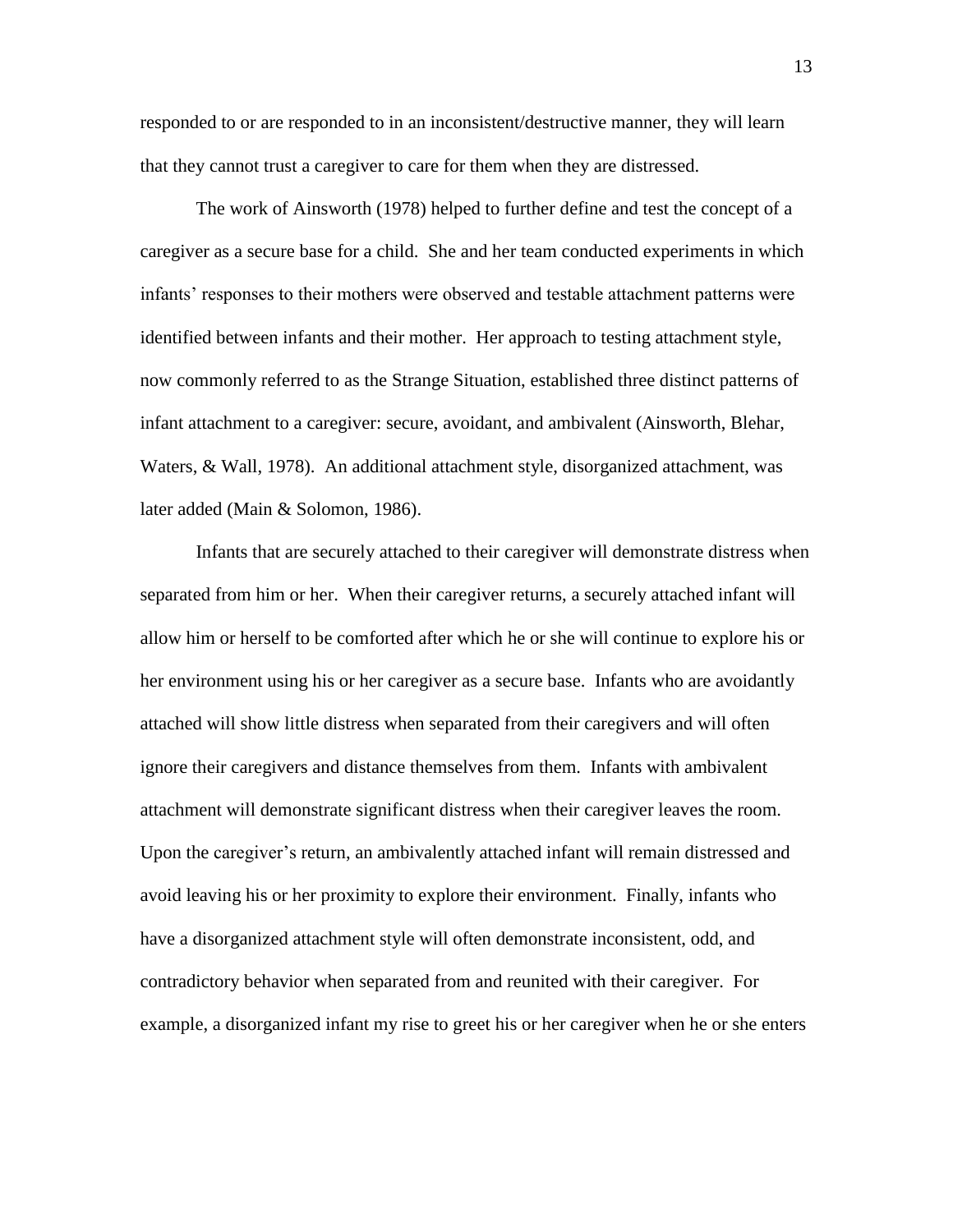responded to or are responded to in an inconsistent/destructive manner, they will learn that they cannot trust a caregiver to care for them when they are distressed.

The work of Ainsworth (1978) helped to further define and test the concept of a caregiver as a secure base for a child. She and her team conducted experiments in which infants' responses to their mothers were observed and testable attachment patterns were identified between infants and their mother. Her approach to testing attachment style, now commonly referred to as the Strange Situation, established three distinct patterns of infant attachment to a caregiver: secure, avoidant, and ambivalent (Ainsworth, Blehar, Waters, & Wall, 1978). An additional attachment style, disorganized attachment, was later added (Main & Solomon, 1986).

Infants that are securely attached to their caregiver will demonstrate distress when separated from him or her. When their caregiver returns, a securely attached infant will allow him or herself to be comforted after which he or she will continue to explore his or her environment using his or her caregiver as a secure base. Infants who are avoidantly attached will show little distress when separated from their caregivers and will often ignore their caregivers and distance themselves from them. Infants with ambivalent attachment will demonstrate significant distress when their caregiver leaves the room. Upon the caregiver's return, an ambivalently attached infant will remain distressed and avoid leaving his or her proximity to explore their environment. Finally, infants who have a disorganized attachment style will often demonstrate inconsistent, odd, and contradictory behavior when separated from and reunited with their caregiver. For example, a disorganized infant my rise to greet his or her caregiver when he or she enters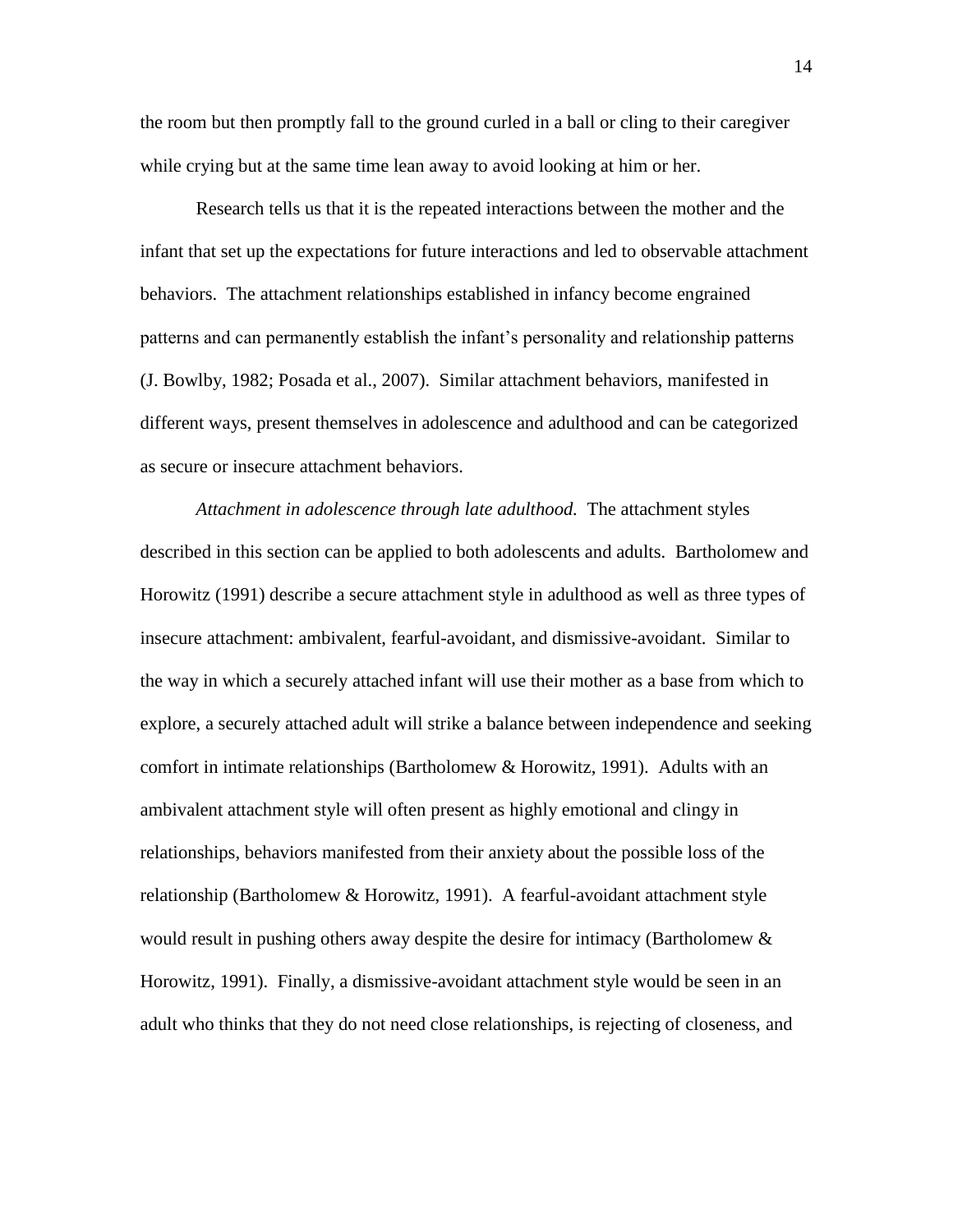the room but then promptly fall to the ground curled in a ball or cling to their caregiver while crying but at the same time lean away to avoid looking at him or her.

Research tells us that it is the repeated interactions between the mother and the infant that set up the expectations for future interactions and led to observable attachment behaviors. The attachment relationships established in infancy become engrained patterns and can permanently establish the infant's personality and relationship patterns (J. Bowlby, 1982; Posada et al., 2007). Similar attachment behaviors, manifested in different ways, present themselves in adolescence and adulthood and can be categorized as secure or insecure attachment behaviors.

*Attachment in adolescence through late adulthood.* The attachment styles described in this section can be applied to both adolescents and adults. Bartholomew and Horowitz (1991) describe a secure attachment style in adulthood as well as three types of insecure attachment: ambivalent, fearful-avoidant, and dismissive-avoidant. Similar to the way in which a securely attached infant will use their mother as a base from which to explore, a securely attached adult will strike a balance between independence and seeking comfort in intimate relationships (Bartholomew & Horowitz, 1991). Adults with an ambivalent attachment style will often present as highly emotional and clingy in relationships, behaviors manifested from their anxiety about the possible loss of the relationship (Bartholomew & Horowitz, 1991). A fearful-avoidant attachment style would result in pushing others away despite the desire for intimacy (Bartholomew & Horowitz, 1991). Finally, a dismissive-avoidant attachment style would be seen in an adult who thinks that they do not need close relationships, is rejecting of closeness, and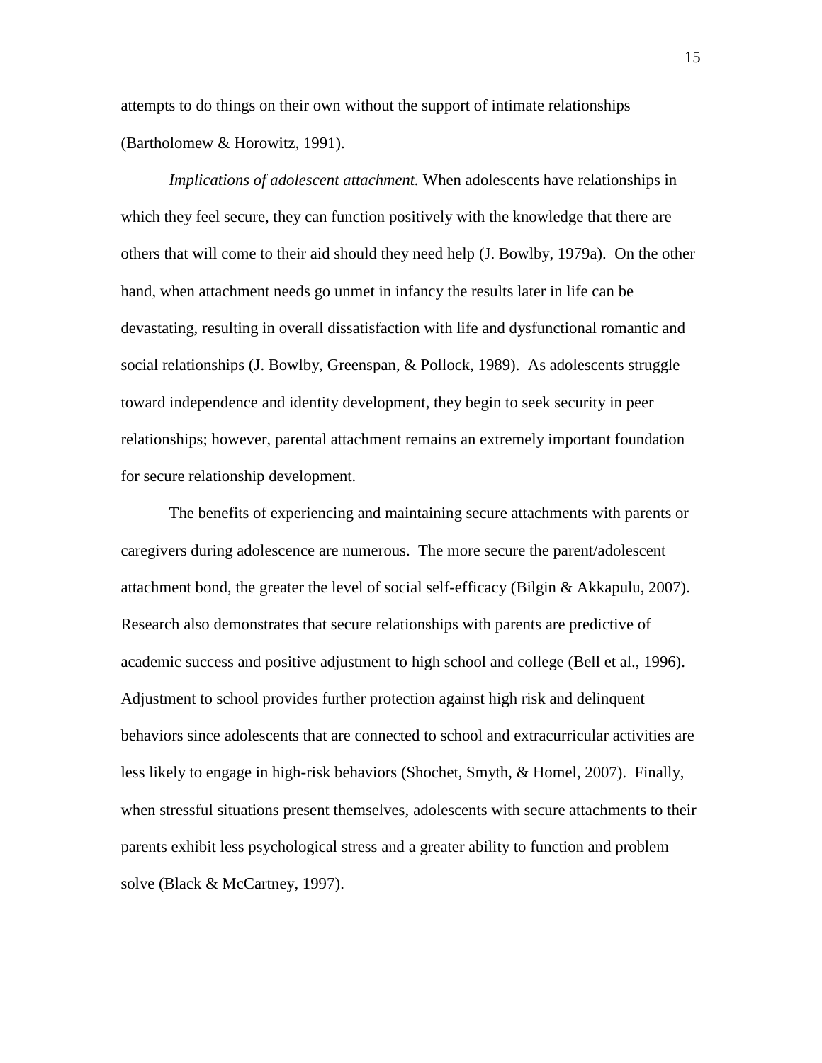attempts to do things on their own without the support of intimate relationships (Bartholomew & Horowitz, 1991).

*Implications of adolescent attachment.* When adolescents have relationships in which they feel secure, they can function positively with the knowledge that there are others that will come to their aid should they need help (J. Bowlby, 1979a). On the other hand, when attachment needs go unmet in infancy the results later in life can be devastating, resulting in overall dissatisfaction with life and dysfunctional romantic and social relationships (J. Bowlby, Greenspan, & Pollock, 1989). As adolescents struggle toward independence and identity development, they begin to seek security in peer relationships; however, parental attachment remains an extremely important foundation for secure relationship development.

The benefits of experiencing and maintaining secure attachments with parents or caregivers during adolescence are numerous. The more secure the parent/adolescent attachment bond, the greater the level of social self-efficacy (Bilgin & Akkapulu, 2007). Research also demonstrates that secure relationships with parents are predictive of academic success and positive adjustment to high school and college (Bell et al., 1996). Adjustment to school provides further protection against high risk and delinquent behaviors since adolescents that are connected to school and extracurricular activities are less likely to engage in high-risk behaviors (Shochet, Smyth, & Homel, 2007). Finally, when stressful situations present themselves, adolescents with secure attachments to their parents exhibit less psychological stress and a greater ability to function and problem solve (Black & McCartney, 1997).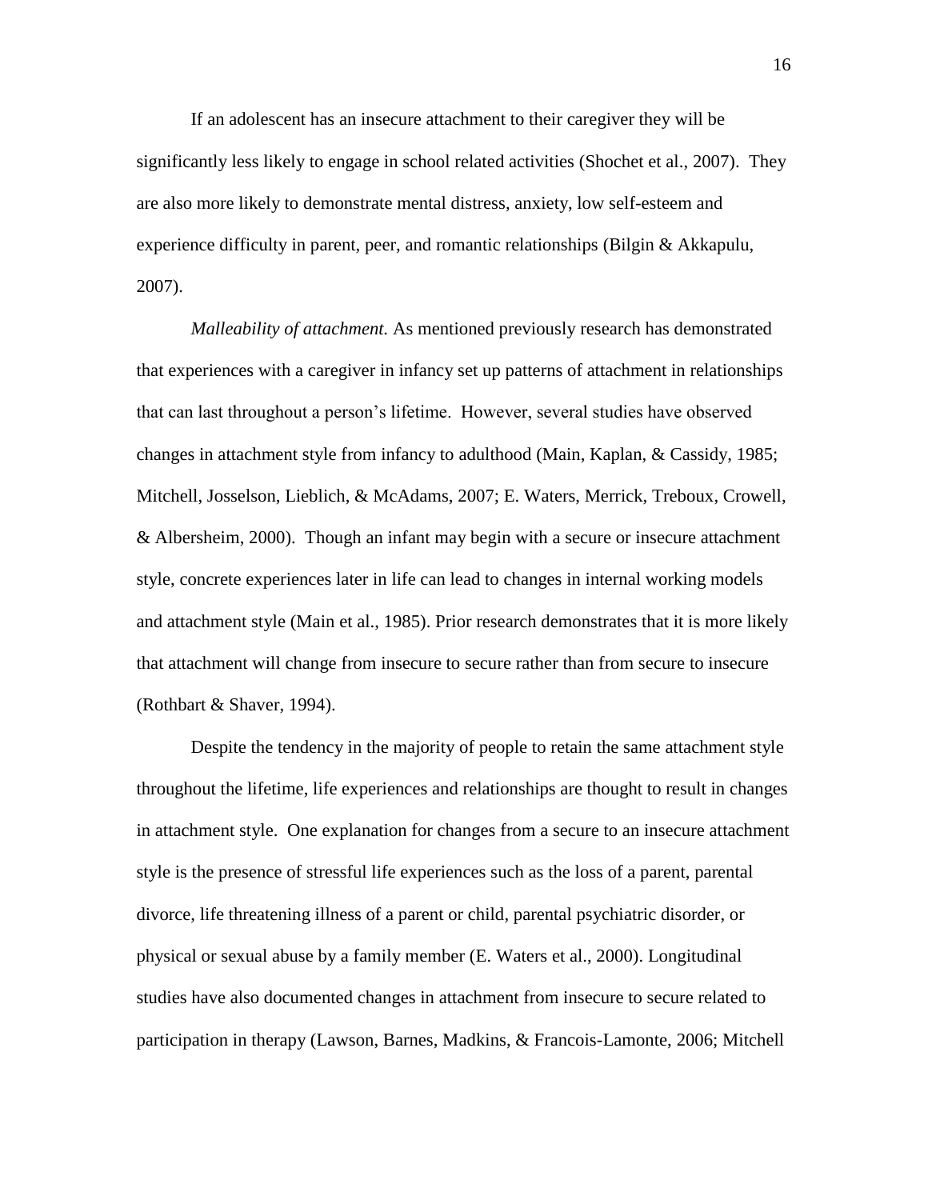If an adolescent has an insecure attachment to their caregiver they will be significantly less likely to engage in school related activities (Shochet et al., 2007). They are also more likely to demonstrate mental distress, anxiety, low self-esteem and experience difficulty in parent, peer, and romantic relationships (Bilgin & Akkapulu, 2007).

*Malleability of attachment.* As mentioned previously research has demonstrated that experiences with a caregiver in infancy set up patterns of attachment in relationships that can last throughout a person's lifetime. However, several studies have observed changes in attachment style from infancy to adulthood (Main, Kaplan, & Cassidy, 1985; Mitchell, Josselson, Lieblich, & McAdams, 2007; E. Waters, Merrick, Treboux, Crowell, & Albersheim, 2000). Though an infant may begin with a secure or insecure attachment style, concrete experiences later in life can lead to changes in internal working models and attachment style (Main et al., 1985). Prior research demonstrates that it is more likely that attachment will change from insecure to secure rather than from secure to insecure (Rothbart & Shaver, 1994).

Despite the tendency in the majority of people to retain the same attachment style throughout the lifetime, life experiences and relationships are thought to result in changes in attachment style. One explanation for changes from a secure to an insecure attachment style is the presence of stressful life experiences such as the loss of a parent, parental divorce, life threatening illness of a parent or child, parental psychiatric disorder, or physical or sexual abuse by a family member (E. Waters et al., 2000). Longitudinal studies have also documented changes in attachment from insecure to secure related to participation in therapy (Lawson, Barnes, Madkins, & Francois-Lamonte, 2006; Mitchell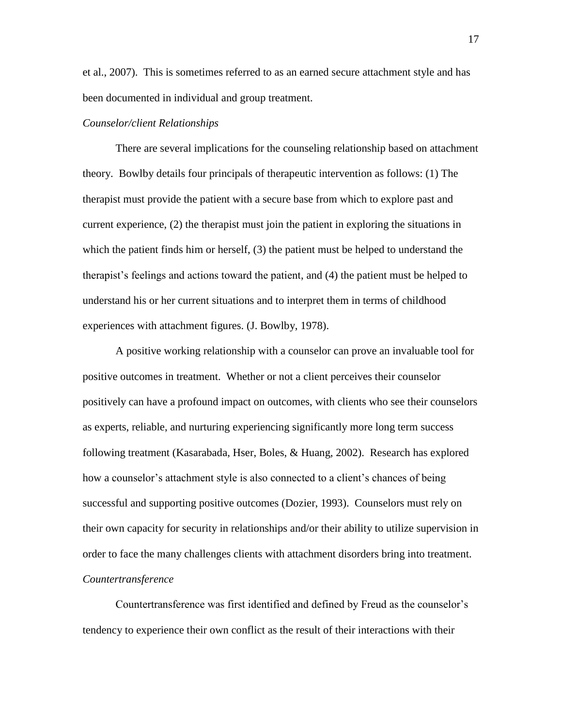et al., 2007). This is sometimes referred to as an earned secure attachment style and has been documented in individual and group treatment.

*Counselor/client Relationships*

There are several implications for the counseling relationship based on attachment theory. Bowlby details four principals of therapeutic intervention as follows: (1) The therapist must provide the patient with a secure base from which to explore past and current experience, (2) the therapist must join the patient in exploring the situations in which the patient finds him or herself, (3) the patient must be helped to understand the therapist's feelings and actions toward the patient, and (4) the patient must be helped to understand his or her current situations and to interpret them in terms of childhood experiences with attachment figures. (J. Bowlby, 1978).

A positive working relationship with a counselor can prove an invaluable tool for positive outcomes in treatment. Whether or not a client perceives their counselor positively can have a profound impact on outcomes, with clients who see their counselors as experts, reliable, and nurturing experiencing significantly more long term success following treatment (Kasarabada, Hser, Boles, & Huang, 2002). Research has explored how a counselor's attachment style is also connected to a client's chances of being successful and supporting positive outcomes (Dozier, 1993). Counselors must rely on their own capacity for security in relationships and/or their ability to utilize supervision in order to face the many challenges clients with attachment disorders bring into treatment.

*Countertransference*

Countertransference was first identified and defined by Freud as the counselor's tendency to experience their own conflict as the result of their interactions with their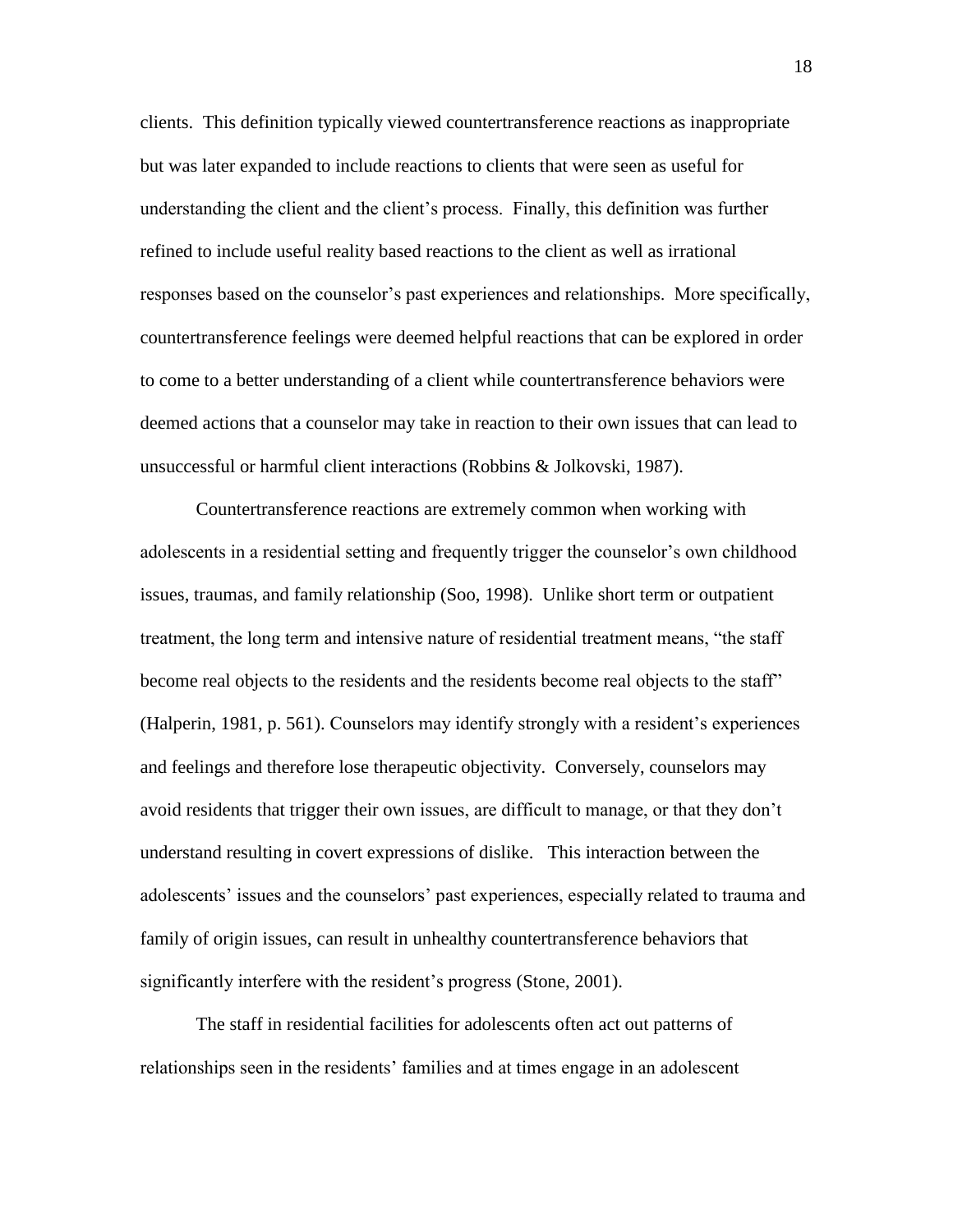clients. This definition typically viewed countertransference reactions as inappropriate but was later expanded to include reactions to clients that were seen as useful for understanding the client and the client's process. Finally, this definition was further refined to include useful reality based reactions to the client as well as irrational responses based on the counselor's past experiences and relationships. More specifically, countertransference feelings were deemed helpful reactions that can be explored in order to come to a better understanding of a client while countertransference behaviors were deemed actions that a counselor may take in reaction to their own issues that can lead to unsuccessful or harmful client interactions (Robbins & Jolkovski, 1987).

Countertransference reactions are extremely common when working with adolescents in a residential setting and frequently trigger the counselor's own childhood issues, traumas, and family relationship (Soo, 1998). Unlike short term or outpatient treatment, the long term and intensive nature of residential treatment means, "the staff become real objects to the residents and the residents become real objects to the staff" (Halperin, 1981, p. 561). Counselors may identify strongly with a resident's experiences and feelings and therefore lose therapeutic objectivity. Conversely, counselors may avoid residents that trigger their own issues, are difficult to manage, or that they don't understand resulting in covert expressions of dislike. This interaction between the adolescents' issues and the counselors' past experiences, especially related to trauma and family of origin issues, can result in unhealthy countertransference behaviors that significantly interfere with the resident's progress (Stone, 2001).

The staff in residential facilities for adolescents often act out patterns of relationships seen in the residents' families and at times engage in an adolescent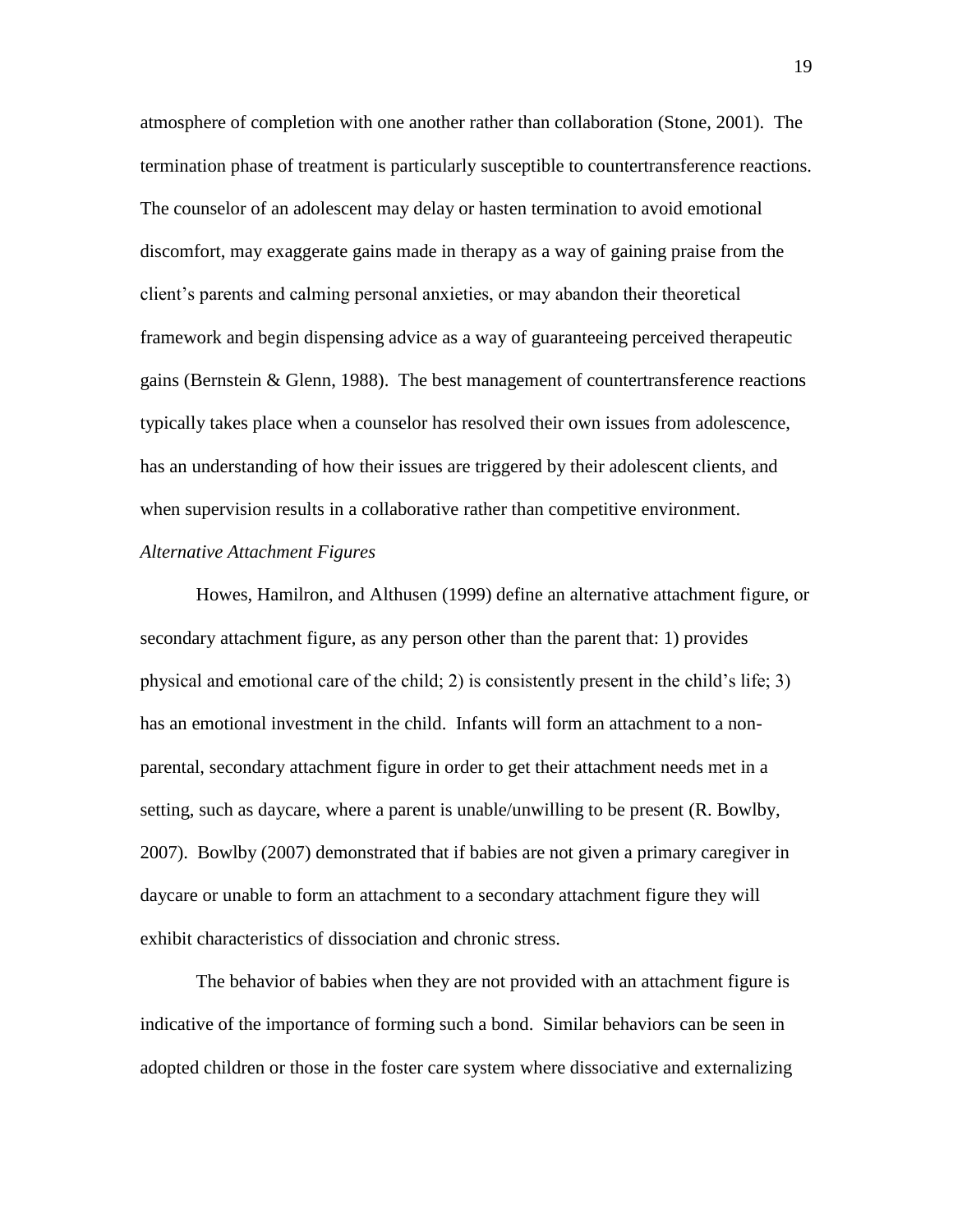atmosphere of completion with one another rather than collaboration (Stone, 2001). The termination phase of treatment is particularly susceptible to countertransference reactions. The counselor of an adolescent may delay or hasten termination to avoid emotional discomfort, may exaggerate gains made in therapy as a way of gaining praise from the client's parents and calming personal anxieties, or may abandon their theoretical framework and begin dispensing advice as a way of guaranteeing perceived therapeutic gains (Bernstein & Glenn, 1988). The best management of countertransference reactions typically takes place when a counselor has resolved their own issues from adolescence, has an understanding of how their issues are triggered by their adolescent clients, and when supervision results in a collaborative rather than competitive environment.

*Alternative Attachment Figures*

Howes, Hamilron, and Althusen (1999) define an alternative attachment figure, or secondary attachment figure, as any person other than the parent that: 1) provides physical and emotional care of the child; 2) is consistently present in the child's life; 3) has an emotional investment in the child. Infants will form an attachment to a non-parental, secondary attachment figure in order to get their attachment needs met in a setting, such as daycare, where a parent is unable/unwilling to be present (R. Bowlby, 2007). Bowlby (2007) demonstrated that if babies are not given a primary caregiver in daycare or unable to form an attachment to a secondary attachment figure they will exhibit characteristics of dissociation and chronic stress.

The behavior of babies when they are not provided with an attachment figure is indicative of the importance of forming such a bond. Similar behaviors can be seen in adopted children or those in the foster care system where dissociative and externalizing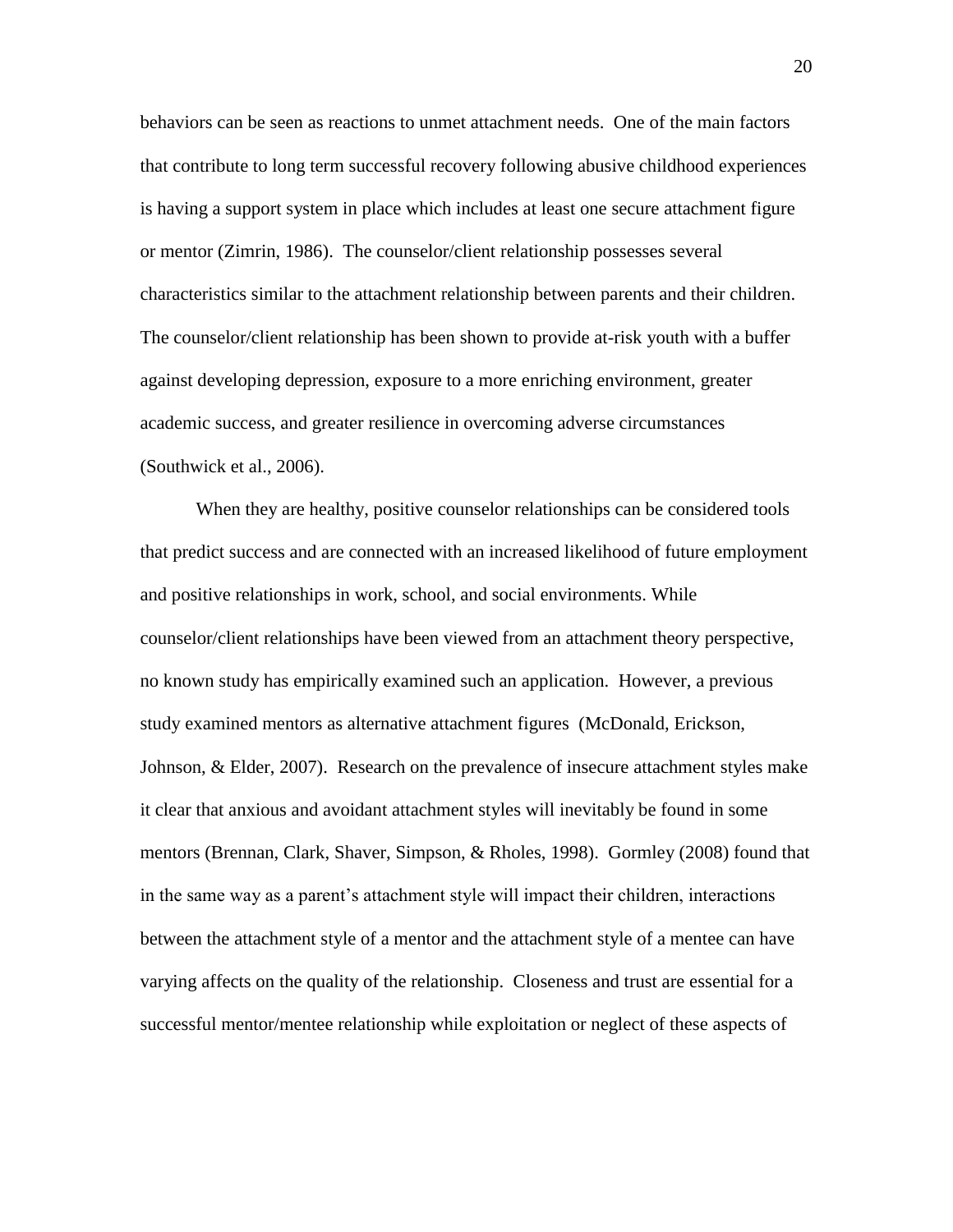behaviors can be seen as reactions to unmet attachment needs. One of the main factors that contribute to long term successful recovery following abusive childhood experiences is having a support system in place which includes at least one secure attachment figure or mentor (Zimrin, 1986). The counselor/client relationship possesses several characteristics similar to the attachment relationship between parents and their children. The counselor/client relationship has been shown to provide at-risk youth with a buffer against developing depression, exposure to a more enriching environment, greater academic success, and greater resilience in overcoming adverse circumstances (Southwick et al., 2006).

When they are healthy, positive counselor relationships can be considered tools that predict success and are connected with an increased likelihood of future employment and positive relationships in work, school, and social environments. While counselor/client relationships have been viewed from an attachment theory perspective, no known study has empirically examined such an application. However, a previous study examined mentors as alternative attachment figures (McDonald, Erickson, Johnson, & Elder, 2007). Research on the prevalence of insecure attachment styles make it clear that anxious and avoidant attachment styles will inevitably be found in some mentors (Brennan, Clark, Shaver, Simpson, & Rholes, 1998). Gormley (2008) found that in the same way as a parent's attachment style will impact their children, interactions between the attachment style of a mentor and the attachment style of a mentee can have varying affects on the quality of the relationship. Closeness and trust are essential for a successful mentor/mentee relationship while exploitation or neglect of these aspects of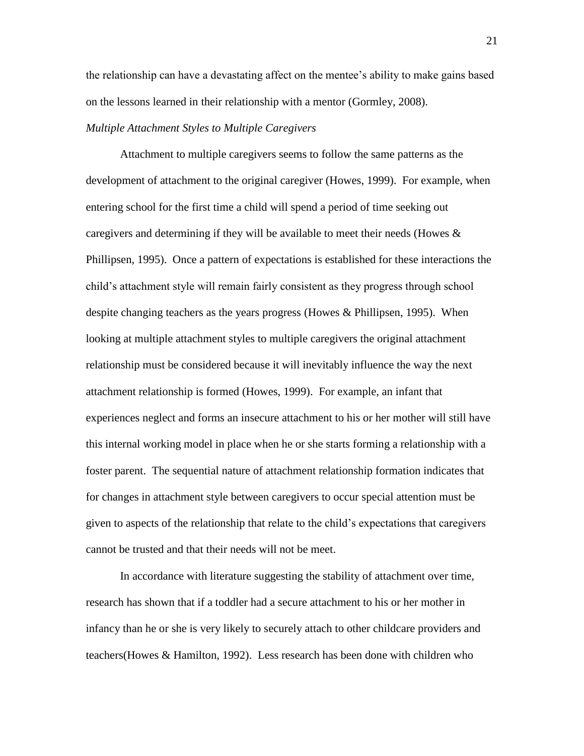the relationship can have a devastating affect on the mentee's ability to make gains based on the lessons learned in their relationship with a mentor (Gormley, 2008).

*Multiple Attachment Styles to Multiple Caregivers*

Attachment to multiple caregivers seems to follow the same patterns as the development of attachment to the original caregiver (Howes, 1999). For example, when entering school for the first time a child will spend a period of time seeking out caregivers and determining if they will be available to meet their needs (Howes & Phillipsen, 1995). Once a pattern of expectations is established for these interactions the child's attachment style will remain fairly consistent as they progress through school despite changing teachers as the years progress (Howes & Phillipsen, 1995). When looking at multiple attachment styles to multiple caregivers the original attachment relationship must be considered because it will inevitably influence the way the next attachment relationship is formed (Howes, 1999). For example, an infant that experiences neglect and forms an insecure attachment to his or her mother will still have this internal working model in place when he or she starts forming a relationship with a foster parent. The sequential nature of attachment relationship formation indicates that for changes in attachment style between caregivers to occur special attention must be given to aspects of the relationship that relate to the child's expectations that caregivers cannot be trusted and that their needs will not be meet.

In accordance with literature suggesting the stability of attachment over time, research has shown that if a toddler had a secure attachment to his or her mother in infancy than he or she is very likely to securely attach to other childcare providers and teachers(Howes & Hamilton, 1992). Less research has been done with children who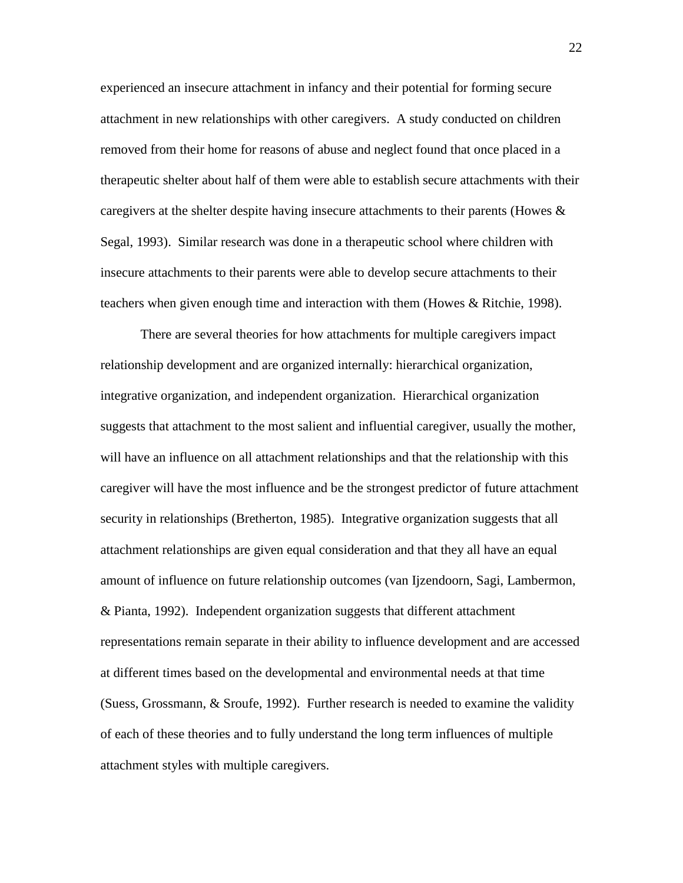experienced an insecure attachment in infancy and their potential for forming secure attachment in new relationships with other caregivers. A study conducted on children removed from their home for reasons of abuse and neglect found that once placed in a therapeutic shelter about half of them were able to establish secure attachments with their caregivers at the shelter despite having insecure attachments to their parents (Howes & Segal, 1993). Similar research was done in a therapeutic school where children with insecure attachments to their parents were able to develop secure attachments to their teachers when given enough time and interaction with them (Howes & Ritchie, 1998).

There are several theories for how attachments for multiple caregivers impact relationship development and are organized internally: hierarchical organization, integrative organization, and independent organization. Hierarchical organization suggests that attachment to the most salient and influential caregiver, usually the mother, will have an influence on all attachment relationships and that the relationship with this caregiver will have the most influence and be the strongest predictor of future attachment security in relationships (Bretherton, 1985). Integrative organization suggests that all attachment relationships are given equal consideration and that they all have an equal amount of influence on future relationship outcomes (van Ijzendoorn, Sagi, Lambermon, & Pianta, 1992). Independent organization suggests that different attachment representations remain separate in their ability to influence development and are accessed at different times based on the developmental and environmental needs at that time (Suess, Grossmann, & Sroufe, 1992). Further research is needed to examine the validity of each of these theories and to fully understand the long term influences of multiple attachment styles with multiple caregivers.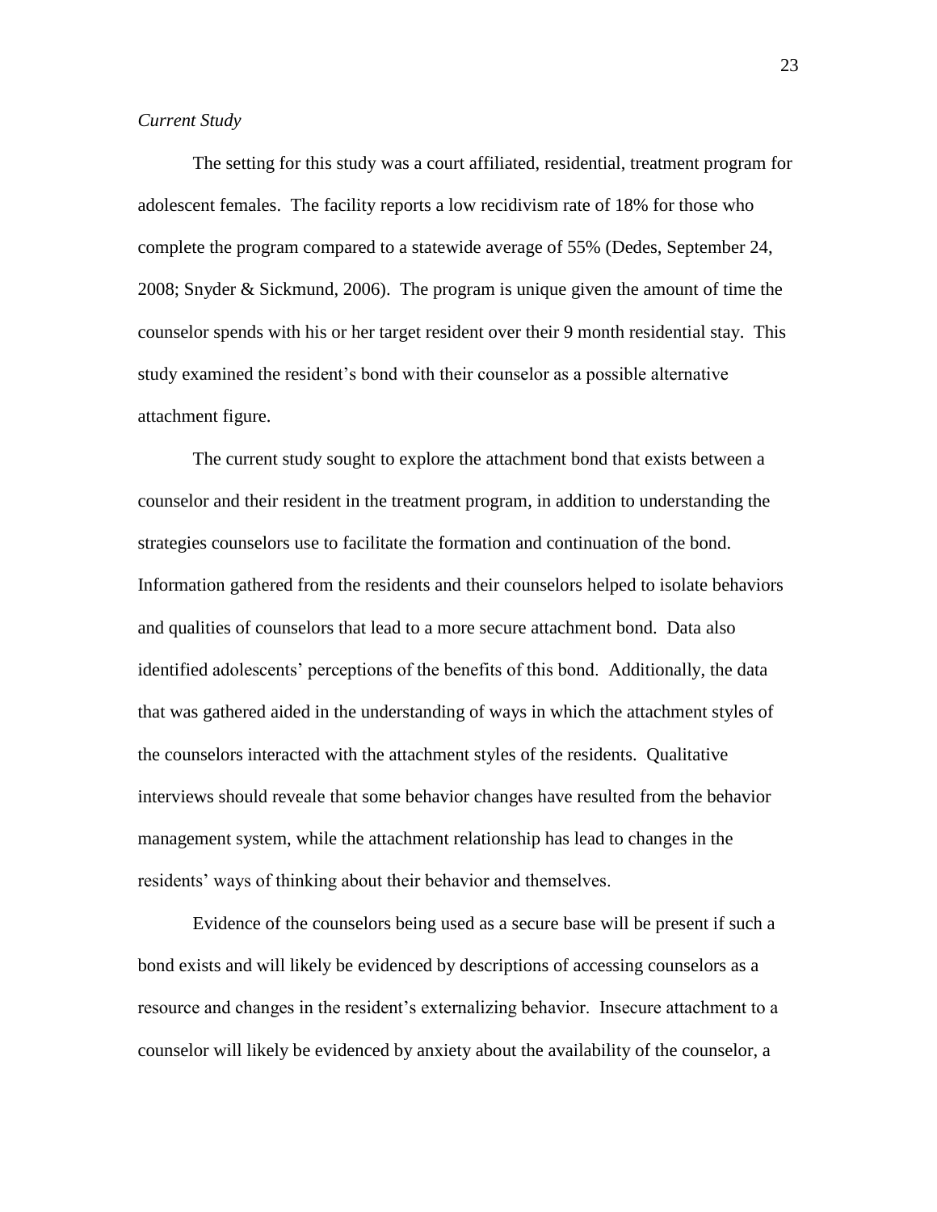*Current Study*

The setting for this study was a court affiliated, residential, treatment program for adolescent females. The facility reports a low recidivism rate of 18% for those who complete the program compared to a statewide average of 55% (Dedes, September 24, 2008; Snyder & Sickmund, 2006). The program is unique given the amount of time the counselor spends with his or her target resident over their 9 month residential stay. This study examined the resident's bond with their counselor as a possible alternative attachment figure.

The current study sought to explore the attachment bond that exists between a counselor and their resident in the treatment program, in addition to understanding the strategies counselors use to facilitate the formation and continuation of the bond. Information gathered from the residents and their counselors helped to isolate behaviors and qualities of counselors that lead to a more secure attachment bond. Data also identified adolescents' perceptions of the benefits of this bond. Additionally, the data that was gathered aided in the understanding of ways in which the attachment styles of the counselors interacted with the attachment styles of the residents. Qualitative interviews should reveale that some behavior changes have resulted from the behavior management system, while the attachment relationship has lead to changes in the residents' ways of thinking about their behavior and themselves.

Evidence of the counselors being used as a secure base will be present if such a bond exists and will likely be evidenced by descriptions of accessing counselors as a resource and changes in the resident's externalizing behavior. Insecure attachment to a counselor will likely be evidenced by anxiety about the availability of the counselor, a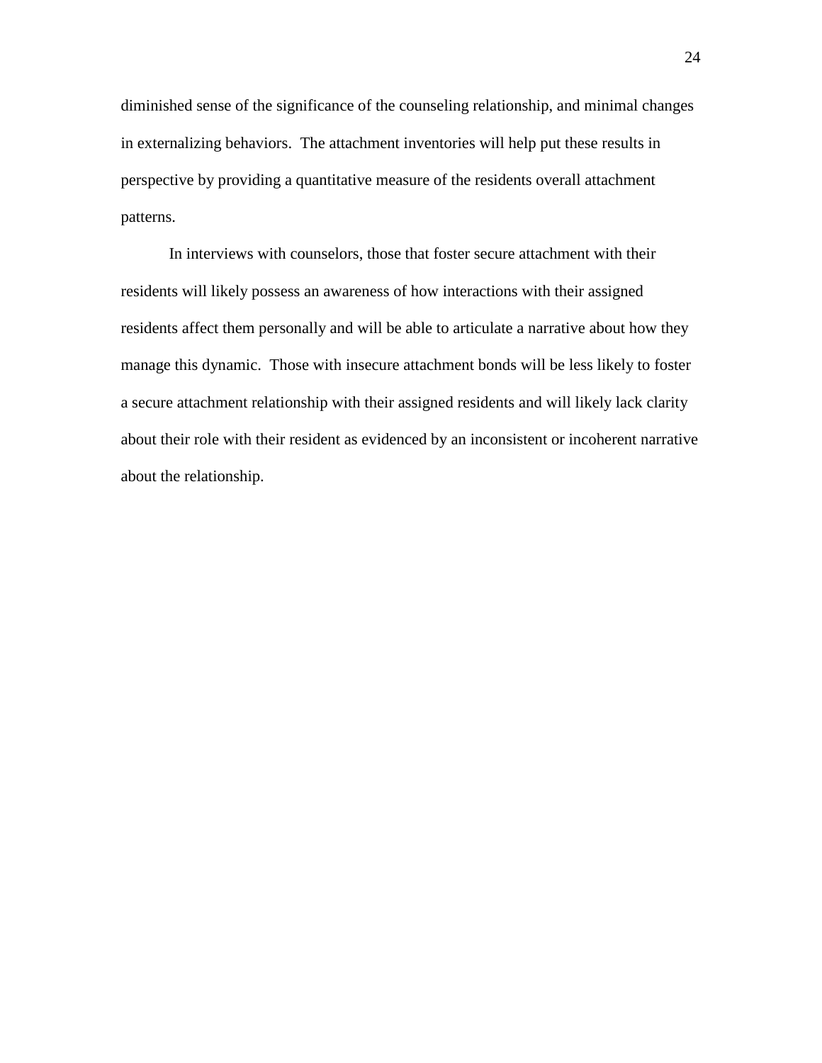diminished sense of the significance of the counseling relationship, and minimal changes in externalizing behaviors. The attachment inventories will help put these results in perspective by providing a quantitative measure of the residents overall attachment patterns.

In interviews with counselors, those that foster secure attachment with their residents will likely possess an awareness of how interactions with their assigned residents affect them personally and will be able to articulate a narrative about how they manage this dynamic. Those with insecure attachment bonds will be less likely to foster a secure attachment relationship with their assigned residents and will likely lack clarity about their role with their resident as evidenced by an inconsistent or incoherent narrative about the relationship.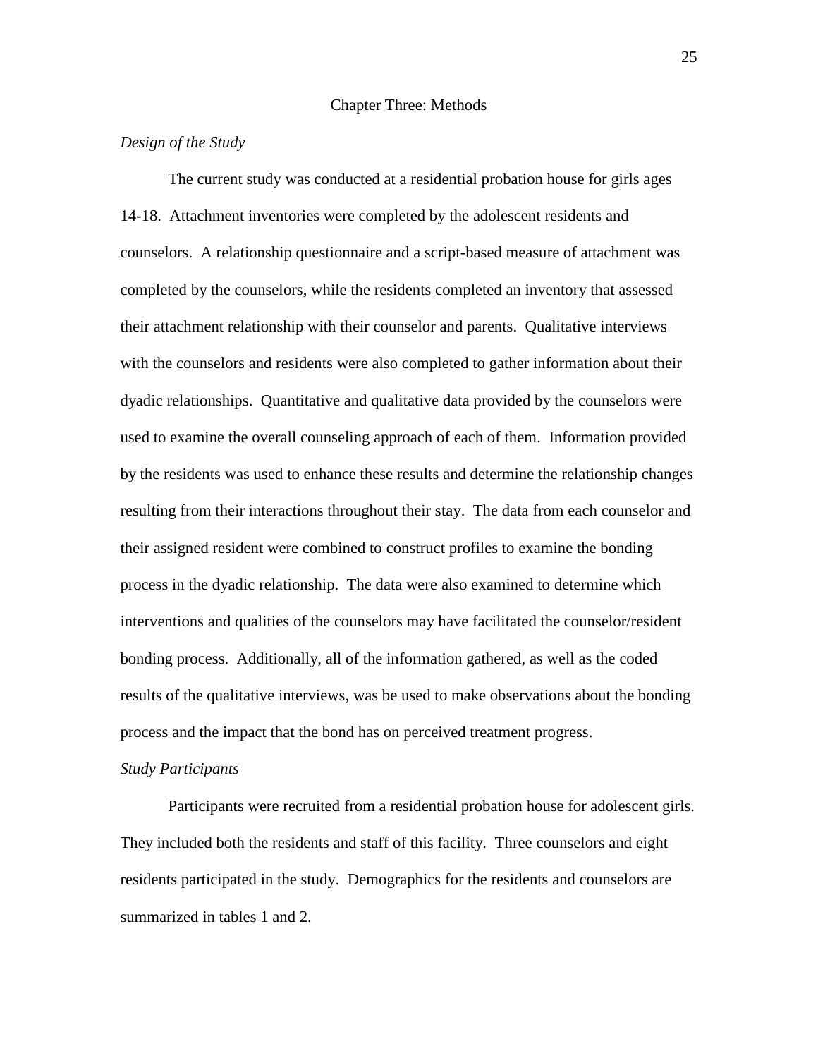# Chapter Three: Methods

*Design of the Study*

The current study was conducted at a residential probation house for girls ages 14-18. Attachment inventories were completed by the adolescent residents and counselors. A relationship questionnaire and a script-based measure of attachment was completed by the counselors, while the residents completed an inventory that assessed their attachment relationship with their counselor and parents. Qualitative interviews with the counselors and residents were also completed to gather information about their dyadic relationships. Quantitative and qualitative data provided by the counselors were used to examine the overall counseling approach of each of them. Information provided by the residents was used to enhance these results and determine the relationship changes resulting from their interactions throughout their stay. The data from each counselor and their assigned resident were combined to construct profiles to examine the bonding process in the dyadic relationship. The data were also examined to determine which interventions and qualities of the counselors may have facilitated the counselor/resident bonding process. Additionally, all of the information gathered, as well as the coded results of the qualitative interviews, was be used to make observations about the bonding process and the impact that the bond has on perceived treatment progress.

*Study Participants*

Participants were recruited from a residential probation house for adolescent girls. They included both the residents and staff of this facility. Three counselors and eight residents participated in the study. Demographics for the residents and counselors are summarized in tables 1 and 2.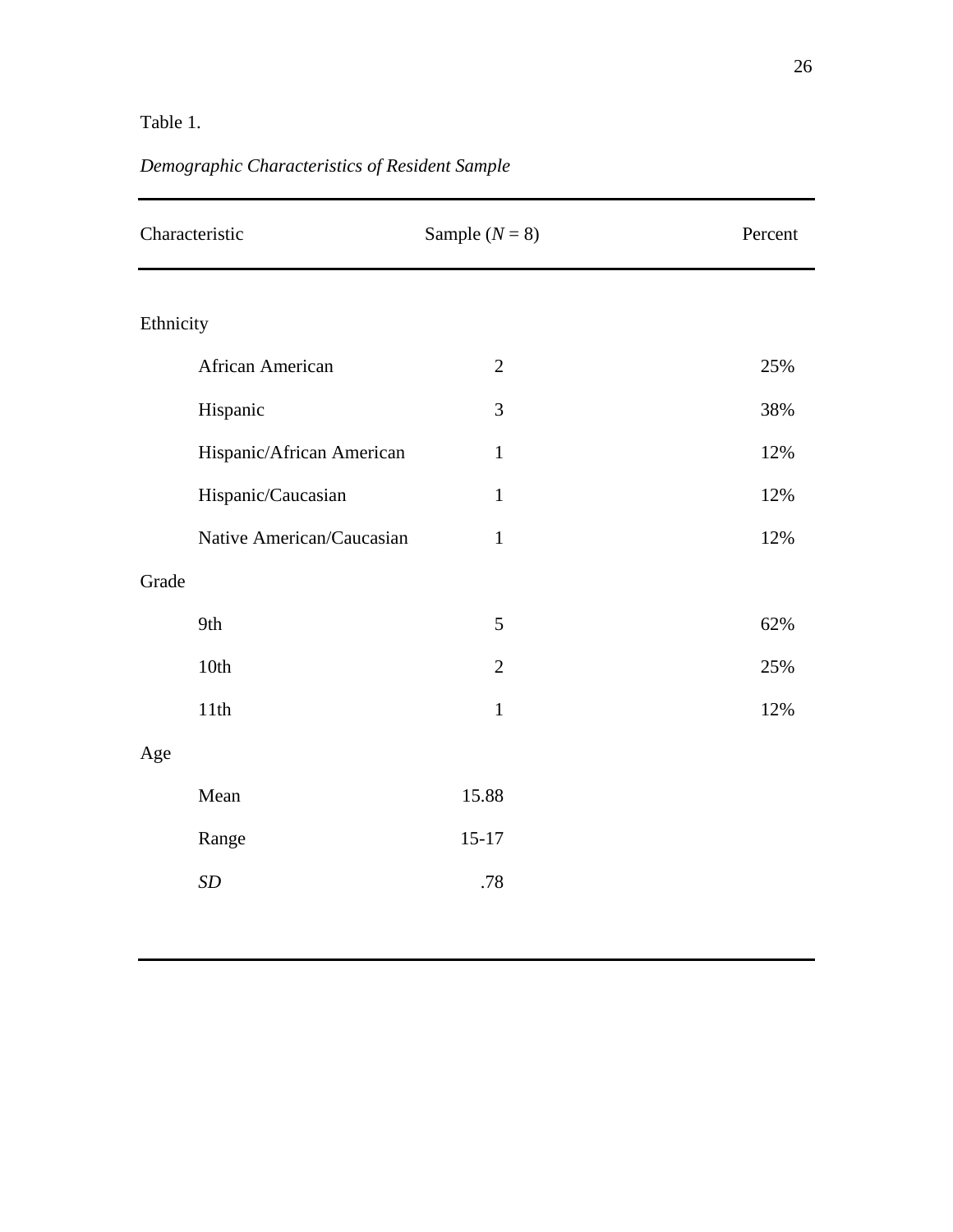Table 1.

*Demographic Characteristics of Resident Sample*

| Characteristic | Sample (*N* = 8) | Percent |
| --- | --- | --- |
| Ethnicity | | |
| African American | 2 | 25% |
| Hispanic | 3 | 38% |
| Hispanic/African American | 1 | 12% |
| Hispanic/Caucasian | 1 | 12% |
| Native American/Caucasian | 1 | 12% |
| Grade | | |
| 9th | 5 | 62% |
| 10th | 2 | 25% |
| 11th | 1 | 12% |
| Age | | |
| Mean | 15.88 | |
| Range | 15-17 | |
| *SD* | .78 | |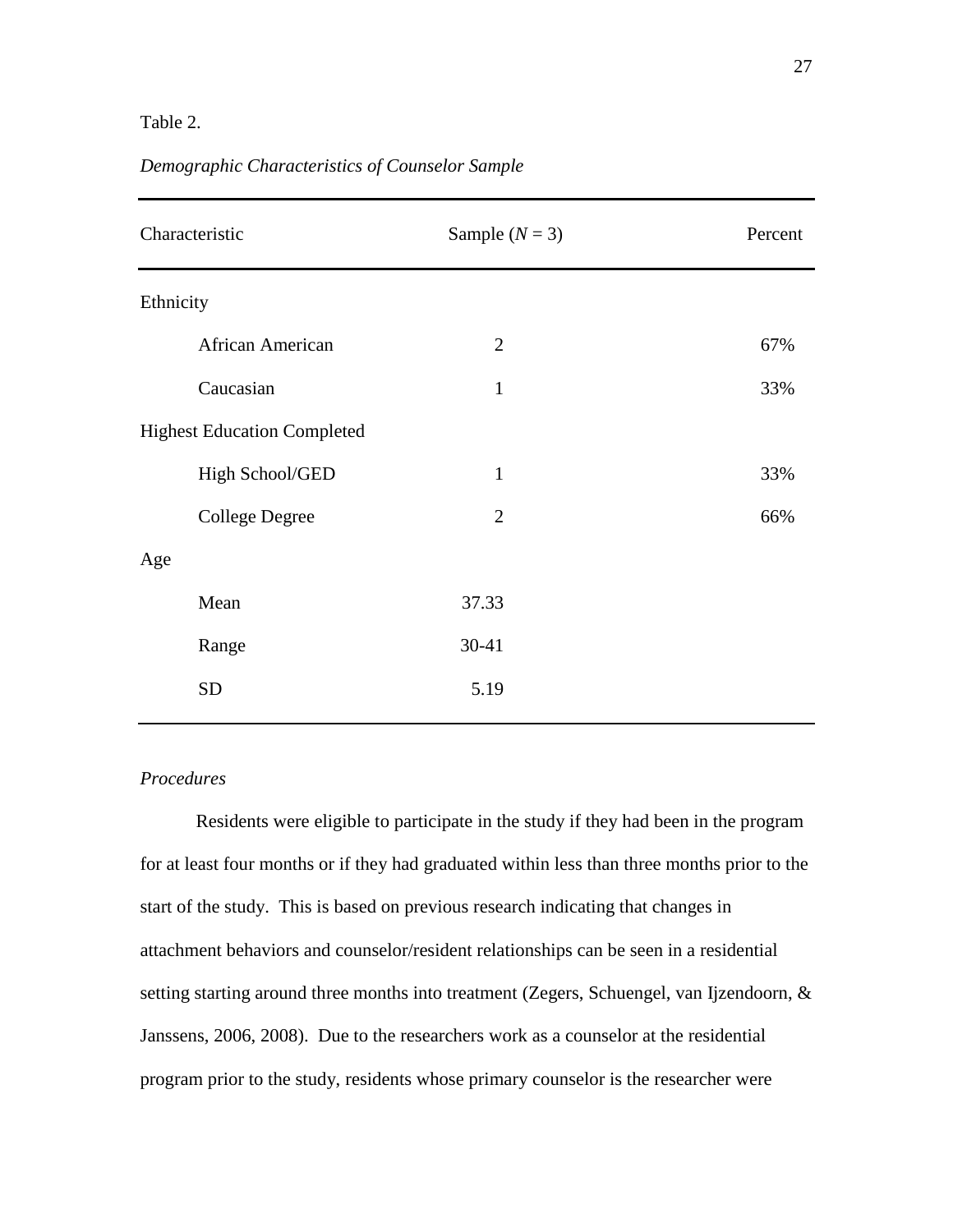Table 2.

*Demographic Characteristics of Counselor Sample*

| Characteristic | Sample ($N$ = 3) | Percent |
|---|---|---|
| Ethnicity | | |
| African American | 2 | 67% |
| Caucasian | 1 | 33% |
| Highest Education Completed | | |
| High School/GED | 1 | 33% |
| College Degree | 2 | 66% |
| Age | | |
| Mean | 37.33 | |
| Range | 30-41 | |
| SD | 5.19 | |

*Procedures*

Residents were eligible to participate in the study if they had been in the program for at least four months or if they had graduated within less than three months prior to the start of the study. This is based on previous research indicating that changes in attachment behaviors and counselor/resident relationships can be seen in a residential setting starting around three months into treatment (Zegers, Schuengel, van Ijzendoorn, & Janssens, 2006, 2008). Due to the researchers work as a counselor at the residential program prior to the study, residents whose primary counselor is the researcher were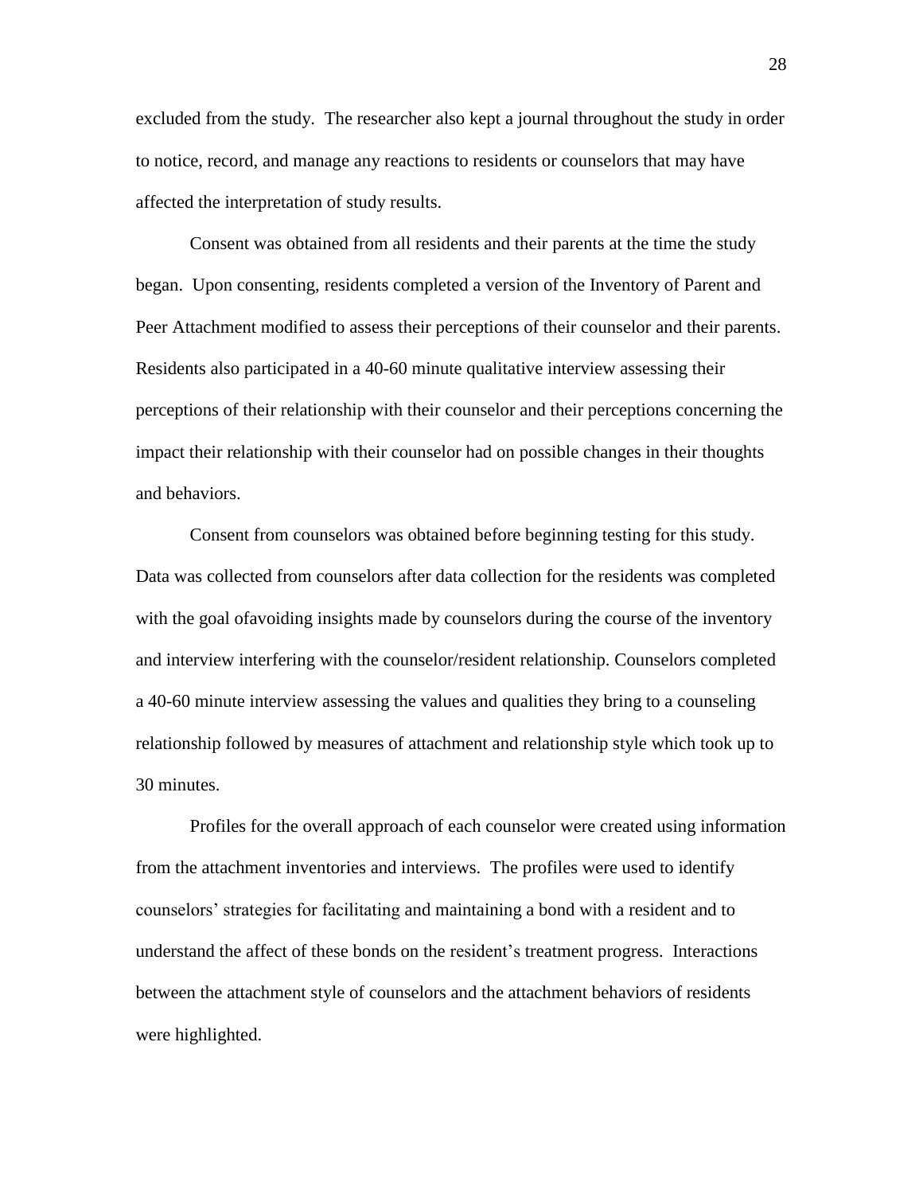excluded from the study. The researcher also kept a journal throughout the study in order to notice, record, and manage any reactions to residents or counselors that may have affected the interpretation of study results.

Consent was obtained from all residents and their parents at the time the study began. Upon consenting, residents completed a version of the Inventory of Parent and Peer Attachment modified to assess their perceptions of their counselor and their parents. Residents also participated in a 40-60 minute qualitative interview assessing their perceptions of their relationship with their counselor and their perceptions concerning the impact their relationship with their counselor had on possible changes in their thoughts and behaviors.

Consent from counselors was obtained before beginning testing for this study. Data was collected from counselors after data collection for the residents was completed with the goal ofavoiding insights made by counselors during the course of the inventory and interview interfering with the counselor/resident relationship. Counselors completed a 40-60 minute interview assessing the values and qualities they bring to a counseling relationship followed by measures of attachment and relationship style which took up to 30 minutes.

Profiles for the overall approach of each counselor were created using information from the attachment inventories and interviews. The profiles were used to identify counselors' strategies for facilitating and maintaining a bond with a resident and to understand the affect of these bonds on the resident's treatment progress. Interactions between the attachment style of counselors and the attachment behaviors of residents were highlighted.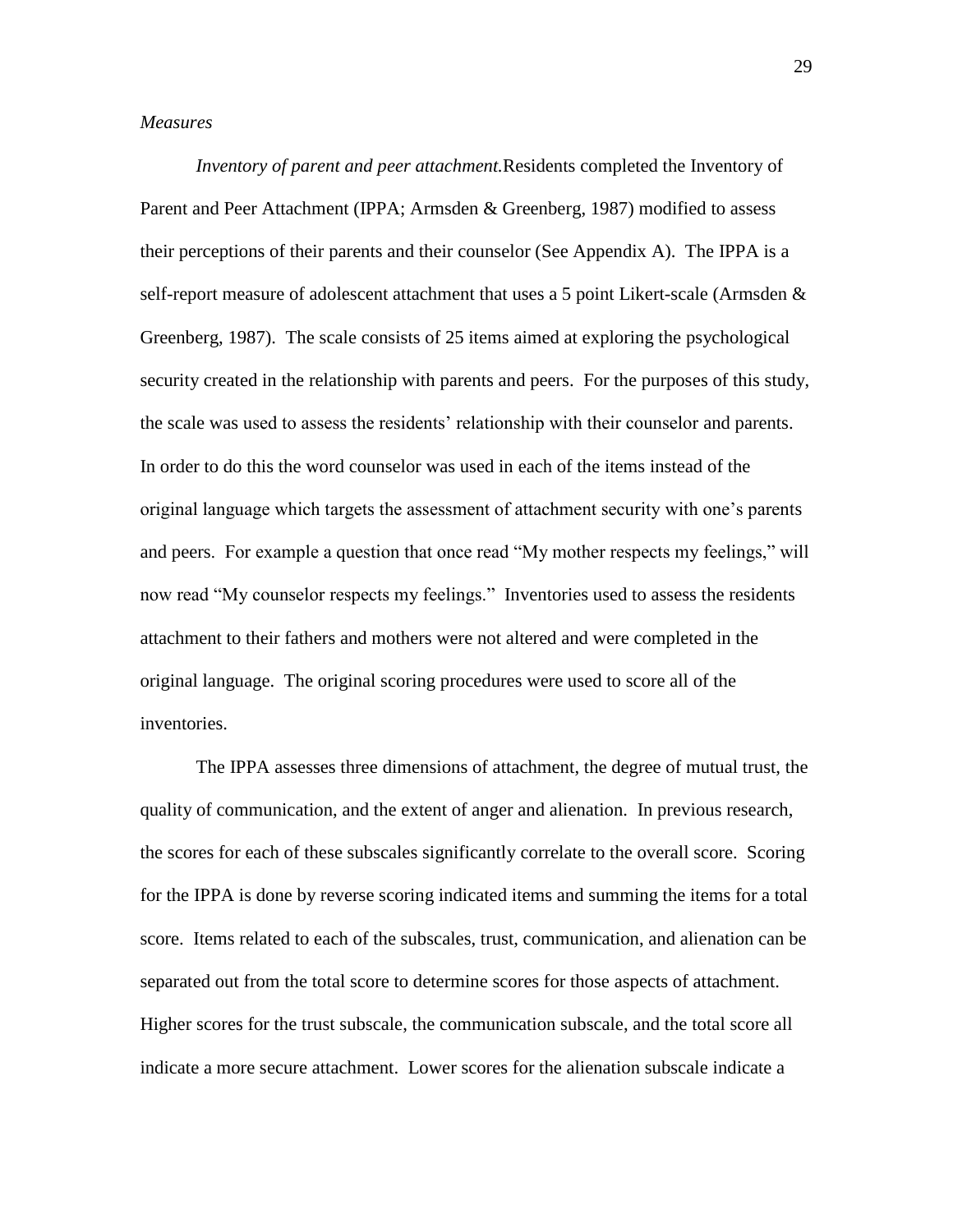*Measures*

*Inventory of parent and peer attachment.*Residents completed the Inventory of Parent and Peer Attachment (IPPA; Armsden & Greenberg, 1987) modified to assess their perceptions of their parents and their counselor (See Appendix A). The IPPA is a self-report measure of adolescent attachment that uses a 5 point Likert-scale (Armsden & Greenberg, 1987). The scale consists of 25 items aimed at exploring the psychological security created in the relationship with parents and peers. For the purposes of this study, the scale was used to assess the residents' relationship with their counselor and parents. In order to do this the word counselor was used in each of the items instead of the original language which targets the assessment of attachment security with one's parents and peers. For example a question that once read "My mother respects my feelings," will now read "My counselor respects my feelings." Inventories used to assess the residents attachment to their fathers and mothers were not altered and were completed in the original language. The original scoring procedures were used to score all of the inventories.

The IPPA assesses three dimensions of attachment, the degree of mutual trust, the quality of communication, and the extent of anger and alienation. In previous research, the scores for each of these subscales significantly correlate to the overall score. Scoring for the IPPA is done by reverse scoring indicated items and summing the items for a total score. Items related to each of the subscales, trust, communication, and alienation can be separated out from the total score to determine scores for those aspects of attachment. Higher scores for the trust subscale, the communication subscale, and the total score all indicate a more secure attachment. Lower scores for the alienation subscale indicate a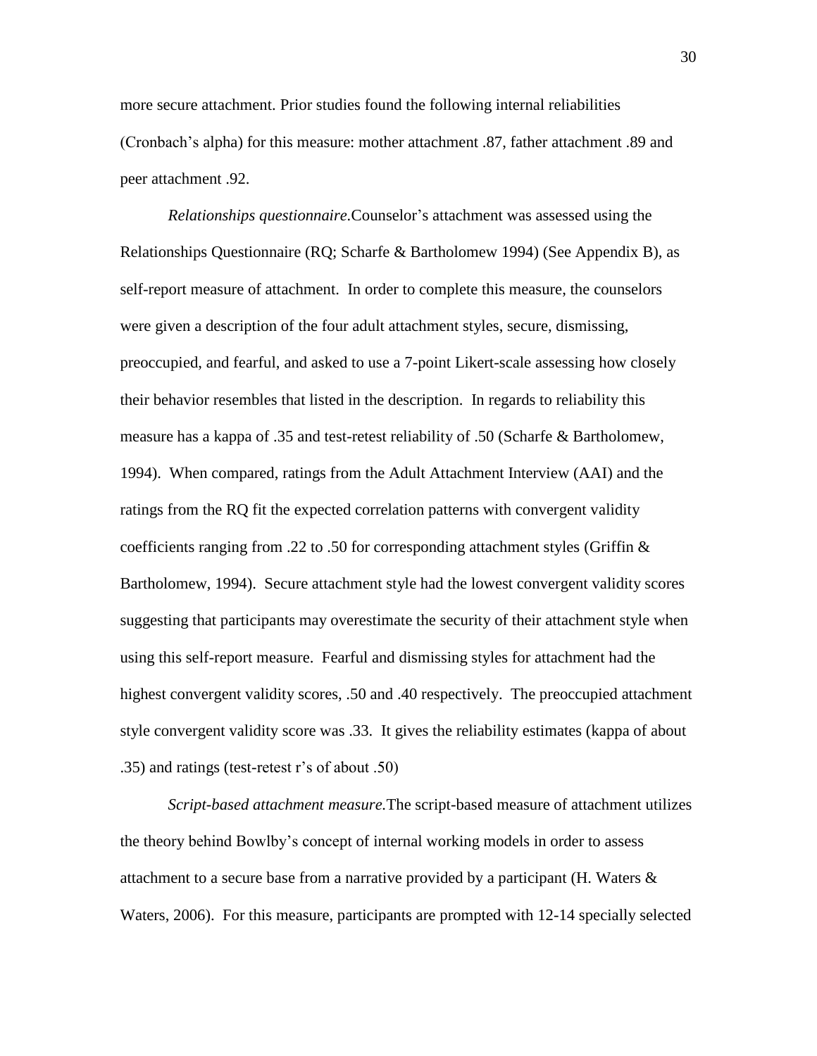more secure attachment. Prior studies found the following internal reliabilities (Cronbach's alpha) for this measure: mother attachment .87, father attachment .89 and peer attachment .92.

*Relationships questionnaire.*Counselor's attachment was assessed using the Relationships Questionnaire (RQ; Scharfe & Bartholomew 1994) (See Appendix B), as self-report measure of attachment. In order to complete this measure, the counselors were given a description of the four adult attachment styles, secure, dismissing, preoccupied, and fearful, and asked to use a 7-point Likert-scale assessing how closely their behavior resembles that listed in the description. In regards to reliability this measure has a kappa of .35 and test-retest reliability of .50 (Scharfe & Bartholomew, 1994). When compared, ratings from the Adult Attachment Interview (AAI) and the ratings from the RQ fit the expected correlation patterns with convergent validity coefficients ranging from .22 to .50 for corresponding attachment styles (Griffin & Bartholomew, 1994). Secure attachment style had the lowest convergent validity scores suggesting that participants may overestimate the security of their attachment style when using this self-report measure. Fearful and dismissing styles for attachment had the highest convergent validity scores, .50 and .40 respectively. The preoccupied attachment style convergent validity score was .33. It gives the reliability estimates (kappa of about .35) and ratings (test-retest r's of about .50)

*Script-based attachment measure.*The script-based measure of attachment utilizes the theory behind Bowlby's concept of internal working models in order to assess attachment to a secure base from a narrative provided by a participant (H. Waters & Waters, 2006). For this measure, participants are prompted with 12-14 specially selected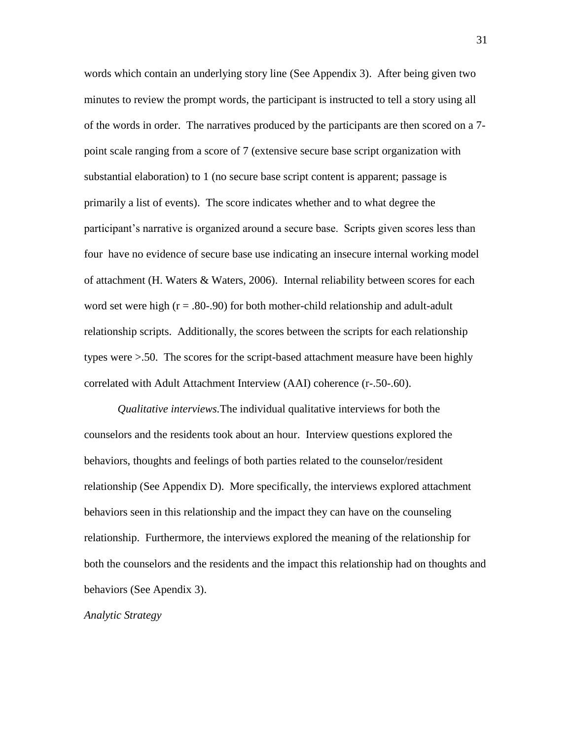words which contain an underlying story line (See Appendix 3). After being given two minutes to review the prompt words, the participant is instructed to tell a story using all of the words in order. The narratives produced by the participants are then scored on a 7-point scale ranging from a score of 7 (extensive secure base script organization with substantial elaboration) to 1 (no secure base script content is apparent; passage is primarily a list of events). The score indicates whether and to what degree the participant's narrative is organized around a secure base. Scripts given scores less than four have no evidence of secure base use indicating an insecure internal working model of attachment (H. Waters & Waters, 2006). Internal reliability between scores for each word set were high (r = .80-.90) for both mother-child relationship and adult-adult relationship scripts. Additionally, the scores between the scripts for each relationship types were >.50. The scores for the script-based attachment measure have been highly correlated with Adult Attachment Interview (AAI) coherence (r-.50-.60).

*Qualitative interviews.*The individual qualitative interviews for both the counselors and the residents took about an hour. Interview questions explored the behaviors, thoughts and feelings of both parties related to the counselor/resident relationship (See Appendix D). More specifically, the interviews explored attachment behaviors seen in this relationship and the impact they can have on the counseling relationship. Furthermore, the interviews explored the meaning of the relationship for both the counselors and the residents and the impact this relationship had on thoughts and behaviors (See Apendix 3).

*Analytic Strategy*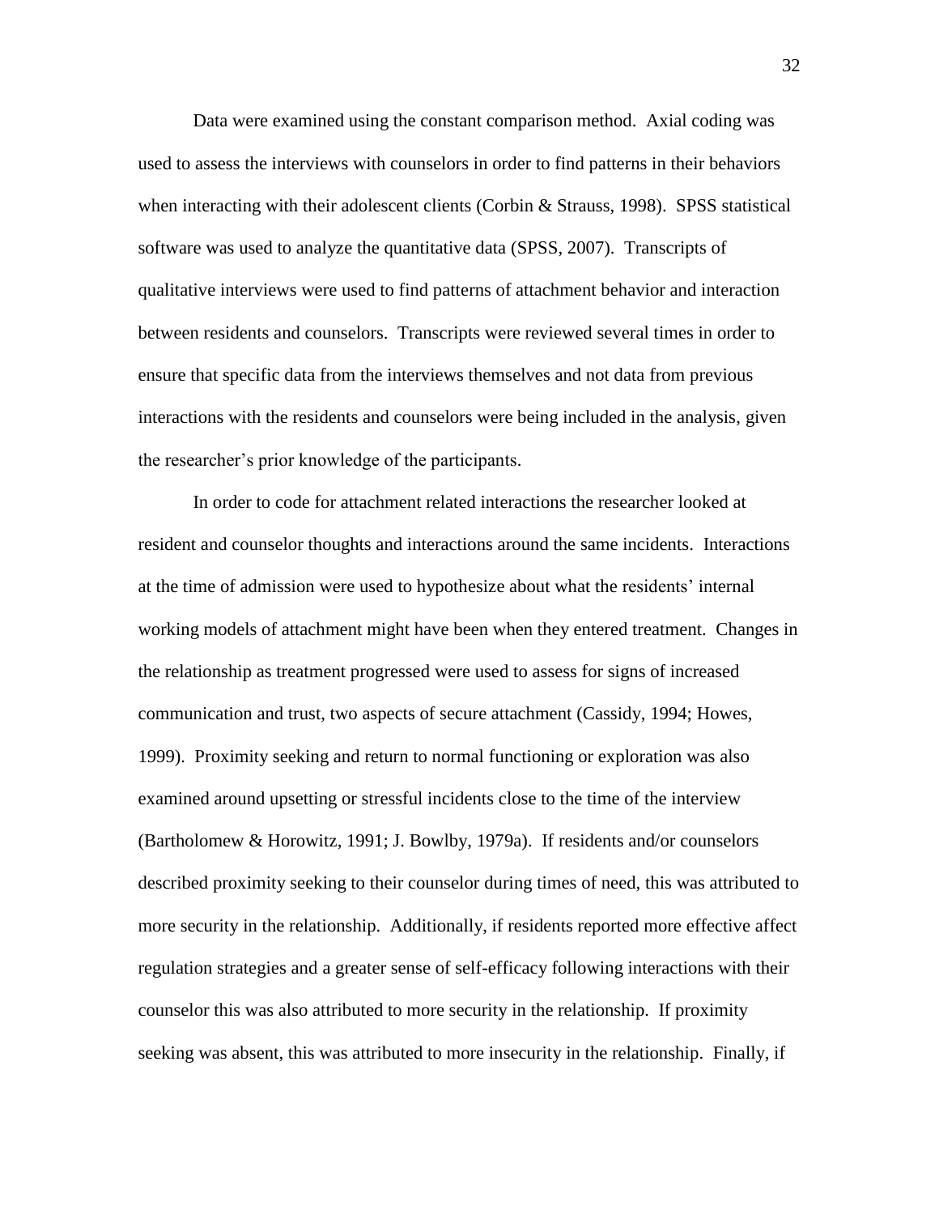Data were examined using the constant comparison method. Axial coding was used to assess the interviews with counselors in order to find patterns in their behaviors when interacting with their adolescent clients (Corbin & Strauss, 1998). SPSS statistical software was used to analyze the quantitative data (SPSS, 2007). Transcripts of qualitative interviews were used to find patterns of attachment behavior and interaction between residents and counselors. Transcripts were reviewed several times in order to ensure that specific data from the interviews themselves and not data from previous interactions with the residents and counselors were being included in the analysis, given the researcher's prior knowledge of the participants.

In order to code for attachment related interactions the researcher looked at resident and counselor thoughts and interactions around the same incidents. Interactions at the time of admission were used to hypothesize about what the residents' internal working models of attachment might have been when they entered treatment. Changes in the relationship as treatment progressed were used to assess for signs of increased communication and trust, two aspects of secure attachment (Cassidy, 1994; Howes, 1999). Proximity seeking and return to normal functioning or exploration was also examined around upsetting or stressful incidents close to the time of the interview (Bartholomew & Horowitz, 1991; J. Bowlby, 1979a). If residents and/or counselors described proximity seeking to their counselor during times of need, this was attributed to more security in the relationship. Additionally, if residents reported more effective affect regulation strategies and a greater sense of self-efficacy following interactions with their counselor this was also attributed to more security in the relationship. If proximity seeking was absent, this was attributed to more insecurity in the relationship. Finally, if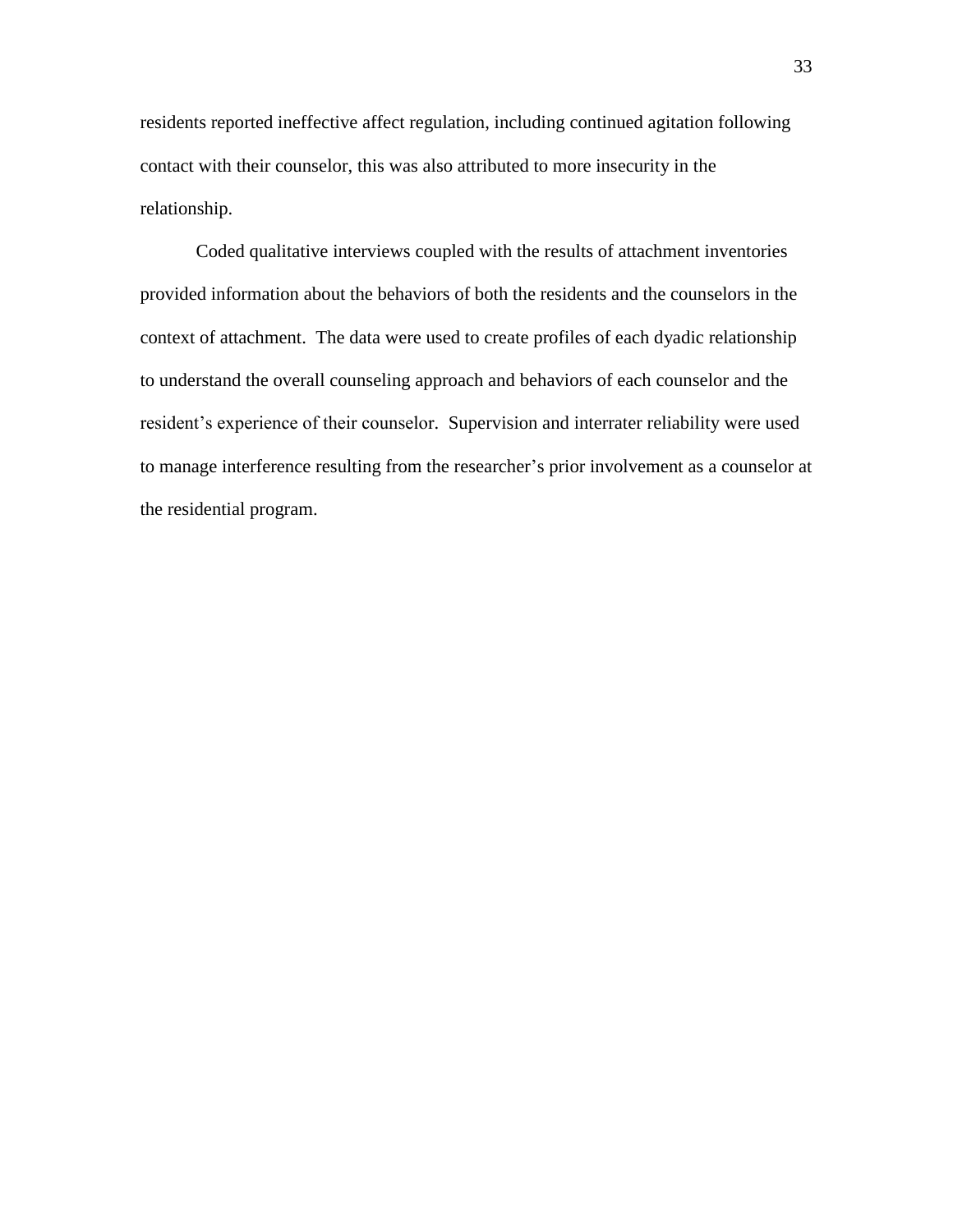residents reported ineffective affect regulation, including continued agitation following contact with their counselor, this was also attributed to more insecurity in the relationship.

Coded qualitative interviews coupled with the results of attachment inventories provided information about the behaviors of both the residents and the counselors in the context of attachment. The data were used to create profiles of each dyadic relationship to understand the overall counseling approach and behaviors of each counselor and the resident's experience of their counselor. Supervision and interrater reliability were used to manage interference resulting from the researcher's prior involvement as a counselor at the residential program.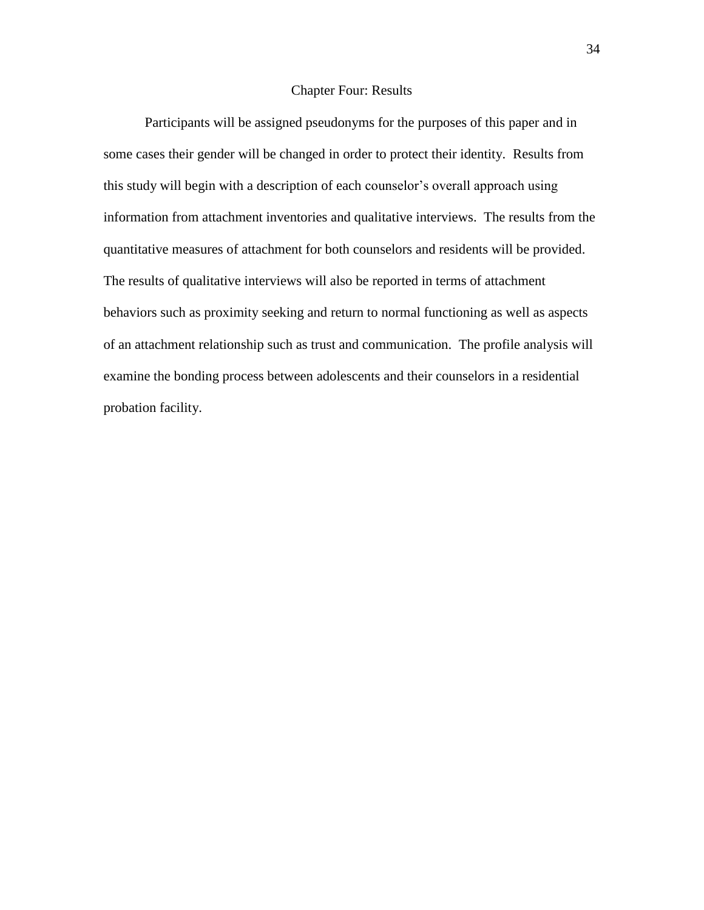# Chapter Four: Results

Participants will be assigned pseudonyms for the purposes of this paper and in some cases their gender will be changed in order to protect their identity. Results from this study will begin with a description of each counselor's overall approach using information from attachment inventories and qualitative interviews. The results from the quantitative measures of attachment for both counselors and residents will be provided. The results of qualitative interviews will also be reported in terms of attachment behaviors such as proximity seeking and return to normal functioning as well as aspects of an attachment relationship such as trust and communication. The profile analysis will examine the bonding process between adolescents and their counselors in a residential probation facility.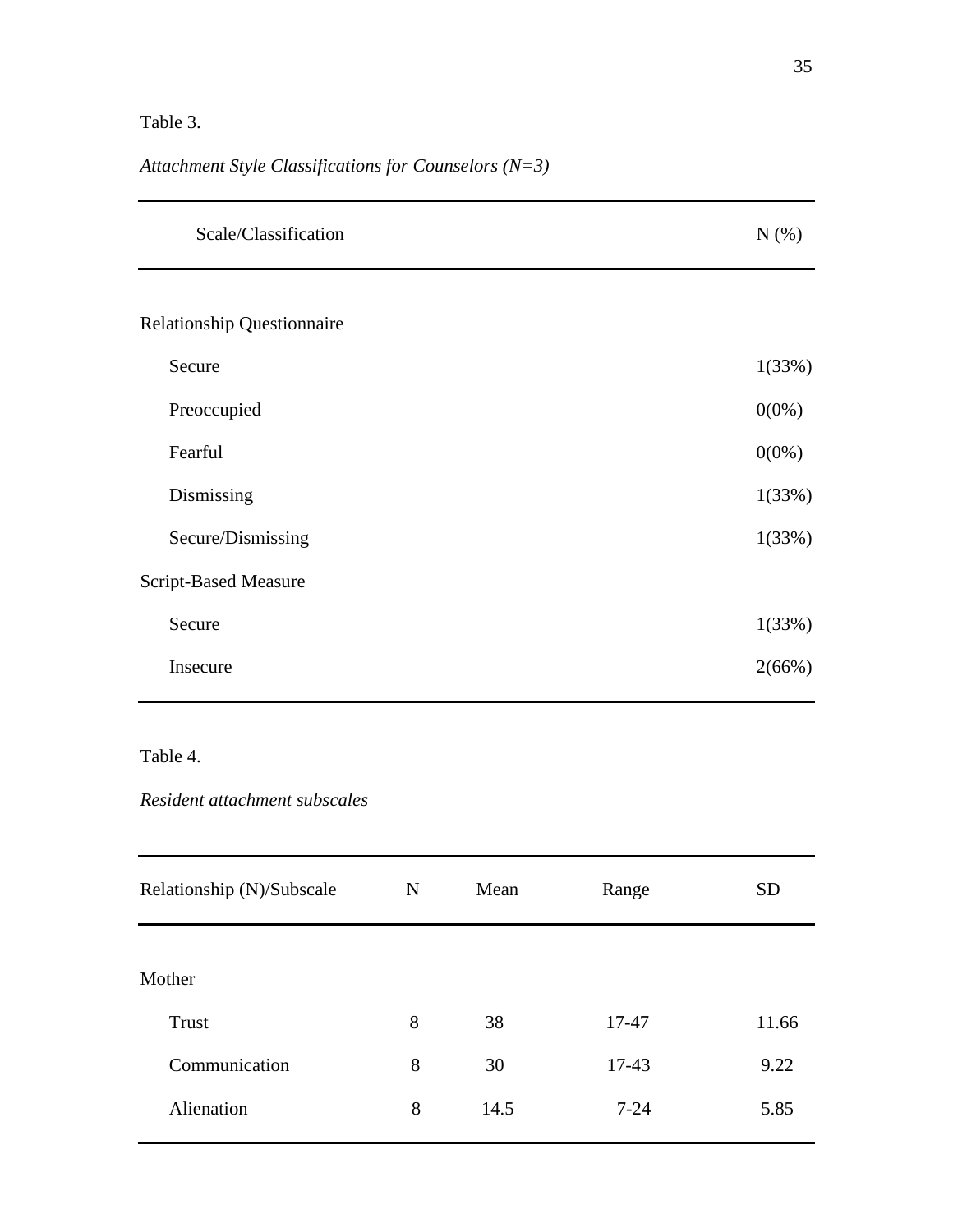Table 3.

*Attachment Style Classifications for Counselors (N=3)*

| Scale/Classification | N (%) |
|---|---|
| Relationship Questionnaire | |
| Secure | 1(33%) |
| Preoccupied | 0(0%) |
| Fearful | 0(0%) |
| Dismissing | 1(33%) |
| Secure/Dismissing | 1(33%) |
| Script-Based Measure | |
| Secure | 1(33%) |
| Insecure | 2(66%) |

Table 4.

*Resident attachment subscales*

| Relationship (N)/Subscale | N | Mean | Range | SD |
|---|---|---|---|---|
| Mother | | | | |
| Trust | 8 | 38 | 17-47 | 11.66 |
| Communication | 8 | 30 | 17-43 | 9.22 |
| Alienation | 8 | 14.5 | 7-24 | 5.85 |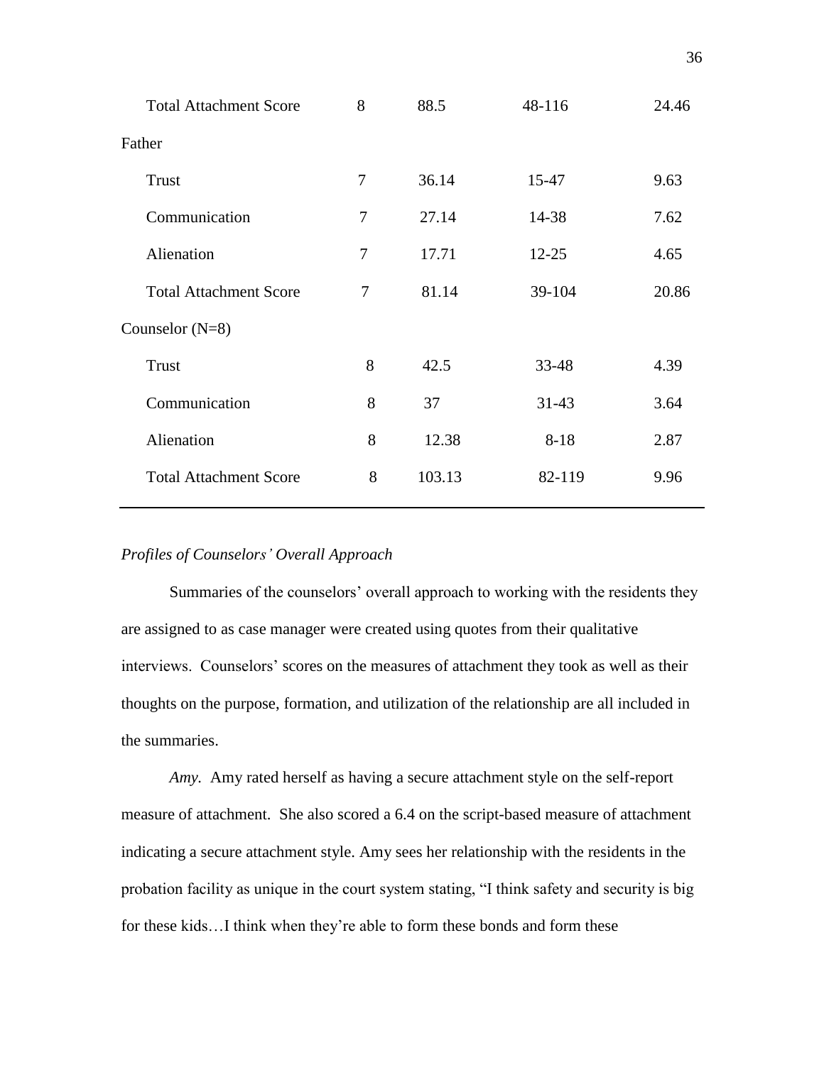| | | | | |
|---|---|---|---|---|
| Total Attachment Score | 8 | 88.5 | 48-116 | 24.46 |
| Father | | | | |
| Trust | 7 | 36.14 | 15-47 | 9.63 |
| Communication | 7 | 27.14 | 14-38 | 7.62 |
| Alienation | 7 | 17.71 | 12-25 | 4.65 |
| Total Attachment Score | 7 | 81.14 | 39-104 | 20.86 |
| Counselor (N=8) | | | | |
| Trust | 8 | 42.5 | 33-48 | 4.39 |
| Communication | 8 | 37 | 31-43 | 3.64 |
| Alienation | 8 | 12.38 | 8-18 | 2.87 |
| Total Attachment Score | 8 | 103.13 | 82-119 | 9.96 |

*Profiles of Counselors' Overall Approach*

Summaries of the counselors' overall approach to working with the residents they are assigned to as case manager were created using quotes from their qualitative interviews. Counselors' scores on the measures of attachment they took as well as their thoughts on the purpose, formation, and utilization of the relationship are all included in the summaries.

*Amy.* Amy rated herself as having a secure attachment style on the self-report measure of attachment. She also scored a 6.4 on the script-based measure of attachment indicating a secure attachment style. Amy sees her relationship with the residents in the probation facility as unique in the court system stating, "I think safety and security is big for these kids…I think when they're able to form these bonds and form these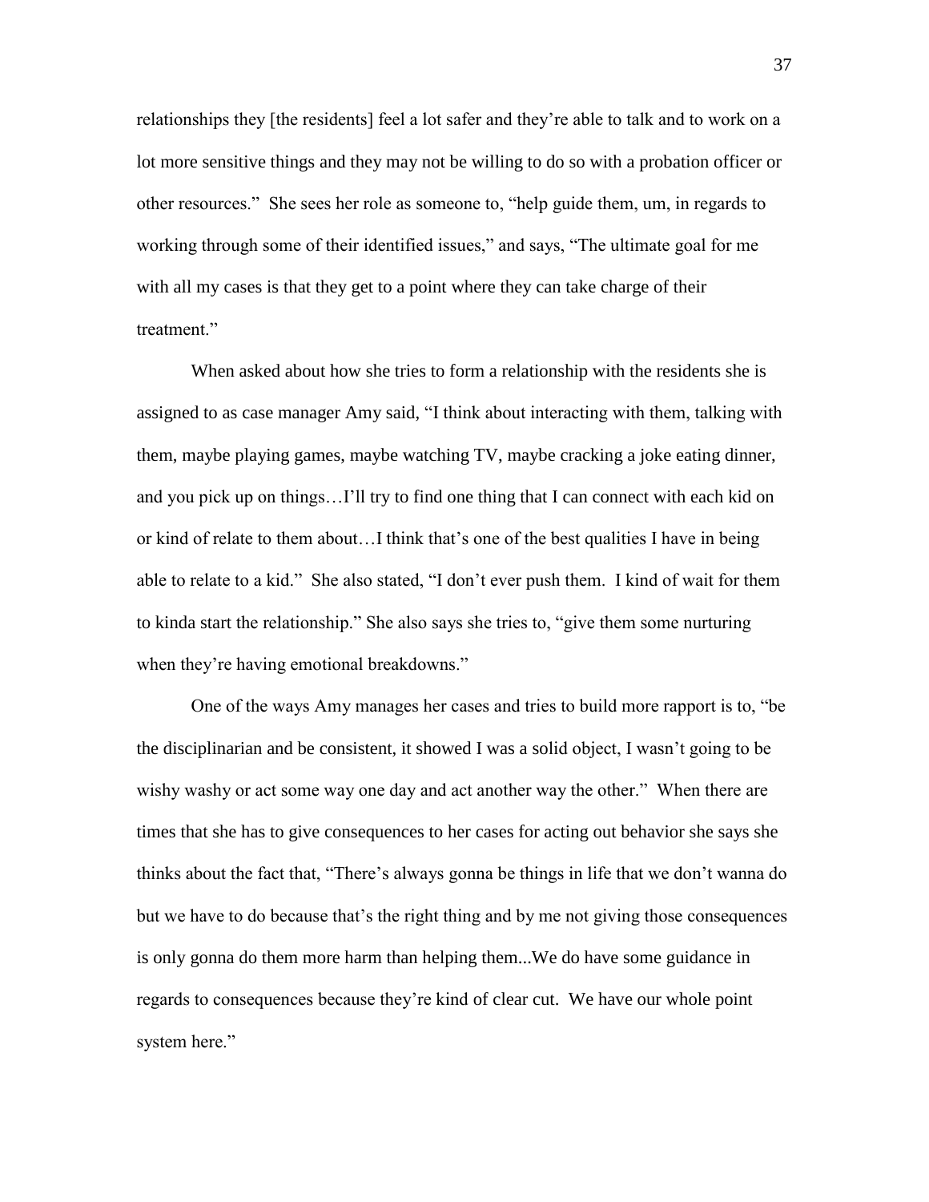relationships they [the residents] feel a lot safer and they're able to talk and to work on a lot more sensitive things and they may not be willing to do so with a probation officer or other resources." She sees her role as someone to, "help guide them, um, in regards to working through some of their identified issues," and says, "The ultimate goal for me with all my cases is that they get to a point where they can take charge of their treatment."

When asked about how she tries to form a relationship with the residents she is assigned to as case manager Amy said, "I think about interacting with them, talking with them, maybe playing games, maybe watching TV, maybe cracking a joke eating dinner, and you pick up on things…I'll try to find one thing that I can connect with each kid on or kind of relate to them about…I think that's one of the best qualities I have in being able to relate to a kid." She also stated, "I don't ever push them. I kind of wait for them to kinda start the relationship." She also says she tries to, "give them some nurturing when they're having emotional breakdowns."

One of the ways Amy manages her cases and tries to build more rapport is to, "be the disciplinarian and be consistent, it showed I was a solid object, I wasn't going to be wishy washy or act some way one day and act another way the other." When there are times that she has to give consequences to her cases for acting out behavior she says she thinks about the fact that, "There's always gonna be things in life that we don't wanna do but we have to do because that's the right thing and by me not giving those consequences is only gonna do them more harm than helping them...We do have some guidance in regards to consequences because they're kind of clear cut. We have our whole point system here."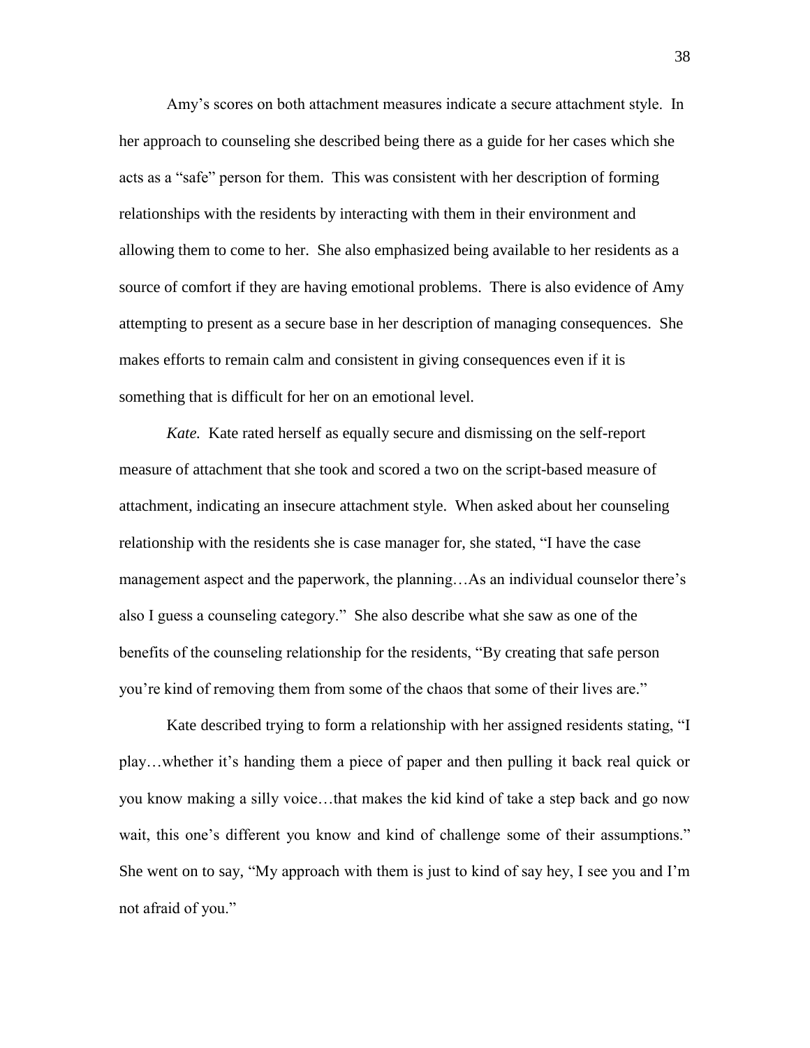Amy's scores on both attachment measures indicate a secure attachment style. In her approach to counseling she described being there as a guide for her cases which she acts as a "safe" person for them. This was consistent with her description of forming relationships with the residents by interacting with them in their environment and allowing them to come to her. She also emphasized being available to her residents as a source of comfort if they are having emotional problems. There is also evidence of Amy attempting to present as a secure base in her description of managing consequences. She makes efforts to remain calm and consistent in giving consequences even if it is something that is difficult for her on an emotional level.

*Kate.* Kate rated herself as equally secure and dismissing on the self-report measure of attachment that she took and scored a two on the script-based measure of attachment, indicating an insecure attachment style. When asked about her counseling relationship with the residents she is case manager for, she stated, "I have the case management aspect and the paperwork, the planning…As an individual counselor there's also I guess a counseling category." She also describe what she saw as one of the benefits of the counseling relationship for the residents, "By creating that safe person you're kind of removing them from some of the chaos that some of their lives are."

Kate described trying to form a relationship with her assigned residents stating, "I play…whether it's handing them a piece of paper and then pulling it back real quick or you know making a silly voice…that makes the kid kind of take a step back and go now wait, this one's different you know and kind of challenge some of their assumptions." She went on to say, "My approach with them is just to kind of say hey, I see you and I'm not afraid of you."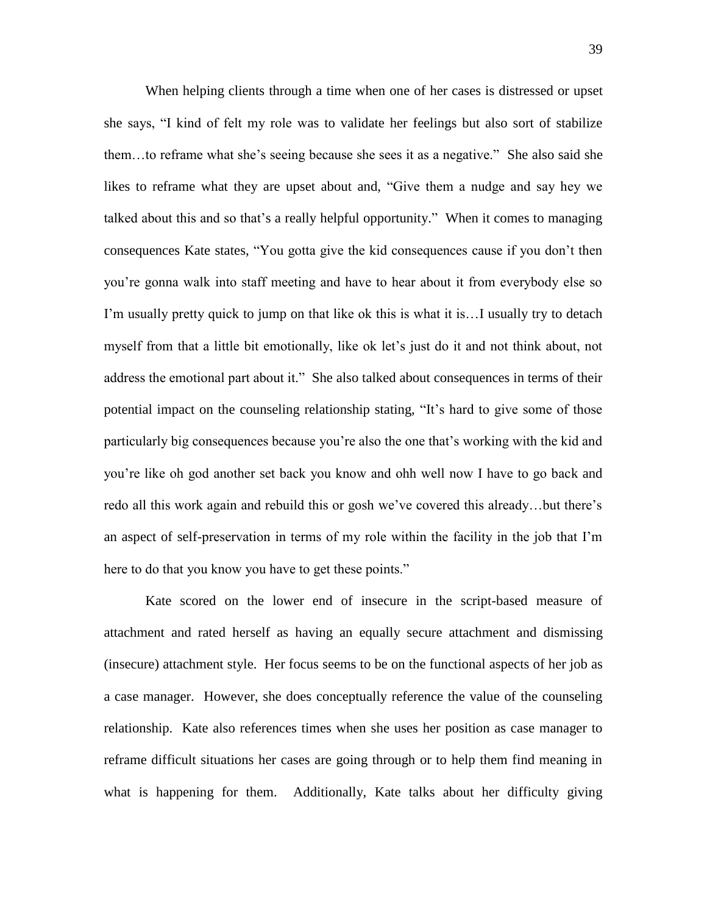When helping clients through a time when one of her cases is distressed or upset she says, "I kind of felt my role was to validate her feelings but also sort of stabilize them…to reframe what she's seeing because she sees it as a negative." She also said she likes to reframe what they are upset about and, "Give them a nudge and say hey we talked about this and so that's a really helpful opportunity." When it comes to managing consequences Kate states, "You gotta give the kid consequences cause if you don't then you're gonna walk into staff meeting and have to hear about it from everybody else so I'm usually pretty quick to jump on that like ok this is what it is…I usually try to detach myself from that a little bit emotionally, like ok let's just do it and not think about, not address the emotional part about it." She also talked about consequences in terms of their potential impact on the counseling relationship stating, "It's hard to give some of those particularly big consequences because you're also the one that's working with the kid and you're like oh god another set back you know and ohh well now I have to go back and redo all this work again and rebuild this or gosh we've covered this already…but there's an aspect of self-preservation in terms of my role within the facility in the job that I'm here to do that you know you have to get these points."

Kate scored on the lower end of insecure in the script-based measure of attachment and rated herself as having an equally secure attachment and dismissing (insecure) attachment style. Her focus seems to be on the functional aspects of her job as a case manager. However, she does conceptually reference the value of the counseling relationship. Kate also references times when she uses her position as case manager to reframe difficult situations her cases are going through or to help them find meaning in what is happening for them. Additionally, Kate talks about her difficulty giving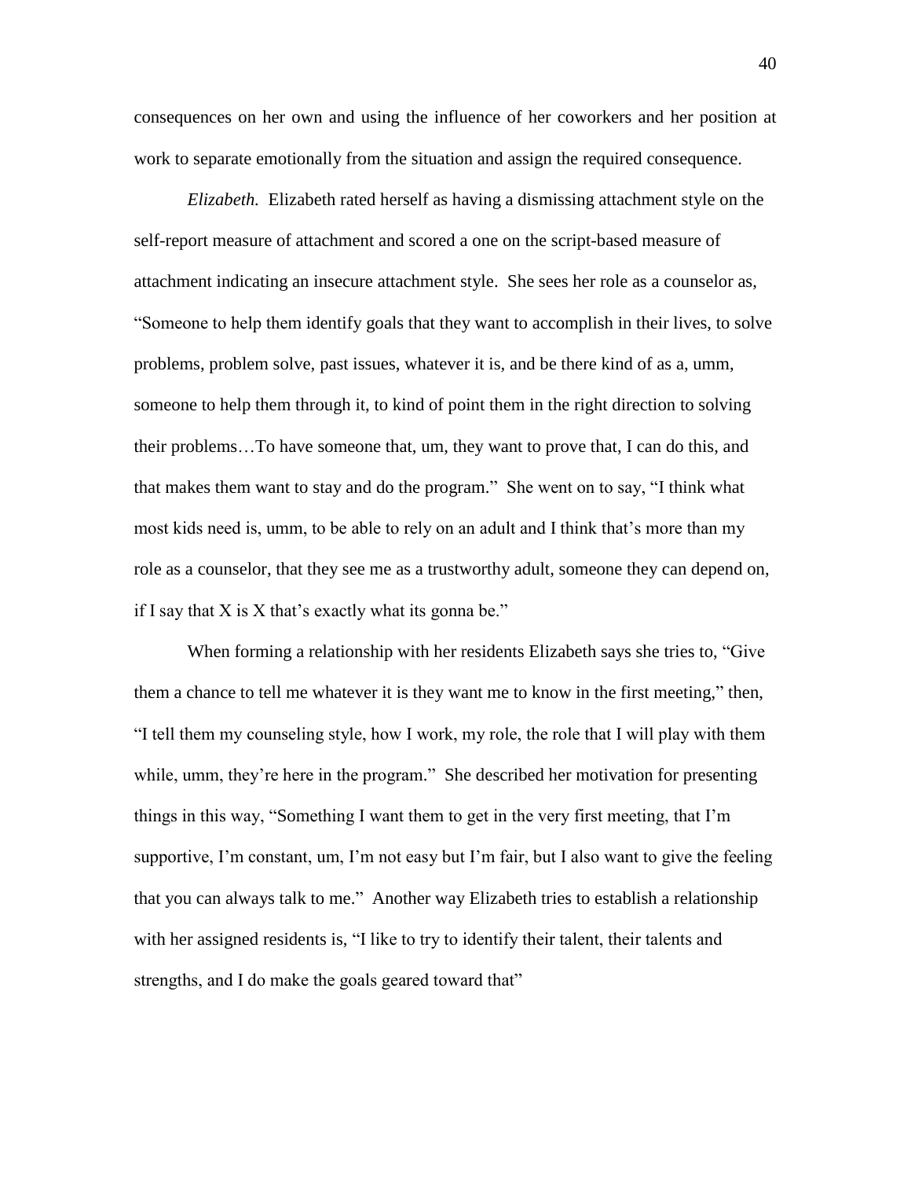consequences on her own and using the influence of her coworkers and her position at work to separate emotionally from the situation and assign the required consequence.

*Elizabeth.* Elizabeth rated herself as having a dismissing attachment style on the self-report measure of attachment and scored a one on the script-based measure of attachment indicating an insecure attachment style. She sees her role as a counselor as, "Someone to help them identify goals that they want to accomplish in their lives, to solve problems, problem solve, past issues, whatever it is, and be there kind of as a, umm, someone to help them through it, to kind of point them in the right direction to solving their problems…To have someone that, um, they want to prove that, I can do this, and that makes them want to stay and do the program." She went on to say, "I think what most kids need is, umm, to be able to rely on an adult and I think that's more than my role as a counselor, that they see me as a trustworthy adult, someone they can depend on, if I say that X is X that's exactly what its gonna be."

When forming a relationship with her residents Elizabeth says she tries to, "Give them a chance to tell me whatever it is they want me to know in the first meeting," then, "I tell them my counseling style, how I work, my role, the role that I will play with them while, umm, they're here in the program." She described her motivation for presenting things in this way, "Something I want them to get in the very first meeting, that I'm supportive, I'm constant, um, I'm not easy but I'm fair, but I also want to give the feeling that you can always talk to me." Another way Elizabeth tries to establish a relationship with her assigned residents is, "I like to try to identify their talent, their talents and strengths, and I do make the goals geared toward that"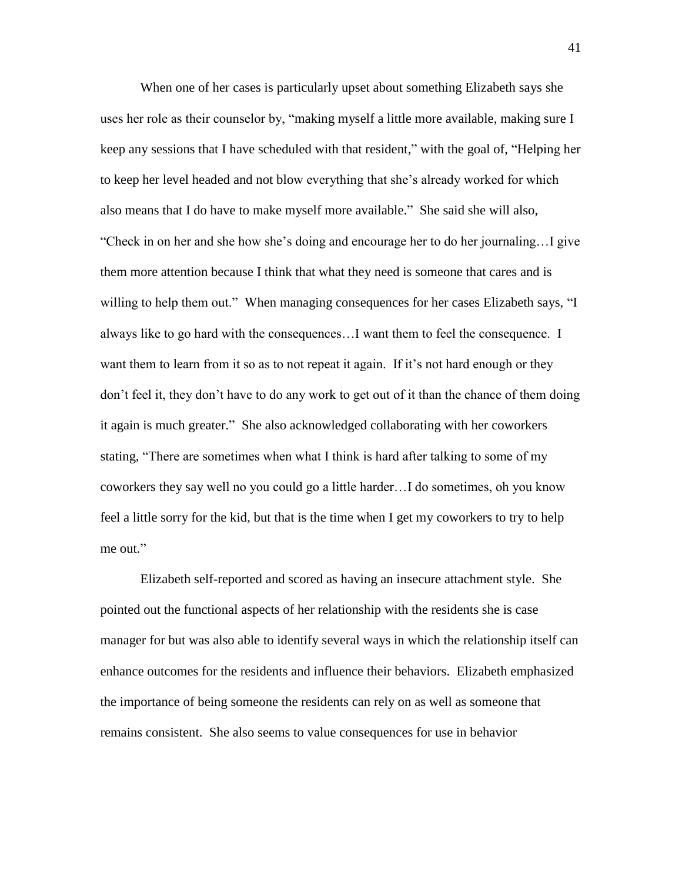When one of her cases is particularly upset about something Elizabeth says she uses her role as their counselor by, "making myself a little more available, making sure I keep any sessions that I have scheduled with that resident," with the goal of, "Helping her to keep her level headed and not blow everything that she's already worked for which also means that I do have to make myself more available." She said she will also, "Check in on her and she how she's doing and encourage her to do her journaling…I give them more attention because I think that what they need is someone that cares and is willing to help them out." When managing consequences for her cases Elizabeth says, "I always like to go hard with the consequences…I want them to feel the consequence. I want them to learn from it so as to not repeat it again. If it's not hard enough or they don't feel it, they don't have to do any work to get out of it than the chance of them doing it again is much greater." She also acknowledged collaborating with her coworkers stating, "There are sometimes when what I think is hard after talking to some of my coworkers they say well no you could go a little harder…I do sometimes, oh you know feel a little sorry for the kid, but that is the time when I get my coworkers to try to help me out."

Elizabeth self-reported and scored as having an insecure attachment style. She pointed out the functional aspects of her relationship with the residents she is case manager for but was also able to identify several ways in which the relationship itself can enhance outcomes for the residents and influence their behaviors. Elizabeth emphasized the importance of being someone the residents can rely on as well as someone that remains consistent. She also seems to value consequences for use in behavior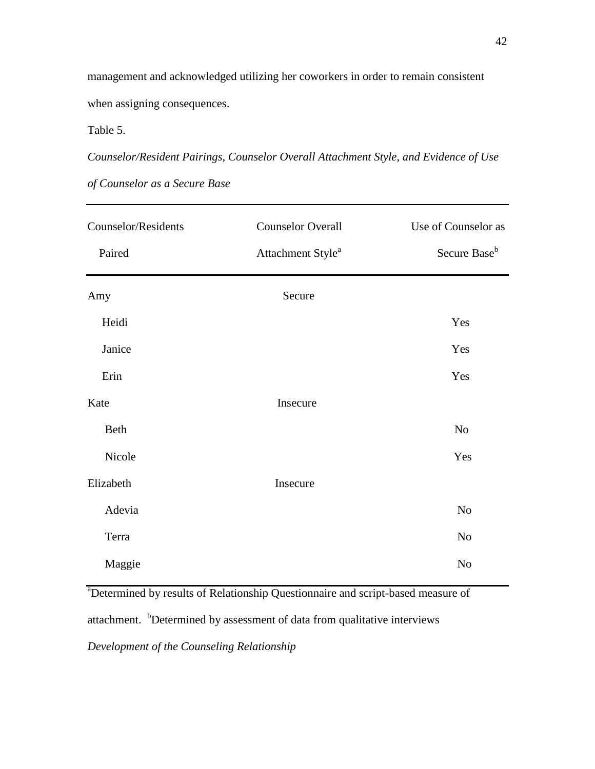management and acknowledged utilizing her coworkers in order to remain consistent when assigning consequences.

Table 5.

*Counselor/Resident Pairings, Counselor Overall Attachment Style, and Evidence of Use of Counselor as a Secure Base*

| Counselor/Residents Paired | Counselor Overall Attachment Style[a] | Use of Counselor as Secure Base[b] |
|---|---|---|
| Amy | Secure | |
| Heidi | | Yes |
| Janice | | Yes |
| Erin | | Yes |
| Kate | Insecure | |
| Beth | | No |
| Nicole | | Yes |
| Elizabeth | Insecure | |
| Adevia | | No |
| Terra | | No |
| Maggie | | No |

[a]Determined by results of Relationship Questionnaire and script-based measure of attachment. [b]Determined by assessment of data from qualitative interviews

*Development of the Counseling Relationship*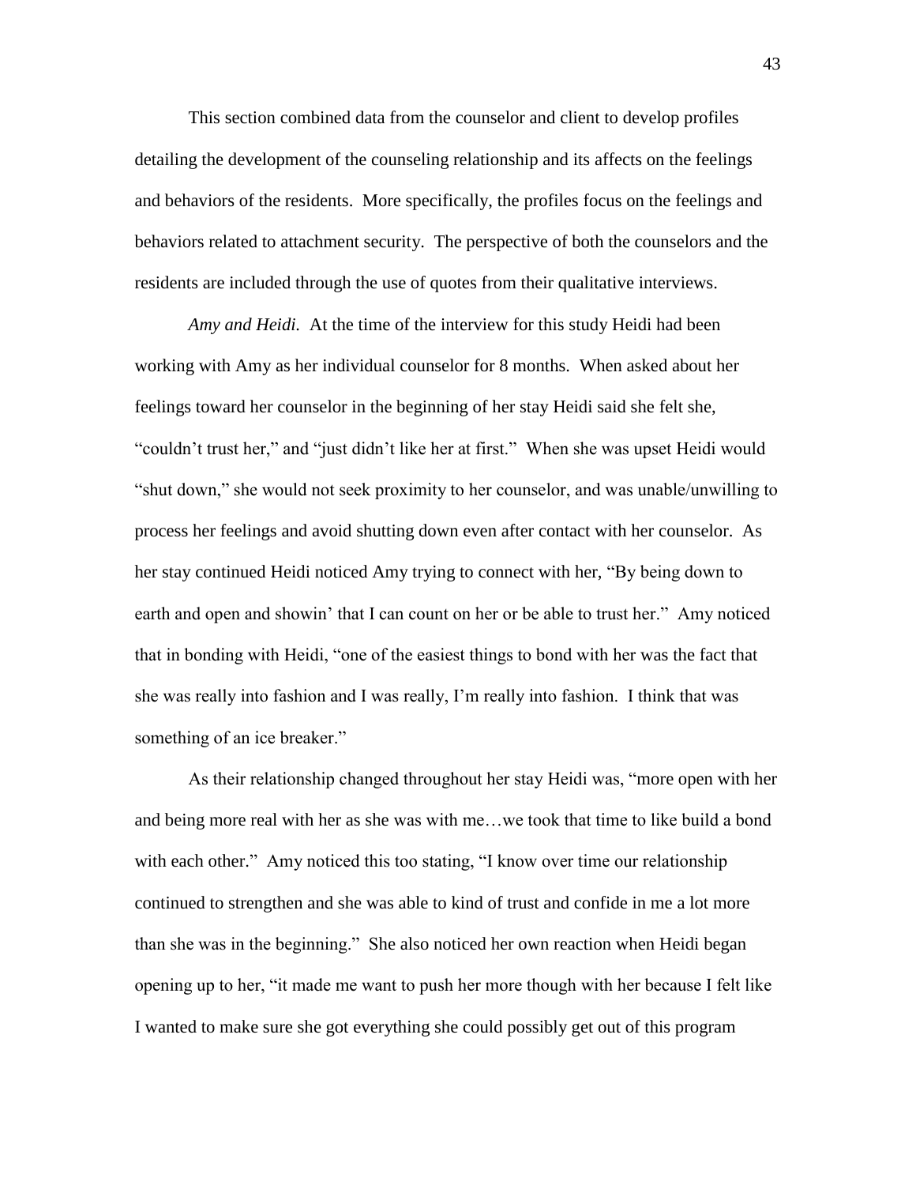This section combined data from the counselor and client to develop profiles detailing the development of the counseling relationship and its affects on the feelings and behaviors of the residents. More specifically, the profiles focus on the feelings and behaviors related to attachment security. The perspective of both the counselors and the residents are included through the use of quotes from their qualitative interviews.

*Amy and Heidi.* At the time of the interview for this study Heidi had been working with Amy as her individual counselor for 8 months. When asked about her feelings toward her counselor in the beginning of her stay Heidi said she felt she, "couldn't trust her," and "just didn't like her at first." When she was upset Heidi would "shut down," she would not seek proximity to her counselor, and was unable/unwilling to process her feelings and avoid shutting down even after contact with her counselor. As her stay continued Heidi noticed Amy trying to connect with her, "By being down to earth and open and showin' that I can count on her or be able to trust her." Amy noticed that in bonding with Heidi, "one of the easiest things to bond with her was the fact that she was really into fashion and I was really, I'm really into fashion. I think that was something of an ice breaker."

As their relationship changed throughout her stay Heidi was, "more open with her and being more real with her as she was with me…we took that time to like build a bond with each other." Amy noticed this too stating, "I know over time our relationship continued to strengthen and she was able to kind of trust and confide in me a lot more than she was in the beginning." She also noticed her own reaction when Heidi began opening up to her, "it made me want to push her more though with her because I felt like I wanted to make sure she got everything she could possibly get out of this program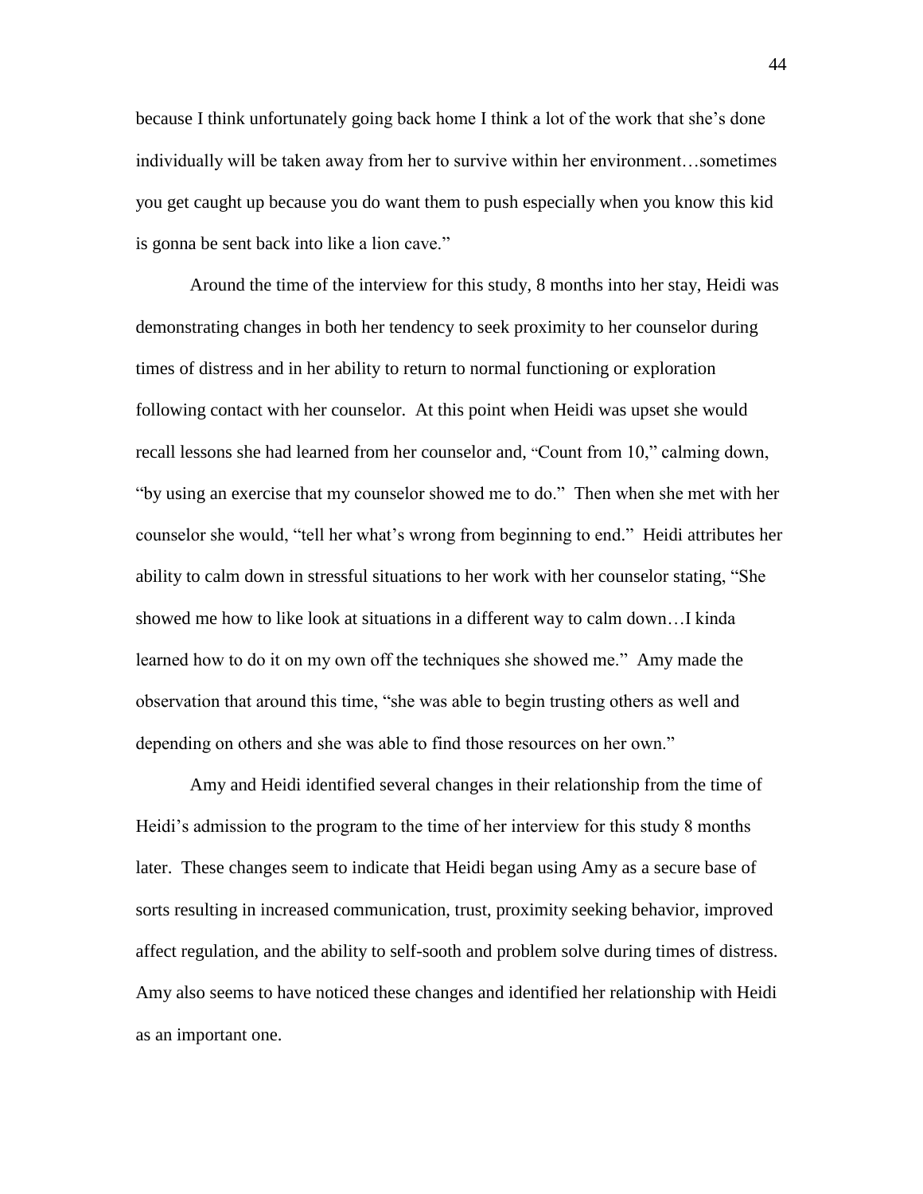because I think unfortunately going back home I think a lot of the work that she's done individually will be taken away from her to survive within her environment…sometimes you get caught up because you do want them to push especially when you know this kid is gonna be sent back into like a lion cave."

Around the time of the interview for this study, 8 months into her stay, Heidi was demonstrating changes in both her tendency to seek proximity to her counselor during times of distress and in her ability to return to normal functioning or exploration following contact with her counselor. At this point when Heidi was upset she would recall lessons she had learned from her counselor and, "Count from 10," calming down, "by using an exercise that my counselor showed me to do." Then when she met with her counselor she would, "tell her what's wrong from beginning to end." Heidi attributes her ability to calm down in stressful situations to her work with her counselor stating, "She showed me how to like look at situations in a different way to calm down…I kinda learned how to do it on my own off the techniques she showed me." Amy made the observation that around this time, "she was able to begin trusting others as well and depending on others and she was able to find those resources on her own."

Amy and Heidi identified several changes in their relationship from the time of Heidi's admission to the program to the time of her interview for this study 8 months later. These changes seem to indicate that Heidi began using Amy as a secure base of sorts resulting in increased communication, trust, proximity seeking behavior, improved affect regulation, and the ability to self-sooth and problem solve during times of distress. Amy also seems to have noticed these changes and identified her relationship with Heidi as an important one.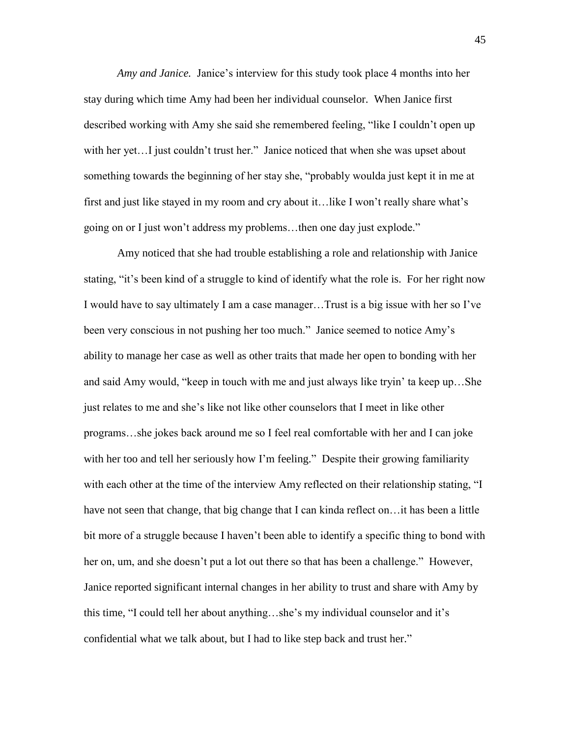*Amy and Janice.* Janice's interview for this study took place 4 months into her stay during which time Amy had been her individual counselor. When Janice first described working with Amy she said she remembered feeling, "like I couldn't open up with her yet…I just couldn't trust her." Janice noticed that when she was upset about something towards the beginning of her stay she, "probably woulda just kept it in me at first and just like stayed in my room and cry about it…like I won't really share what's going on or I just won't address my problems…then one day just explode."

Amy noticed that she had trouble establishing a role and relationship with Janice stating, "it's been kind of a struggle to kind of identify what the role is. For her right now I would have to say ultimately I am a case manager…Trust is a big issue with her so I've been very conscious in not pushing her too much." Janice seemed to notice Amy's ability to manage her case as well as other traits that made her open to bonding with her and said Amy would, "keep in touch with me and just always like tryin' ta keep up…She just relates to me and she's like not like other counselors that I meet in like other programs…she jokes back around me so I feel real comfortable with her and I can joke with her too and tell her seriously how I'm feeling." Despite their growing familiarity with each other at the time of the interview Amy reflected on their relationship stating, "I have not seen that change, that big change that I can kinda reflect on…it has been a little bit more of a struggle because I haven't been able to identify a specific thing to bond with her on, um, and she doesn't put a lot out there so that has been a challenge." However, Janice reported significant internal changes in her ability to trust and share with Amy by this time, "I could tell her about anything…she's my individual counselor and it's confidential what we talk about, but I had to like step back and trust her."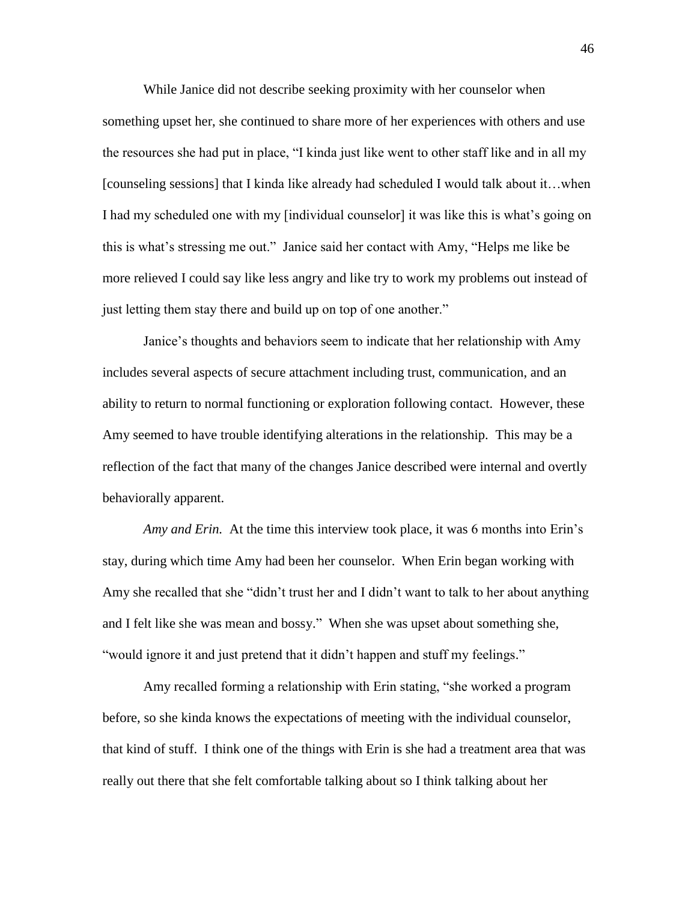While Janice did not describe seeking proximity with her counselor when something upset her, she continued to share more of her experiences with others and use the resources she had put in place, "I kinda just like went to other staff like and in all my [counseling sessions] that I kinda like already had scheduled I would talk about it…when I had my scheduled one with my [individual counselor] it was like this is what's going on this is what's stressing me out." Janice said her contact with Amy, "Helps me like be more relieved I could say like less angry and like try to work my problems out instead of just letting them stay there and build up on top of one another."

Janice's thoughts and behaviors seem to indicate that her relationship with Amy includes several aspects of secure attachment including trust, communication, and an ability to return to normal functioning or exploration following contact. However, these Amy seemed to have trouble identifying alterations in the relationship. This may be a reflection of the fact that many of the changes Janice described were internal and overtly behaviorally apparent.

*Amy and Erin.* At the time this interview took place, it was 6 months into Erin's stay, during which time Amy had been her counselor. When Erin began working with Amy she recalled that she "didn't trust her and I didn't want to talk to her about anything and I felt like she was mean and bossy." When she was upset about something she, "would ignore it and just pretend that it didn't happen and stuff my feelings."

Amy recalled forming a relationship with Erin stating, "she worked a program before, so she kinda knows the expectations of meeting with the individual counselor, that kind of stuff. I think one of the things with Erin is she had a treatment area that was really out there that she felt comfortable talking about so I think talking about her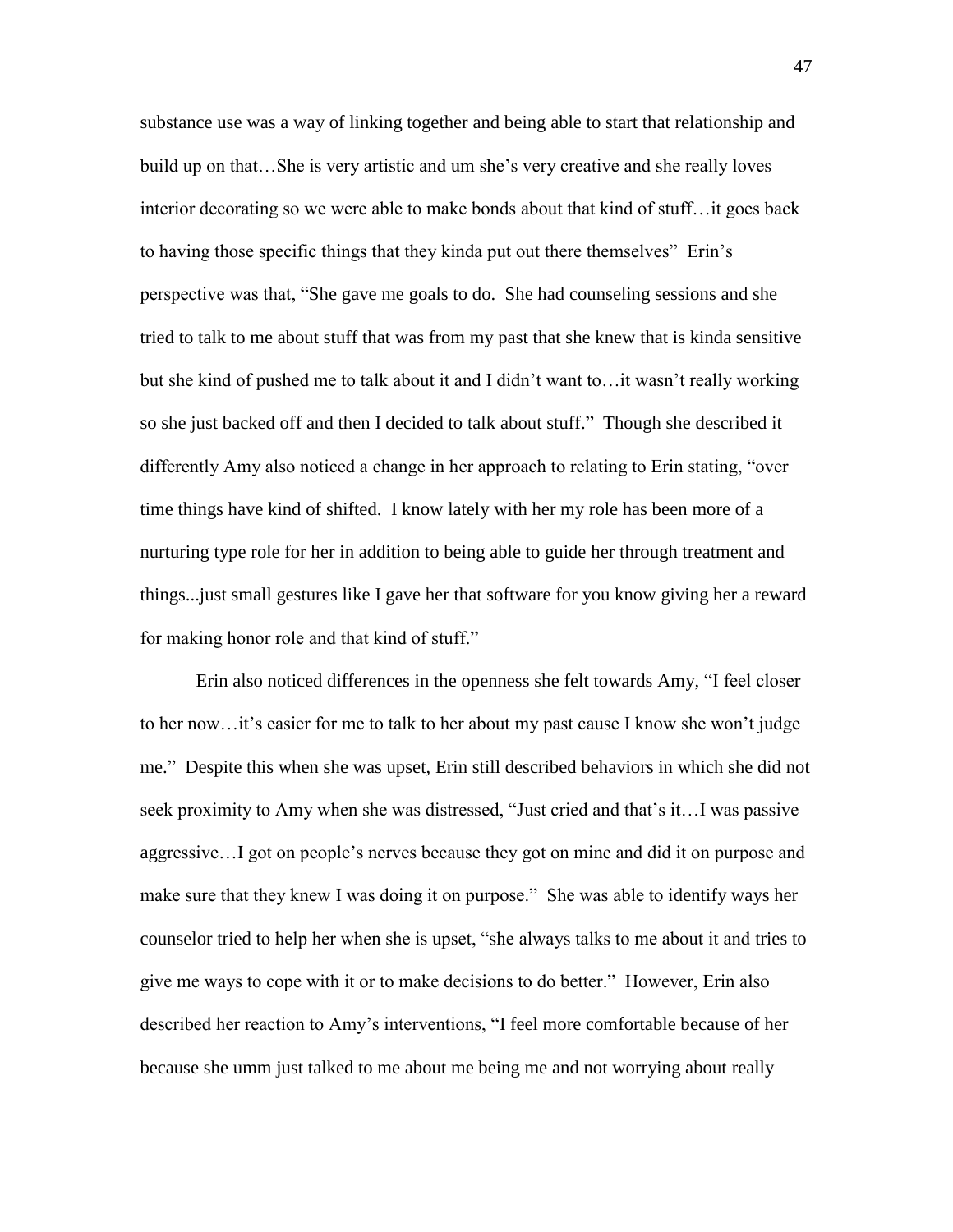substance use was a way of linking together and being able to start that relationship and build up on that…She is very artistic and um she's very creative and she really loves interior decorating so we were able to make bonds about that kind of stuff…it goes back to having those specific things that they kinda put out there themselves" Erin's perspective was that, "She gave me goals to do. She had counseling sessions and she tried to talk to me about stuff that was from my past that she knew that is kinda sensitive but she kind of pushed me to talk about it and I didn't want to…it wasn't really working so she just backed off and then I decided to talk about stuff." Though she described it differently Amy also noticed a change in her approach to relating to Erin stating, "over time things have kind of shifted. I know lately with her my role has been more of a nurturing type role for her in addition to being able to guide her through treatment and things...just small gestures like I gave her that software for you know giving her a reward for making honor role and that kind of stuff."

Erin also noticed differences in the openness she felt towards Amy, "I feel closer to her now…it's easier for me to talk to her about my past cause I know she won't judge me." Despite this when she was upset, Erin still described behaviors in which she did not seek proximity to Amy when she was distressed, "Just cried and that's it…I was passive aggressive…I got on people's nerves because they got on mine and did it on purpose and make sure that they knew I was doing it on purpose." She was able to identify ways her counselor tried to help her when she is upset, "she always talks to me about it and tries to give me ways to cope with it or to make decisions to do better." However, Erin also described her reaction to Amy's interventions, "I feel more comfortable because of her because she umm just talked to me about me being me and not worrying about really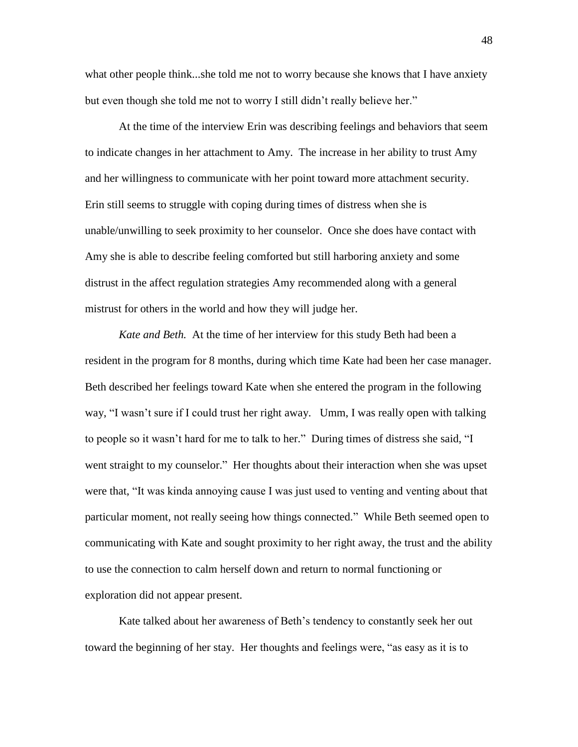what other people think...she told me not to worry because she knows that I have anxiety but even though she told me not to worry I still didn't really believe her."

At the time of the interview Erin was describing feelings and behaviors that seem to indicate changes in her attachment to Amy. The increase in her ability to trust Amy and her willingness to communicate with her point toward more attachment security. Erin still seems to struggle with coping during times of distress when she is unable/unwilling to seek proximity to her counselor. Once she does have contact with Amy she is able to describe feeling comforted but still harboring anxiety and some distrust in the affect regulation strategies Amy recommended along with a general mistrust for others in the world and how they will judge her.

*Kate and Beth.* At the time of her interview for this study Beth had been a resident in the program for 8 months, during which time Kate had been her case manager. Beth described her feelings toward Kate when she entered the program in the following way, "I wasn't sure if I could trust her right away. Umm, I was really open with talking to people so it wasn't hard for me to talk to her." During times of distress she said, "I went straight to my counselor." Her thoughts about their interaction when she was upset were that, "It was kinda annoying cause I was just used to venting and venting about that particular moment, not really seeing how things connected." While Beth seemed open to communicating with Kate and sought proximity to her right away, the trust and the ability to use the connection to calm herself down and return to normal functioning or exploration did not appear present.

Kate talked about her awareness of Beth's tendency to constantly seek her out toward the beginning of her stay. Her thoughts and feelings were, "as easy as it is to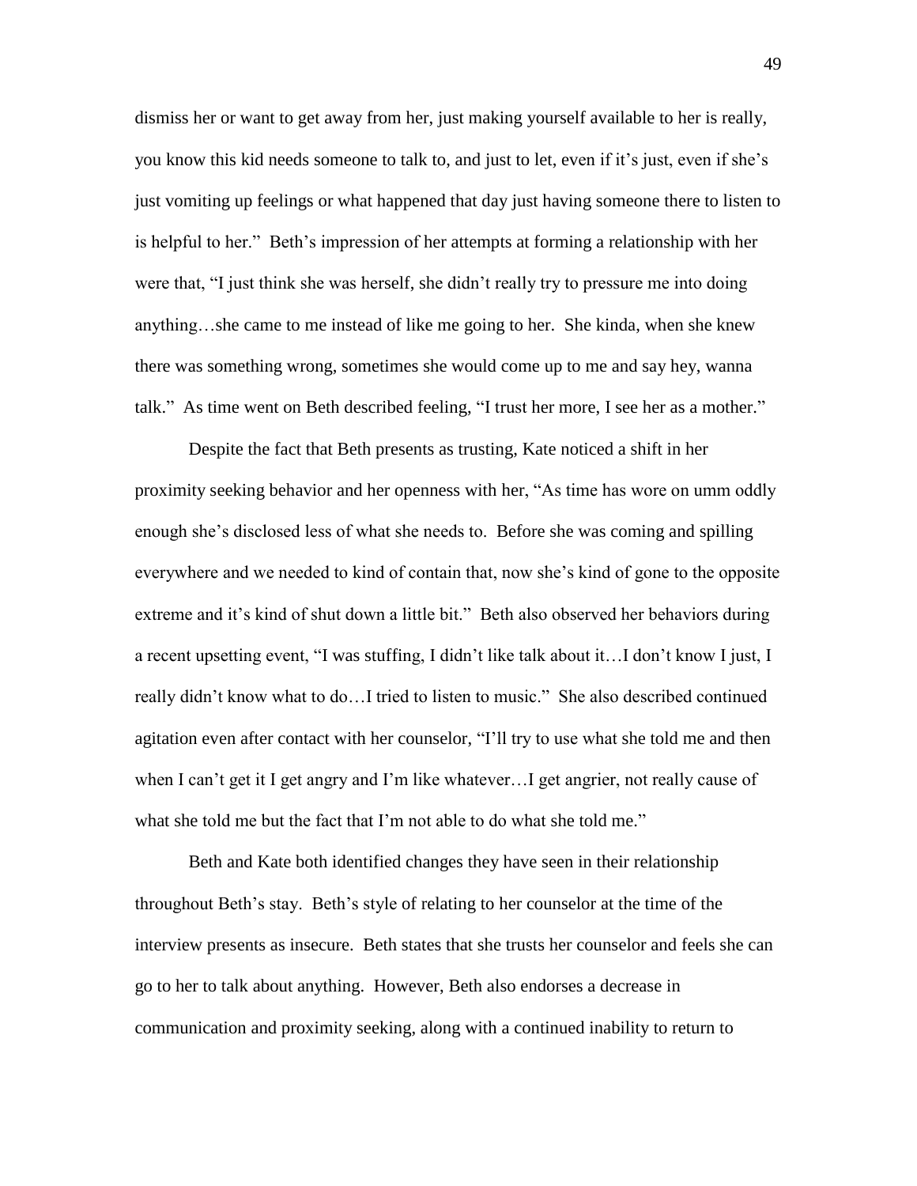dismiss her or want to get away from her, just making yourself available to her is really, you know this kid needs someone to talk to, and just to let, even if it's just, even if she's just vomiting up feelings or what happened that day just having someone there to listen to is helpful to her." Beth's impression of her attempts at forming a relationship with her were that, "I just think she was herself, she didn't really try to pressure me into doing anything…she came to me instead of like me going to her. She kinda, when she knew there was something wrong, sometimes she would come up to me and say hey, wanna talk." As time went on Beth described feeling, "I trust her more, I see her as a mother."

Despite the fact that Beth presents as trusting, Kate noticed a shift in her proximity seeking behavior and her openness with her, "As time has wore on umm oddly enough she's disclosed less of what she needs to. Before she was coming and spilling everywhere and we needed to kind of contain that, now she's kind of gone to the opposite extreme and it's kind of shut down a little bit." Beth also observed her behaviors during a recent upsetting event, "I was stuffing, I didn't like talk about it…I don't know I just, I really didn't know what to do…I tried to listen to music." She also described continued agitation even after contact with her counselor, "I'll try to use what she told me and then when I can't get it I get angry and I'm like whatever…I get angrier, not really cause of what she told me but the fact that I'm not able to do what she told me."

Beth and Kate both identified changes they have seen in their relationship throughout Beth's stay. Beth's style of relating to her counselor at the time of the interview presents as insecure. Beth states that she trusts her counselor and feels she can go to her to talk about anything. However, Beth also endorses a decrease in communication and proximity seeking, along with a continued inability to return to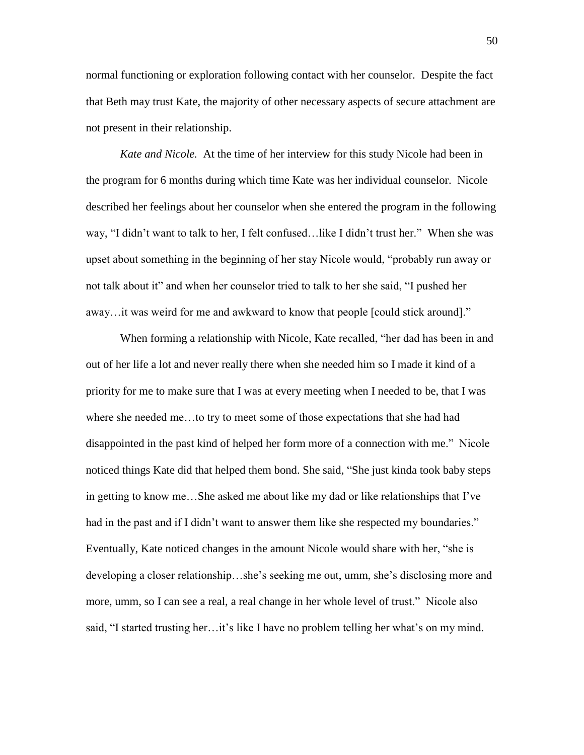normal functioning or exploration following contact with her counselor. Despite the fact that Beth may trust Kate, the majority of other necessary aspects of secure attachment are not present in their relationship.

*Kate and Nicole.* At the time of her interview for this study Nicole had been in the program for 6 months during which time Kate was her individual counselor. Nicole described her feelings about her counselor when she entered the program in the following way, "I didn't want to talk to her, I felt confused…like I didn't trust her." When she was upset about something in the beginning of her stay Nicole would, "probably run away or not talk about it" and when her counselor tried to talk to her she said, "I pushed her away…it was weird for me and awkward to know that people [could stick around]."

When forming a relationship with Nicole, Kate recalled, "her dad has been in and out of her life a lot and never really there when she needed him so I made it kind of a priority for me to make sure that I was at every meeting when I needed to be, that I was where she needed me…to try to meet some of those expectations that she had had disappointed in the past kind of helped her form more of a connection with me." Nicole noticed things Kate did that helped them bond. She said, "She just kinda took baby steps in getting to know me…She asked me about like my dad or like relationships that I've had in the past and if I didn't want to answer them like she respected my boundaries." Eventually, Kate noticed changes in the amount Nicole would share with her, "she is developing a closer relationship…she's seeking me out, umm, she's disclosing more and more, umm, so I can see a real, a real change in her whole level of trust." Nicole also said, "I started trusting her…it's like I have no problem telling her what's on my mind.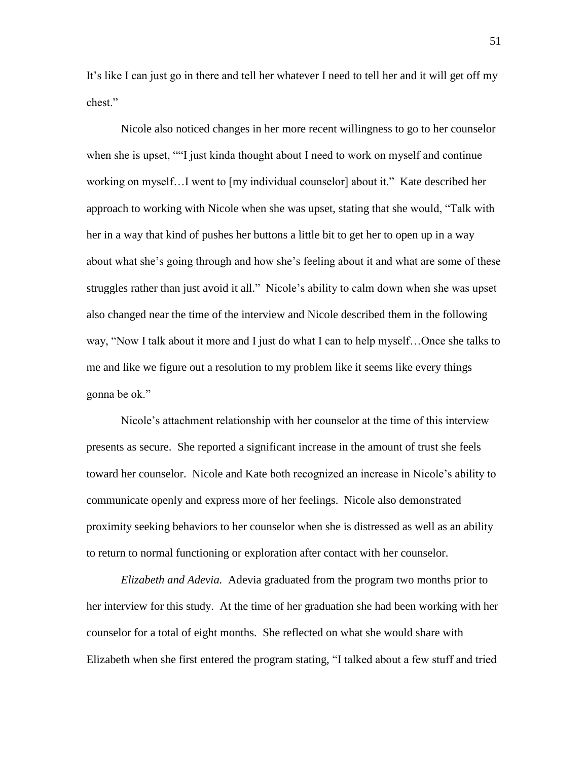It's like I can just go in there and tell her whatever I need to tell her and it will get off my chest."

Nicole also noticed changes in her more recent willingness to go to her counselor when she is upset, ""I just kinda thought about I need to work on myself and continue working on myself…I went to [my individual counselor] about it." Kate described her approach to working with Nicole when she was upset, stating that she would, "Talk with her in a way that kind of pushes her buttons a little bit to get her to open up in a way about what she's going through and how she's feeling about it and what are some of these struggles rather than just avoid it all." Nicole's ability to calm down when she was upset also changed near the time of the interview and Nicole described them in the following way, "Now I talk about it more and I just do what I can to help myself…Once she talks to me and like we figure out a resolution to my problem like it seems like every things gonna be ok."

Nicole's attachment relationship with her counselor at the time of this interview presents as secure. She reported a significant increase in the amount of trust she feels toward her counselor. Nicole and Kate both recognized an increase in Nicole's ability to communicate openly and express more of her feelings. Nicole also demonstrated proximity seeking behaviors to her counselor when she is distressed as well as an ability to return to normal functioning or exploration after contact with her counselor.

*Elizabeth and Adevia.* Adevia graduated from the program two months prior to her interview for this study. At the time of her graduation she had been working with her counselor for a total of eight months. She reflected on what she would share with Elizabeth when she first entered the program stating, "I talked about a few stuff and tried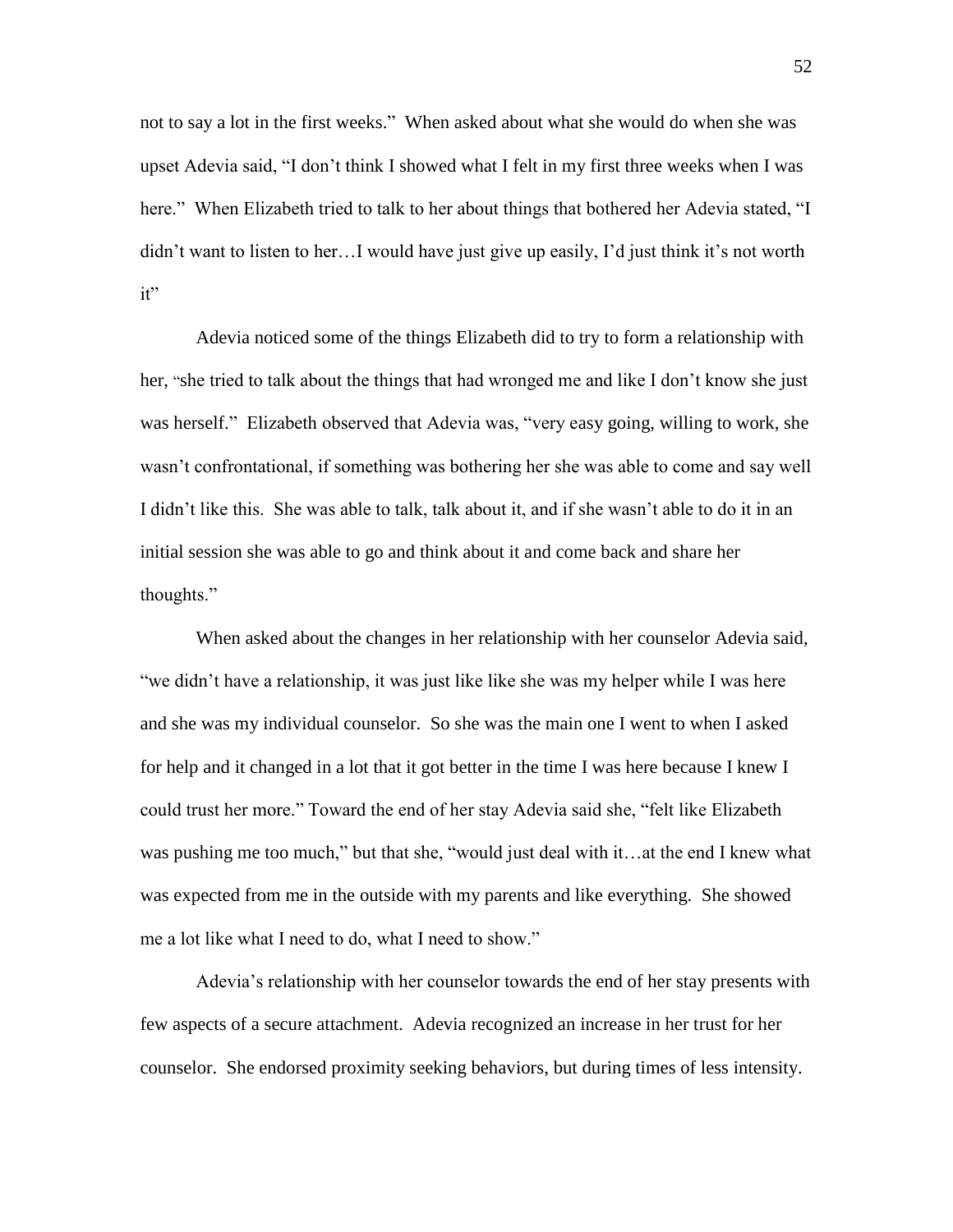not to say a lot in the first weeks." When asked about what she would do when she was upset Adevia said, "I don't think I showed what I felt in my first three weeks when I was here." When Elizabeth tried to talk to her about things that bothered her Adevia stated, "I didn't want to listen to her…I would have just give up easily, I'd just think it's not worth it"

Adevia noticed some of the things Elizabeth did to try to form a relationship with her, "she tried to talk about the things that had wronged me and like I don't know she just was herself." Elizabeth observed that Adevia was, "very easy going, willing to work, she wasn't confrontational, if something was bothering her she was able to come and say well I didn't like this. She was able to talk, talk about it, and if she wasn't able to do it in an initial session she was able to go and think about it and come back and share her thoughts."

When asked about the changes in her relationship with her counselor Adevia said, "we didn't have a relationship, it was just like like she was my helper while I was here and she was my individual counselor. So she was the main one I went to when I asked for help and it changed in a lot that it got better in the time I was here because I knew I could trust her more." Toward the end of her stay Adevia said she, "felt like Elizabeth was pushing me too much," but that she, "would just deal with it…at the end I knew what was expected from me in the outside with my parents and like everything. She showed me a lot like what I need to do, what I need to show."

Adevia's relationship with her counselor towards the end of her stay presents with few aspects of a secure attachment. Adevia recognized an increase in her trust for her counselor. She endorsed proximity seeking behaviors, but during times of less intensity.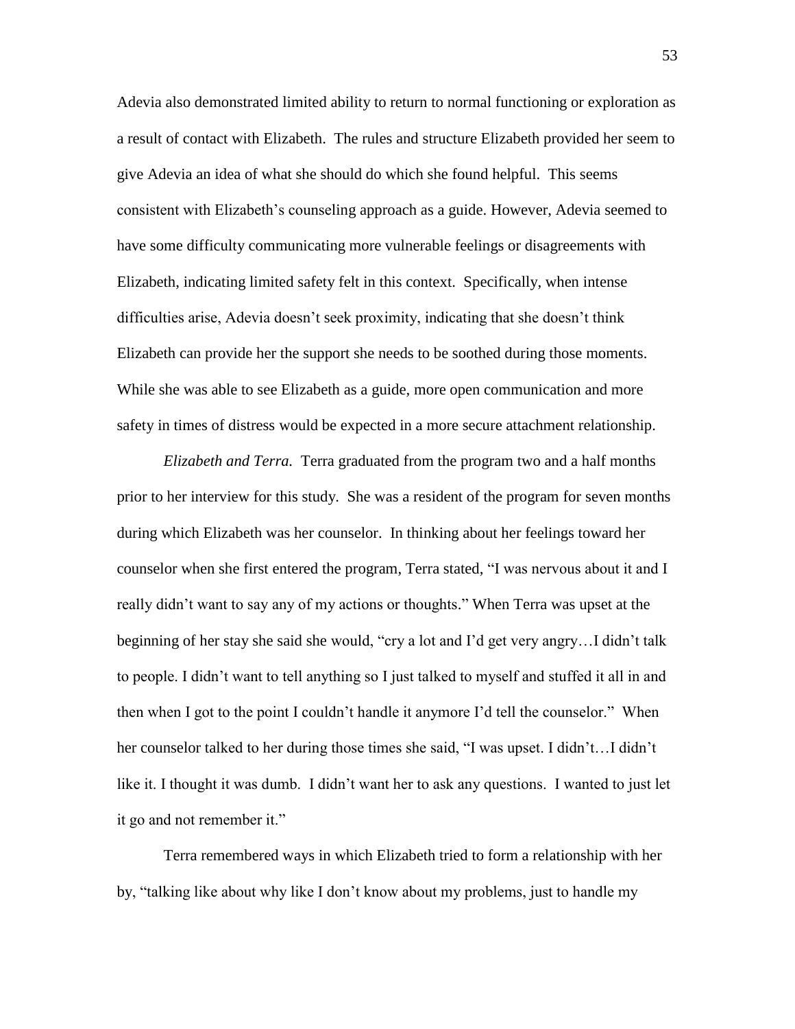Adevia also demonstrated limited ability to return to normal functioning or exploration as a result of contact with Elizabeth. The rules and structure Elizabeth provided her seem to give Adevia an idea of what she should do which she found helpful. This seems consistent with Elizabeth's counseling approach as a guide. However, Adevia seemed to have some difficulty communicating more vulnerable feelings or disagreements with Elizabeth, indicating limited safety felt in this context. Specifically, when intense difficulties arise, Adevia doesn't seek proximity, indicating that she doesn't think Elizabeth can provide her the support she needs to be soothed during those moments. While she was able to see Elizabeth as a guide, more open communication and more safety in times of distress would be expected in a more secure attachment relationship.

*Elizabeth and Terra.* Terra graduated from the program two and a half months prior to her interview for this study. She was a resident of the program for seven months during which Elizabeth was her counselor. In thinking about her feelings toward her counselor when she first entered the program, Terra stated, "I was nervous about it and I really didn't want to say any of my actions or thoughts." When Terra was upset at the beginning of her stay she said she would, "cry a lot and I'd get very angry…I didn't talk to people. I didn't want to tell anything so I just talked to myself and stuffed it all in and then when I got to the point I couldn't handle it anymore I'd tell the counselor." When her counselor talked to her during those times she said, "I was upset. I didn't…I didn't like it. I thought it was dumb. I didn't want her to ask any questions. I wanted to just let it go and not remember it."

Terra remembered ways in which Elizabeth tried to form a relationship with her by, "talking like about why like I don't know about my problems, just to handle my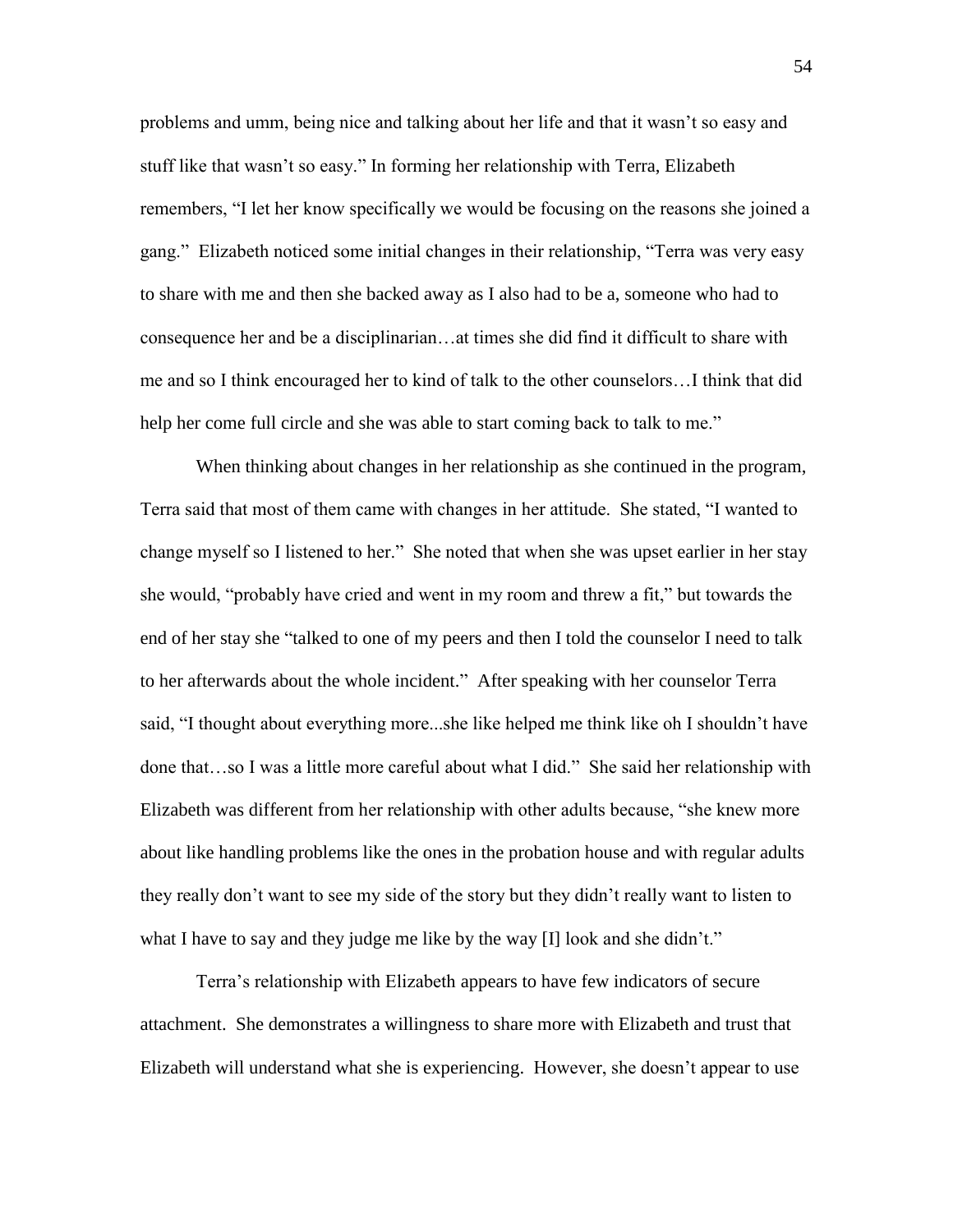problems and umm, being nice and talking about her life and that it wasn't so easy and stuff like that wasn't so easy." In forming her relationship with Terra, Elizabeth remembers, "I let her know specifically we would be focusing on the reasons she joined a gang." Elizabeth noticed some initial changes in their relationship, "Terra was very easy to share with me and then she backed away as I also had to be a, someone who had to consequence her and be a disciplinarian…at times she did find it difficult to share with me and so I think encouraged her to kind of talk to the other counselors…I think that did help her come full circle and she was able to start coming back to talk to me."

When thinking about changes in her relationship as she continued in the program, Terra said that most of them came with changes in her attitude. She stated, "I wanted to change myself so I listened to her." She noted that when she was upset earlier in her stay she would, "probably have cried and went in my room and threw a fit," but towards the end of her stay she "talked to one of my peers and then I told the counselor I need to talk to her afterwards about the whole incident." After speaking with her counselor Terra said, "I thought about everything more...she like helped me think like oh I shouldn't have done that…so I was a little more careful about what I did." She said her relationship with Elizabeth was different from her relationship with other adults because, "she knew more about like handling problems like the ones in the probation house and with regular adults they really don't want to see my side of the story but they didn't really want to listen to what I have to say and they judge me like by the way [I] look and she didn't."

Terra's relationship with Elizabeth appears to have few indicators of secure attachment. She demonstrates a willingness to share more with Elizabeth and trust that Elizabeth will understand what she is experiencing. However, she doesn't appear to use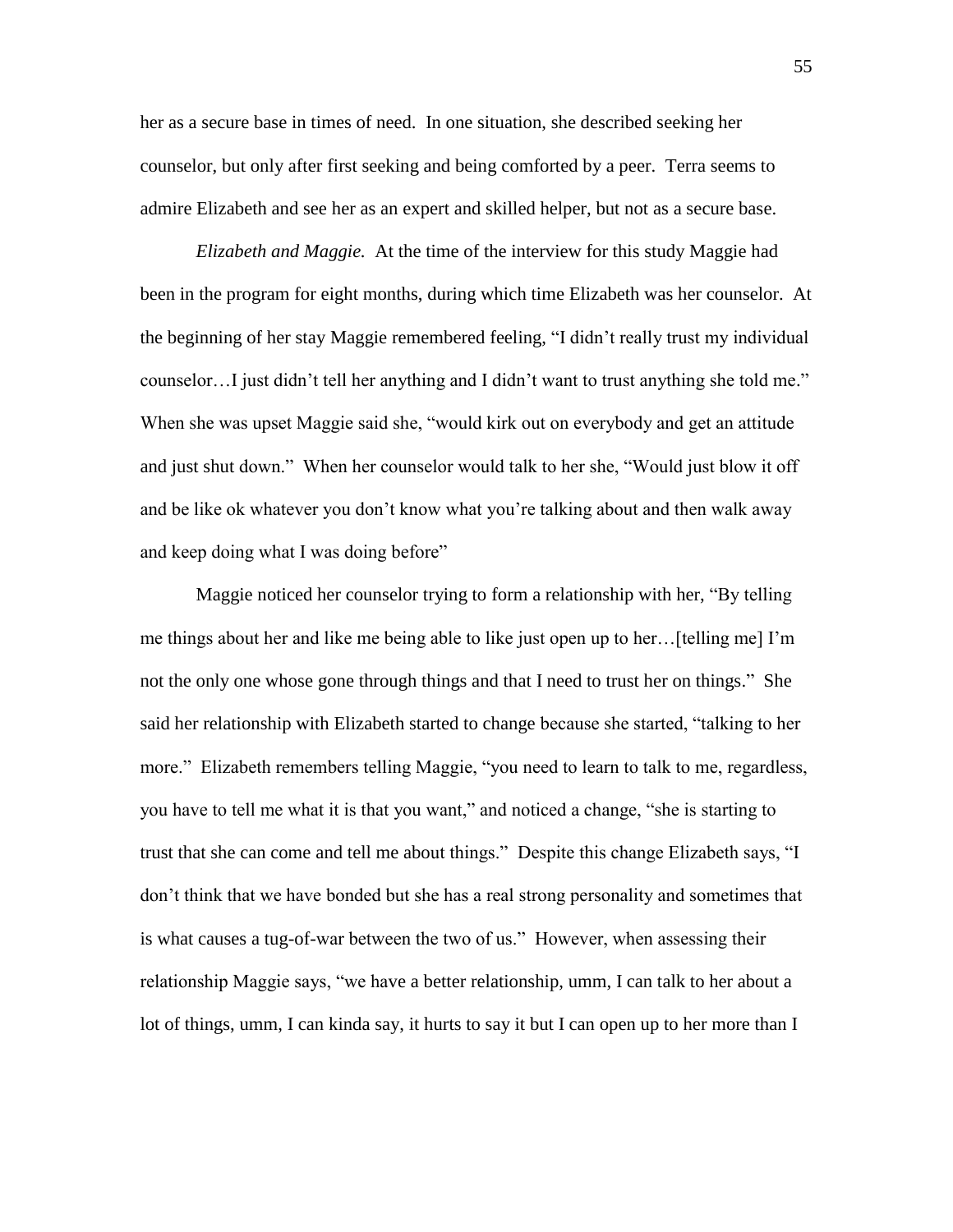her as a secure base in times of need. In one situation, she described seeking her counselor, but only after first seeking and being comforted by a peer. Terra seems to admire Elizabeth and see her as an expert and skilled helper, but not as a secure base.

*Elizabeth and Maggie.* At the time of the interview for this study Maggie had been in the program for eight months, during which time Elizabeth was her counselor. At the beginning of her stay Maggie remembered feeling, "I didn't really trust my individual counselor…I just didn't tell her anything and I didn't want to trust anything she told me." When she was upset Maggie said she, "would kirk out on everybody and get an attitude and just shut down." When her counselor would talk to her she, "Would just blow it off and be like ok whatever you don't know what you're talking about and then walk away and keep doing what I was doing before"

Maggie noticed her counselor trying to form a relationship with her, "By telling me things about her and like me being able to like just open up to her…[telling me] I'm not the only one whose gone through things and that I need to trust her on things." She said her relationship with Elizabeth started to change because she started, "talking to her more." Elizabeth remembers telling Maggie, "you need to learn to talk to me, regardless, you have to tell me what it is that you want," and noticed a change, "she is starting to trust that she can come and tell me about things." Despite this change Elizabeth says, "I don't think that we have bonded but she has a real strong personality and sometimes that is what causes a tug-of-war between the two of us." However, when assessing their relationship Maggie says, "we have a better relationship, umm, I can talk to her about a lot of things, umm, I can kinda say, it hurts to say it but I can open up to her more than I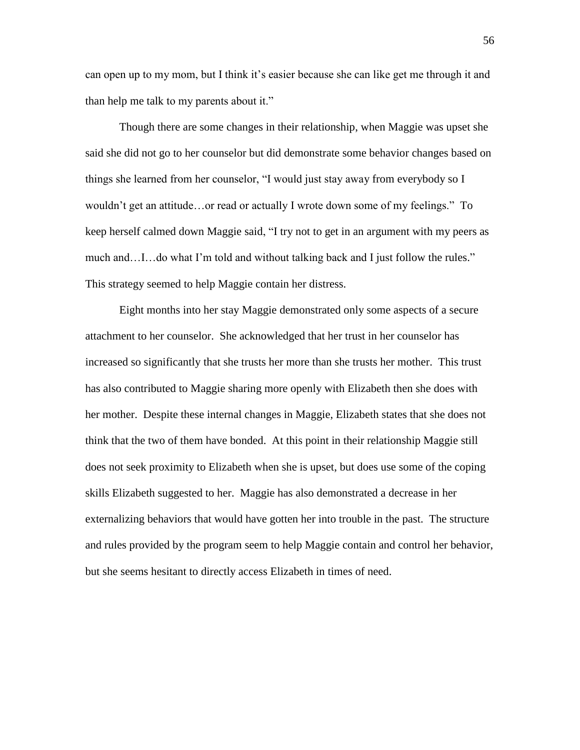can open up to my mom, but I think it's easier because she can like get me through it and than help me talk to my parents about it."

Though there are some changes in their relationship, when Maggie was upset she said she did not go to her counselor but did demonstrate some behavior changes based on things she learned from her counselor, "I would just stay away from everybody so I wouldn't get an attitude…or read or actually I wrote down some of my feelings." To keep herself calmed down Maggie said, "I try not to get in an argument with my peers as much and…I…do what I'm told and without talking back and I just follow the rules." This strategy seemed to help Maggie contain her distress.

Eight months into her stay Maggie demonstrated only some aspects of a secure attachment to her counselor. She acknowledged that her trust in her counselor has increased so significantly that she trusts her more than she trusts her mother. This trust has also contributed to Maggie sharing more openly with Elizabeth then she does with her mother. Despite these internal changes in Maggie, Elizabeth states that she does not think that the two of them have bonded. At this point in their relationship Maggie still does not seek proximity to Elizabeth when she is upset, but does use some of the coping skills Elizabeth suggested to her. Maggie has also demonstrated a decrease in her externalizing behaviors that would have gotten her into trouble in the past. The structure and rules provided by the program seem to help Maggie contain and control her behavior, but she seems hesitant to directly access Elizabeth in times of need.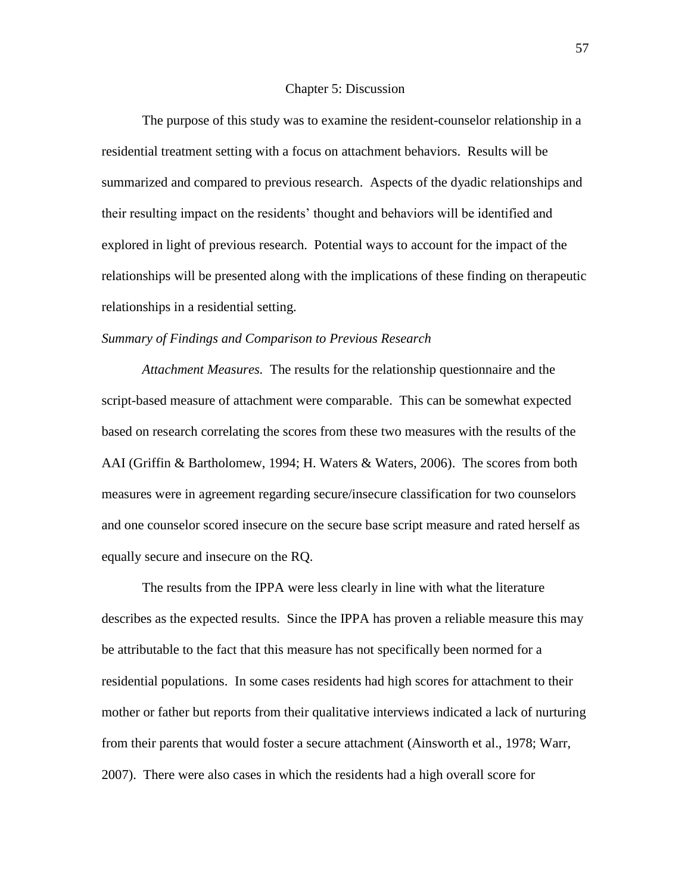# Chapter 5: Discussion

The purpose of this study was to examine the resident-counselor relationship in a residential treatment setting with a focus on attachment behaviors. Results will be summarized and compared to previous research. Aspects of the dyadic relationships and their resulting impact on the residents' thought and behaviors will be identified and explored in light of previous research. Potential ways to account for the impact of the relationships will be presented along with the implications of these finding on therapeutic relationships in a residential setting.

## *Summary of Findings and Comparison to Previous Research*

*Attachment Measures.* The results for the relationship questionnaire and the script-based measure of attachment were comparable. This can be somewhat expected based on research correlating the scores from these two measures with the results of the AAI (Griffin & Bartholomew, 1994; H. Waters & Waters, 2006). The scores from both measures were in agreement regarding secure/insecure classification for two counselors and one counselor scored insecure on the secure base script measure and rated herself as equally secure and insecure on the RQ.

The results from the IPPA were less clearly in line with what the literature describes as the expected results. Since the IPPA has proven a reliable measure this may be attributable to the fact that this measure has not specifically been normed for a residential populations. In some cases residents had high scores for attachment to their mother or father but reports from their qualitative interviews indicated a lack of nurturing from their parents that would foster a secure attachment (Ainsworth et al., 1978; Warr, 2007). There were also cases in which the residents had a high overall score for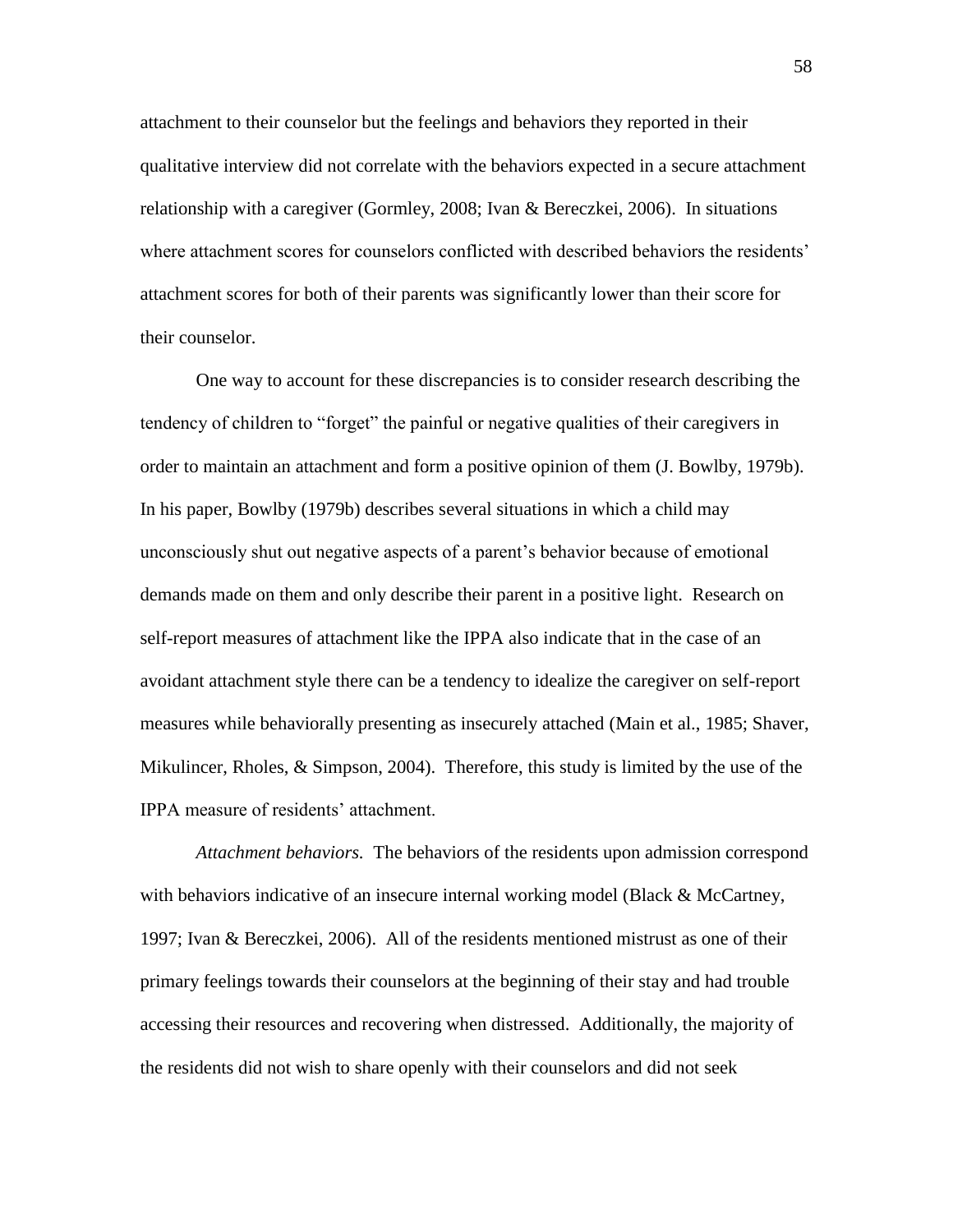attachment to their counselor but the feelings and behaviors they reported in their qualitative interview did not correlate with the behaviors expected in a secure attachment relationship with a caregiver (Gormley, 2008; Ivan & Bereczkei, 2006). In situations where attachment scores for counselors conflicted with described behaviors the residents' attachment scores for both of their parents was significantly lower than their score for their counselor.

One way to account for these discrepancies is to consider research describing the tendency of children to "forget" the painful or negative qualities of their caregivers in order to maintain an attachment and form a positive opinion of them (J. Bowlby, 1979b). In his paper, Bowlby (1979b) describes several situations in which a child may unconsciously shut out negative aspects of a parent's behavior because of emotional demands made on them and only describe their parent in a positive light. Research on self-report measures of attachment like the IPPA also indicate that in the case of an avoidant attachment style there can be a tendency to idealize the caregiver on self-report measures while behaviorally presenting as insecurely attached (Main et al., 1985; Shaver, Mikulincer, Rholes, & Simpson, 2004). Therefore, this study is limited by the use of the IPPA measure of residents' attachment.

*Attachment behaviors.* The behaviors of the residents upon admission correspond with behaviors indicative of an insecure internal working model (Black & McCartney, 1997; Ivan & Bereczkei, 2006). All of the residents mentioned mistrust as one of their primary feelings towards their counselors at the beginning of their stay and had trouble accessing their resources and recovering when distressed. Additionally, the majority of the residents did not wish to share openly with their counselors and did not seek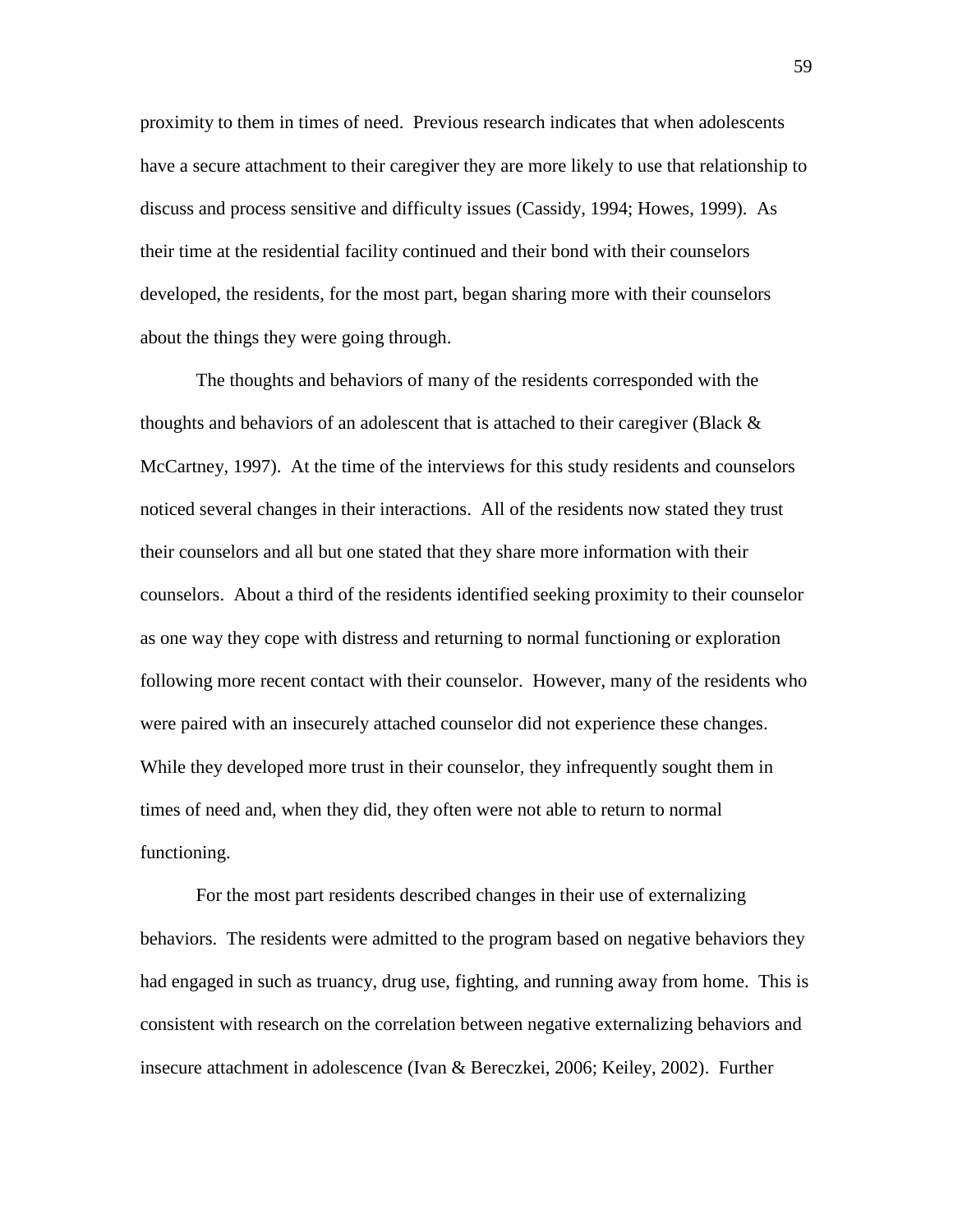proximity to them in times of need. Previous research indicates that when adolescents have a secure attachment to their caregiver they are more likely to use that relationship to discuss and process sensitive and difficulty issues (Cassidy, 1994; Howes, 1999). As their time at the residential facility continued and their bond with their counselors developed, the residents, for the most part, began sharing more with their counselors about the things they were going through.

The thoughts and behaviors of many of the residents corresponded with the thoughts and behaviors of an adolescent that is attached to their caregiver (Black & McCartney, 1997). At the time of the interviews for this study residents and counselors noticed several changes in their interactions. All of the residents now stated they trust their counselors and all but one stated that they share more information with their counselors. About a third of the residents identified seeking proximity to their counselor as one way they cope with distress and returning to normal functioning or exploration following more recent contact with their counselor. However, many of the residents who were paired with an insecurely attached counselor did not experience these changes. While they developed more trust in their counselor, they infrequently sought them in times of need and, when they did, they often were not able to return to normal functioning.

For the most part residents described changes in their use of externalizing behaviors. The residents were admitted to the program based on negative behaviors they had engaged in such as truancy, drug use, fighting, and running away from home. This is consistent with research on the correlation between negative externalizing behaviors and insecure attachment in adolescence (Ivan & Bereczkei, 2006; Keiley, 2002). Further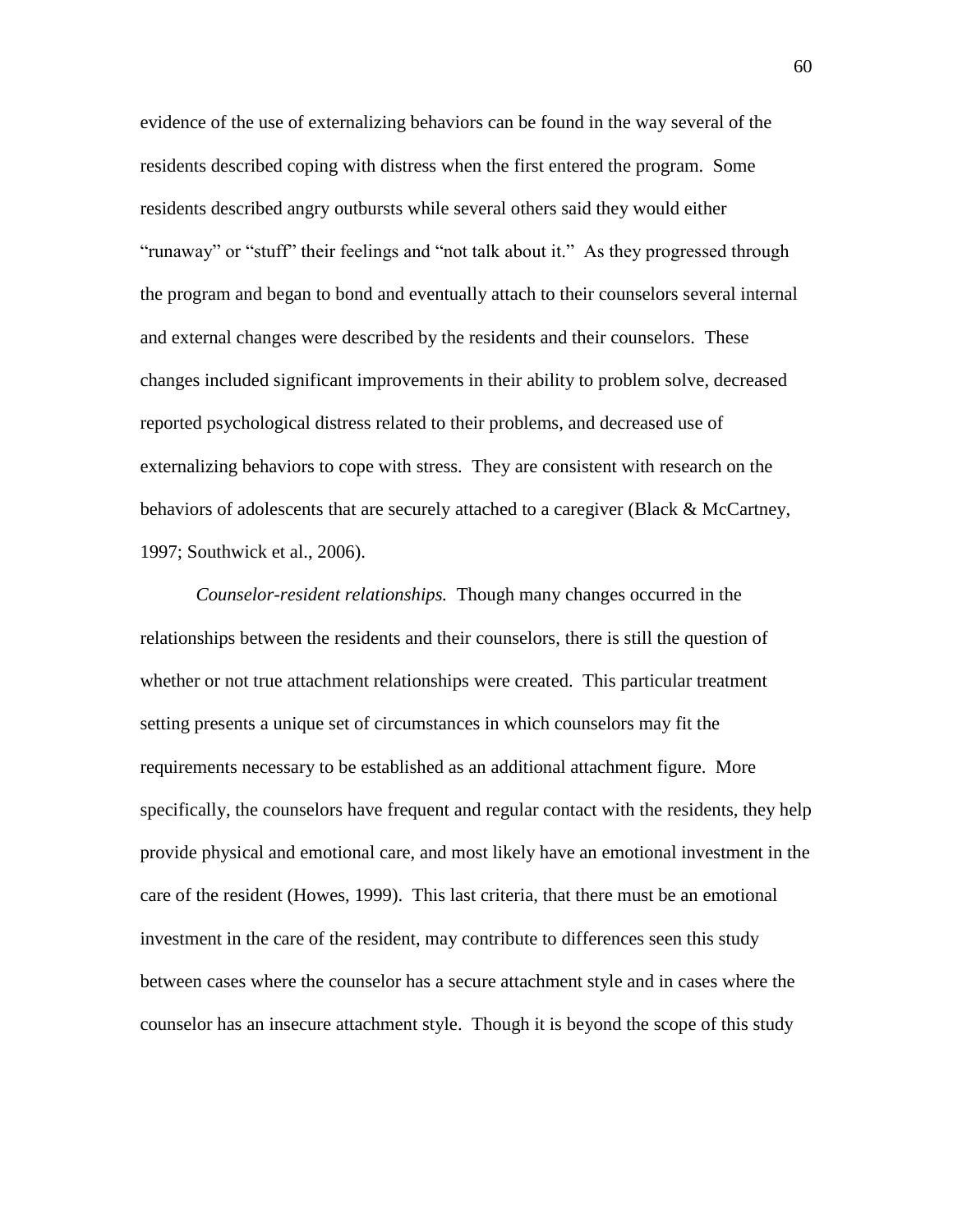evidence of the use of externalizing behaviors can be found in the way several of the residents described coping with distress when the first entered the program. Some residents described angry outbursts while several others said they would either "runaway" or "stuff" their feelings and "not talk about it." As they progressed through the program and began to bond and eventually attach to their counselors several internal and external changes were described by the residents and their counselors. These changes included significant improvements in their ability to problem solve, decreased reported psychological distress related to their problems, and decreased use of externalizing behaviors to cope with stress. They are consistent with research on the behaviors of adolescents that are securely attached to a caregiver (Black & McCartney, 1997; Southwick et al., 2006).

*Counselor-resident relationships.* Though many changes occurred in the relationships between the residents and their counselors, there is still the question of whether or not true attachment relationships were created. This particular treatment setting presents a unique set of circumstances in which counselors may fit the requirements necessary to be established as an additional attachment figure. More specifically, the counselors have frequent and regular contact with the residents, they help provide physical and emotional care, and most likely have an emotional investment in the care of the resident (Howes, 1999). This last criteria, that there must be an emotional investment in the care of the resident, may contribute to differences seen this study between cases where the counselor has a secure attachment style and in cases where the counselor has an insecure attachment style. Though it is beyond the scope of this study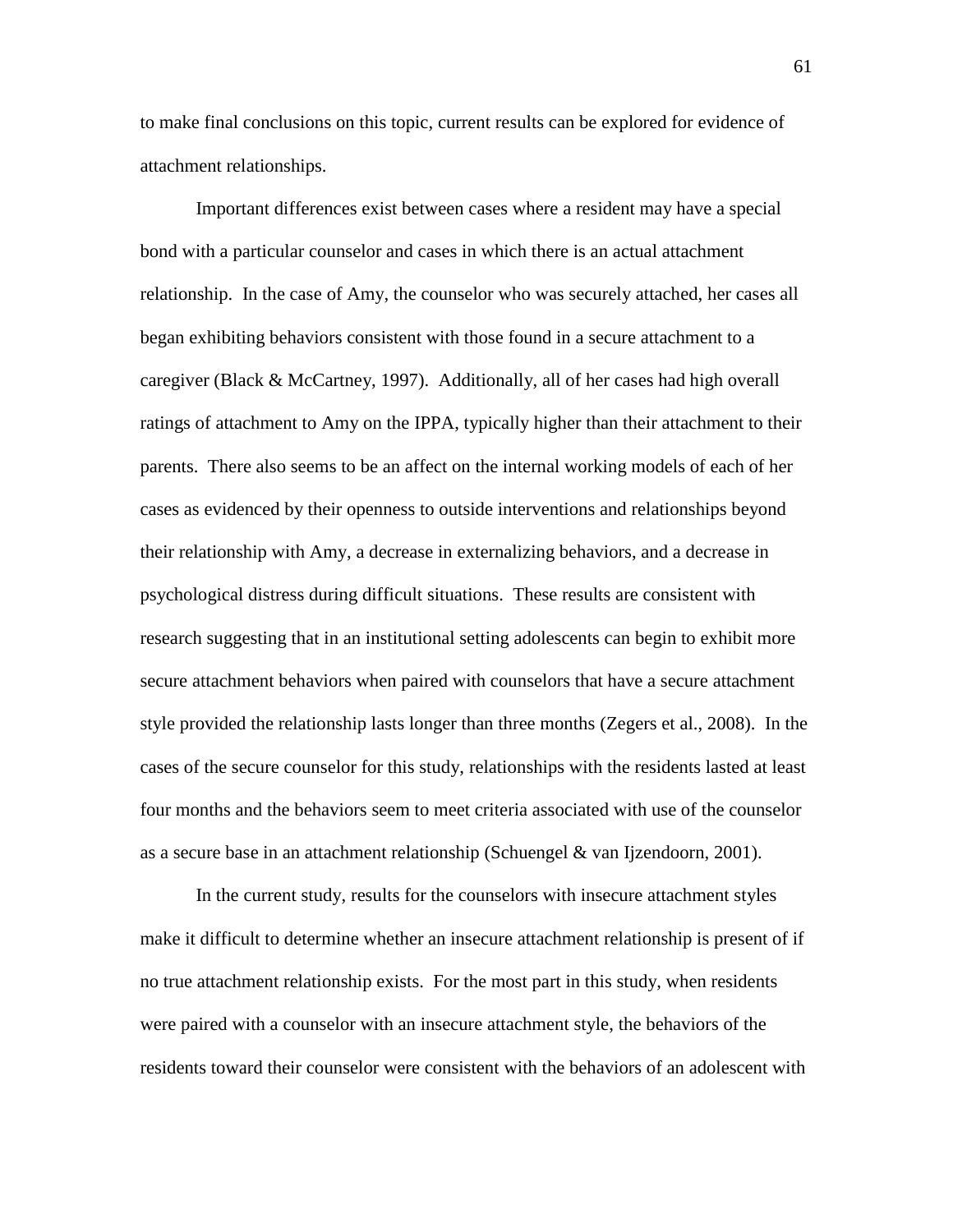to make final conclusions on this topic, current results can be explored for evidence of attachment relationships.

Important differences exist between cases where a resident may have a special bond with a particular counselor and cases in which there is an actual attachment relationship. In the case of Amy, the counselor who was securely attached, her cases all began exhibiting behaviors consistent with those found in a secure attachment to a caregiver (Black & McCartney, 1997). Additionally, all of her cases had high overall ratings of attachment to Amy on the IPPA, typically higher than their attachment to their parents. There also seems to be an affect on the internal working models of each of her cases as evidenced by their openness to outside interventions and relationships beyond their relationship with Amy, a decrease in externalizing behaviors, and a decrease in psychological distress during difficult situations. These results are consistent with research suggesting that in an institutional setting adolescents can begin to exhibit more secure attachment behaviors when paired with counselors that have a secure attachment style provided the relationship lasts longer than three months (Zegers et al., 2008). In the cases of the secure counselor for this study, relationships with the residents lasted at least four months and the behaviors seem to meet criteria associated with use of the counselor as a secure base in an attachment relationship (Schuengel & van Ijzendoorn, 2001).

In the current study, results for the counselors with insecure attachment styles make it difficult to determine whether an insecure attachment relationship is present of if no true attachment relationship exists. For the most part in this study, when residents were paired with a counselor with an insecure attachment style, the behaviors of the residents toward their counselor were consistent with the behaviors of an adolescent with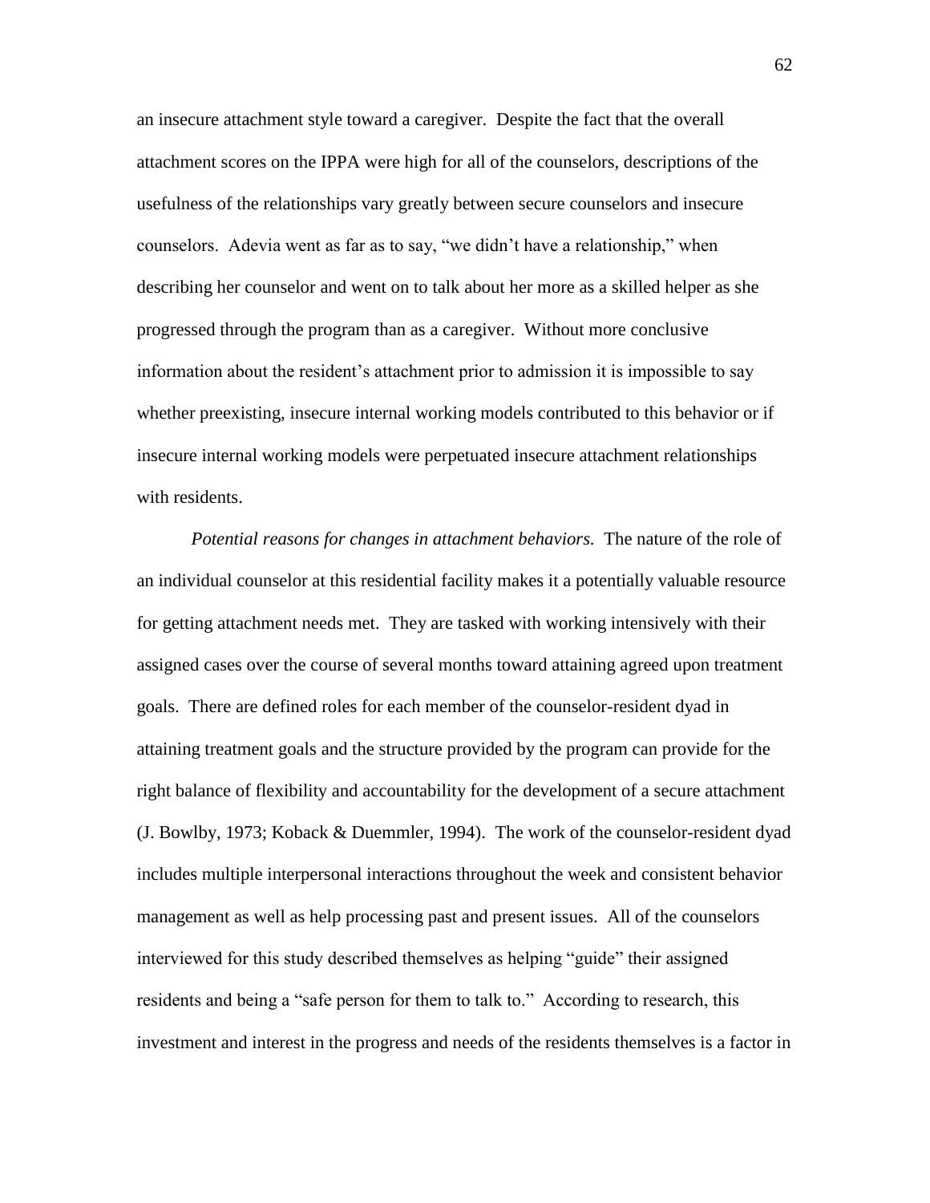an insecure attachment style toward a caregiver. Despite the fact that the overall attachment scores on the IPPA were high for all of the counselors, descriptions of the usefulness of the relationships vary greatly between secure counselors and insecure counselors. Adevia went as far as to say, "we didn't have a relationship," when describing her counselor and went on to talk about her more as a skilled helper as she progressed through the program than as a caregiver. Without more conclusive information about the resident's attachment prior to admission it is impossible to say whether preexisting, insecure internal working models contributed to this behavior or if insecure internal working models were perpetuated insecure attachment relationships with residents.

*Potential reasons for changes in attachment behaviors.* The nature of the role of an individual counselor at this residential facility makes it a potentially valuable resource for getting attachment needs met. They are tasked with working intensively with their assigned cases over the course of several months toward attaining agreed upon treatment goals. There are defined roles for each member of the counselor-resident dyad in attaining treatment goals and the structure provided by the program can provide for the right balance of flexibility and accountability for the development of a secure attachment (J. Bowlby, 1973; Koback & Duemmler, 1994). The work of the counselor-resident dyad includes multiple interpersonal interactions throughout the week and consistent behavior management as well as help processing past and present issues. All of the counselors interviewed for this study described themselves as helping "guide" their assigned residents and being a "safe person for them to talk to." According to research, this investment and interest in the progress and needs of the residents themselves is a factor in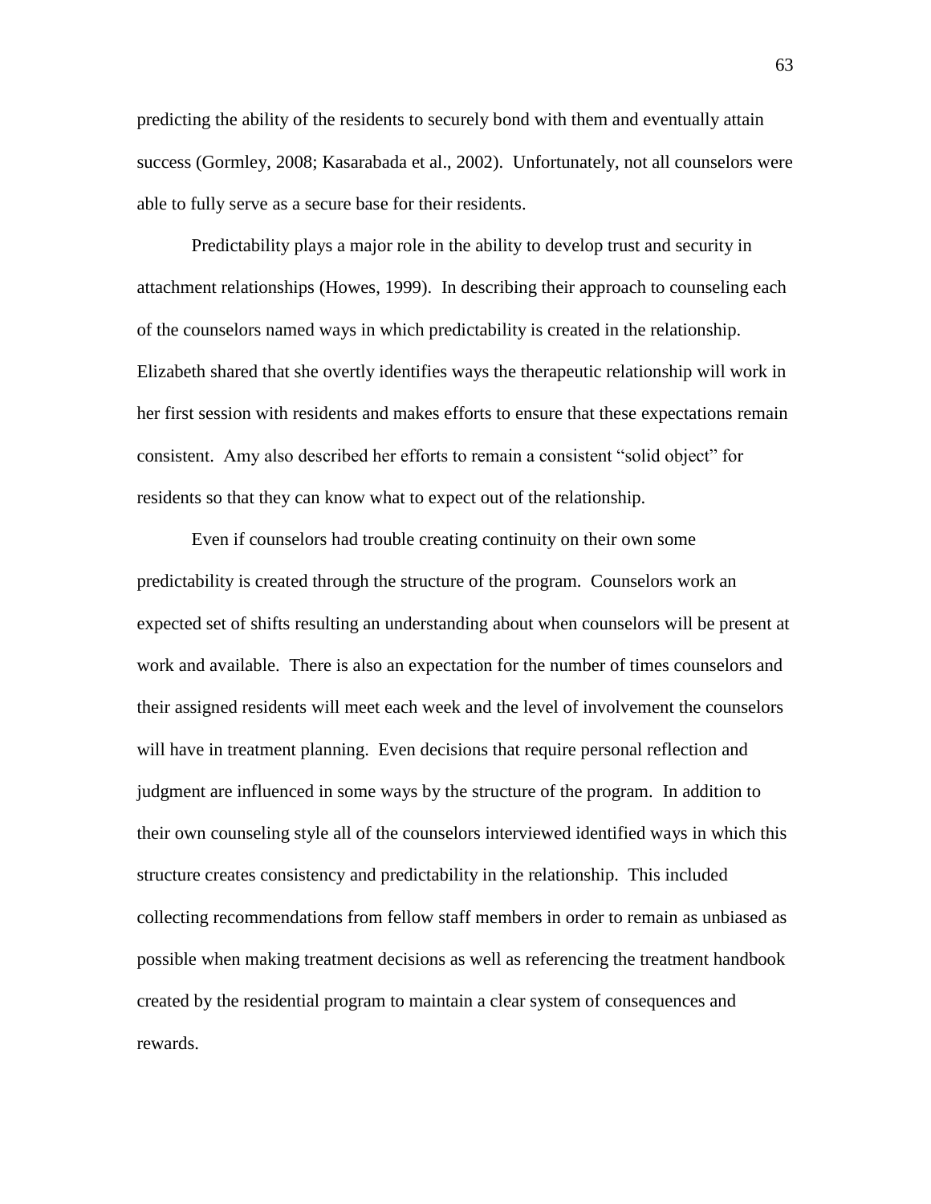predicting the ability of the residents to securely bond with them and eventually attain success (Gormley, 2008; Kasarabada et al., 2002). Unfortunately, not all counselors were able to fully serve as a secure base for their residents.

Predictability plays a major role in the ability to develop trust and security in attachment relationships (Howes, 1999). In describing their approach to counseling each of the counselors named ways in which predictability is created in the relationship. Elizabeth shared that she overtly identifies ways the therapeutic relationship will work in her first session with residents and makes efforts to ensure that these expectations remain consistent. Amy also described her efforts to remain a consistent "solid object" for residents so that they can know what to expect out of the relationship.

Even if counselors had trouble creating continuity on their own some predictability is created through the structure of the program. Counselors work an expected set of shifts resulting an understanding about when counselors will be present at work and available. There is also an expectation for the number of times counselors and their assigned residents will meet each week and the level of involvement the counselors will have in treatment planning. Even decisions that require personal reflection and judgment are influenced in some ways by the structure of the program. In addition to their own counseling style all of the counselors interviewed identified ways in which this structure creates consistency and predictability in the relationship. This included collecting recommendations from fellow staff members in order to remain as unbiased as possible when making treatment decisions as well as referencing the treatment handbook created by the residential program to maintain a clear system of consequences and rewards.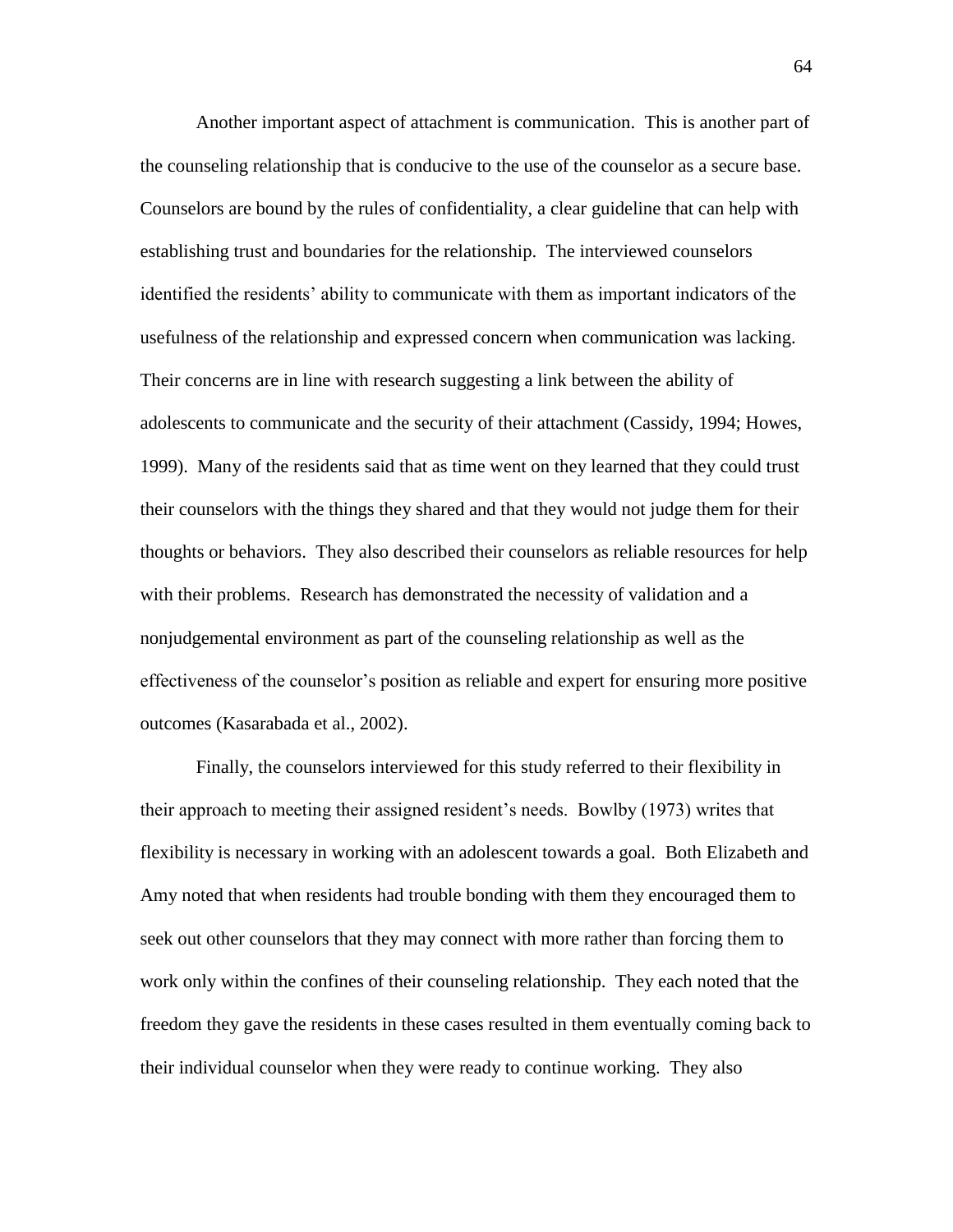Another important aspect of attachment is communication. This is another part of the counseling relationship that is conducive to the use of the counselor as a secure base. Counselors are bound by the rules of confidentiality, a clear guideline that can help with establishing trust and boundaries for the relationship. The interviewed counselors identified the residents' ability to communicate with them as important indicators of the usefulness of the relationship and expressed concern when communication was lacking. Their concerns are in line with research suggesting a link between the ability of adolescents to communicate and the security of their attachment (Cassidy, 1994; Howes, 1999). Many of the residents said that as time went on they learned that they could trust their counselors with the things they shared and that they would not judge them for their thoughts or behaviors. They also described their counselors as reliable resources for help with their problems. Research has demonstrated the necessity of validation and a nonjudgemental environment as part of the counseling relationship as well as the effectiveness of the counselor's position as reliable and expert for ensuring more positive outcomes (Kasarabada et al., 2002).

Finally, the counselors interviewed for this study referred to their flexibility in their approach to meeting their assigned resident's needs. Bowlby (1973) writes that flexibility is necessary in working with an adolescent towards a goal. Both Elizabeth and Amy noted that when residents had trouble bonding with them they encouraged them to seek out other counselors that they may connect with more rather than forcing them to work only within the confines of their counseling relationship. They each noted that the freedom they gave the residents in these cases resulted in them eventually coming back to their individual counselor when they were ready to continue working. They also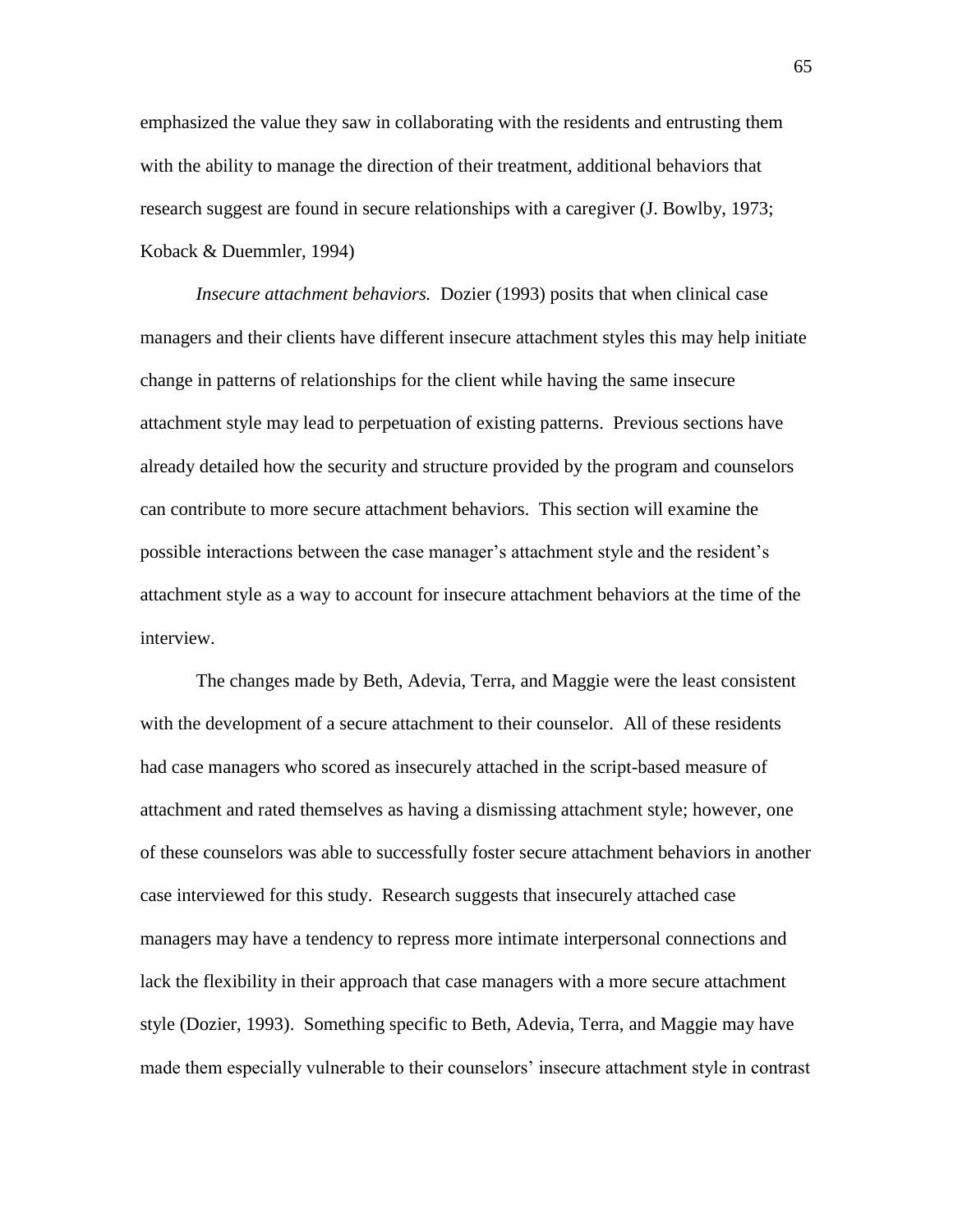emphasized the value they saw in collaborating with the residents and entrusting them with the ability to manage the direction of their treatment, additional behaviors that research suggest are found in secure relationships with a caregiver (J. Bowlby, 1973; Koback & Duemmler, 1994)

*Insecure attachment behaviors.* Dozier (1993) posits that when clinical case managers and their clients have different insecure attachment styles this may help initiate change in patterns of relationships for the client while having the same insecure attachment style may lead to perpetuation of existing patterns. Previous sections have already detailed how the security and structure provided by the program and counselors can contribute to more secure attachment behaviors. This section will examine the possible interactions between the case manager's attachment style and the resident's attachment style as a way to account for insecure attachment behaviors at the time of the interview.

The changes made by Beth, Adevia, Terra, and Maggie were the least consistent with the development of a secure attachment to their counselor. All of these residents had case managers who scored as insecurely attached in the script-based measure of attachment and rated themselves as having a dismissing attachment style; however, one of these counselors was able to successfully foster secure attachment behaviors in another case interviewed for this study. Research suggests that insecurely attached case managers may have a tendency to repress more intimate interpersonal connections and lack the flexibility in their approach that case managers with a more secure attachment style (Dozier, 1993). Something specific to Beth, Adevia, Terra, and Maggie may have made them especially vulnerable to their counselors' insecure attachment style in contrast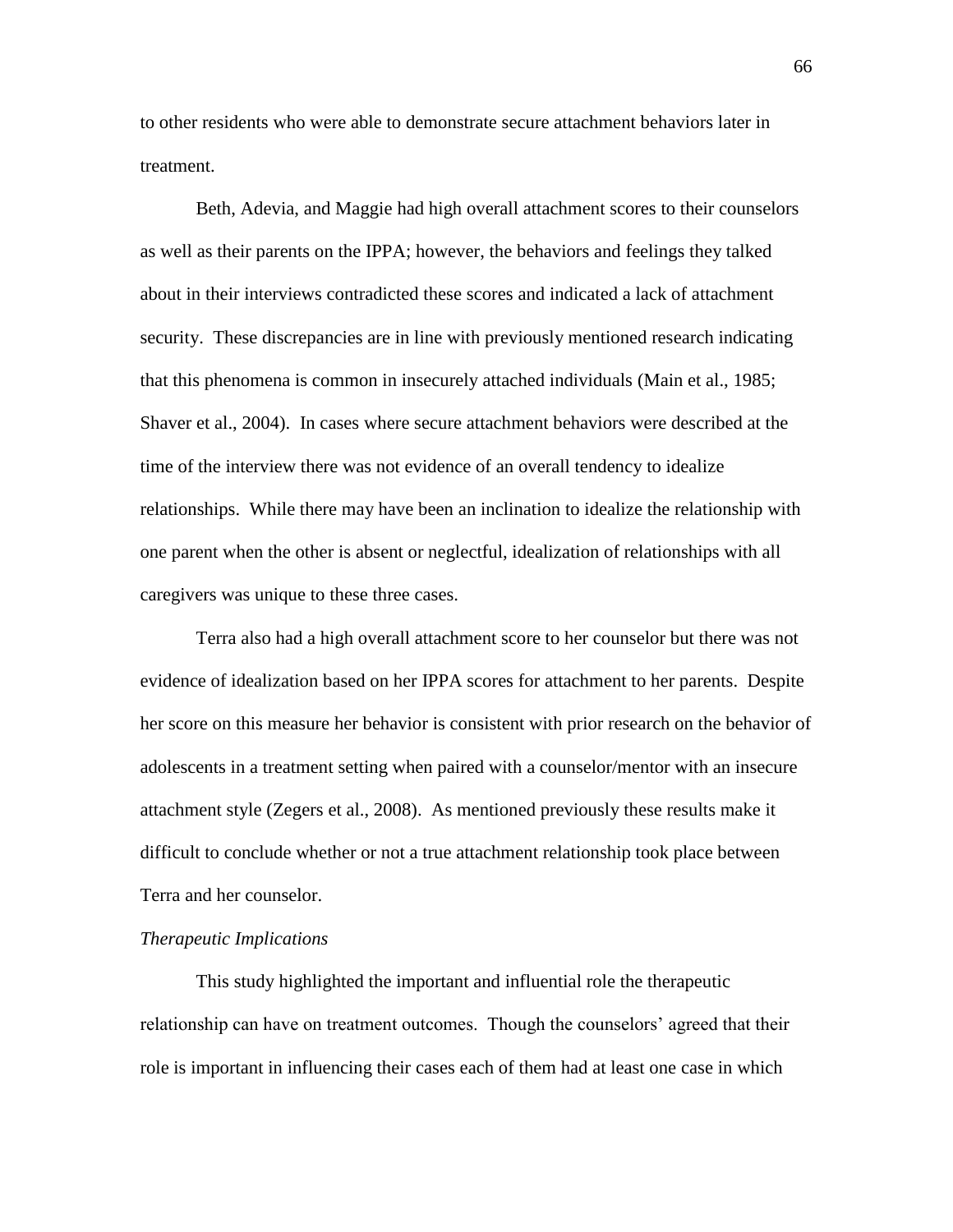to other residents who were able to demonstrate secure attachment behaviors later in treatment.

Beth, Adevia, and Maggie had high overall attachment scores to their counselors as well as their parents on the IPPA; however, the behaviors and feelings they talked about in their interviews contradicted these scores and indicated a lack of attachment security. These discrepancies are in line with previously mentioned research indicating that this phenomena is common in insecurely attached individuals (Main et al., 1985; Shaver et al., 2004). In cases where secure attachment behaviors were described at the time of the interview there was not evidence of an overall tendency to idealize relationships. While there may have been an inclination to idealize the relationship with one parent when the other is absent or neglectful, idealization of relationships with all caregivers was unique to these three cases.

Terra also had a high overall attachment score to her counselor but there was not evidence of idealization based on her IPPA scores for attachment to her parents. Despite her score on this measure her behavior is consistent with prior research on the behavior of adolescents in a treatment setting when paired with a counselor/mentor with an insecure attachment style (Zegers et al., 2008). As mentioned previously these results make it difficult to conclude whether or not a true attachment relationship took place between Terra and her counselor.

*Therapeutic Implications*

This study highlighted the important and influential role the therapeutic relationship can have on treatment outcomes. Though the counselors' agreed that their role is important in influencing their cases each of them had at least one case in which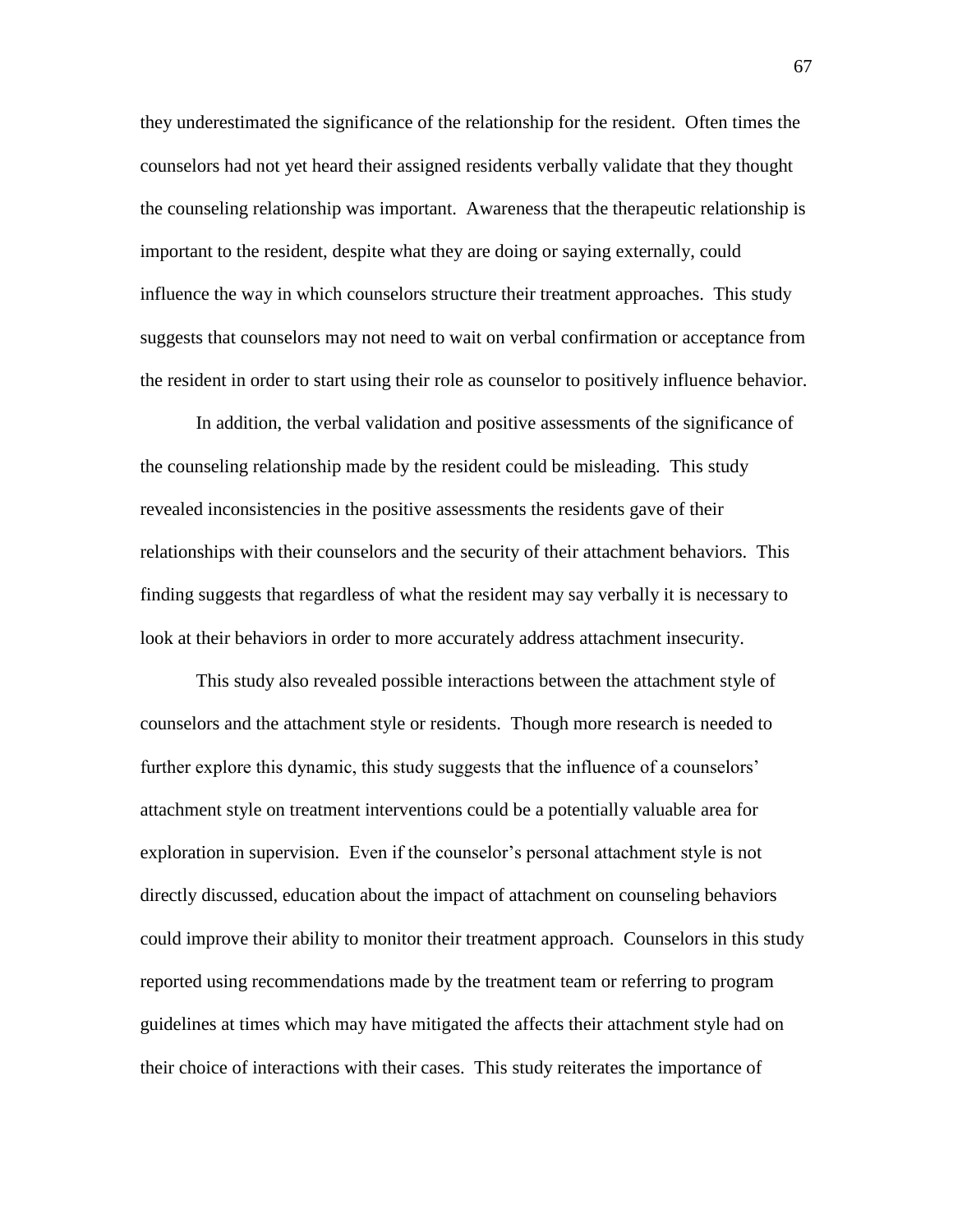they underestimated the significance of the relationship for the resident. Often times the counselors had not yet heard their assigned residents verbally validate that they thought the counseling relationship was important. Awareness that the therapeutic relationship is important to the resident, despite what they are doing or saying externally, could influence the way in which counselors structure their treatment approaches. This study suggests that counselors may not need to wait on verbal confirmation or acceptance from the resident in order to start using their role as counselor to positively influence behavior.

In addition, the verbal validation and positive assessments of the significance of the counseling relationship made by the resident could be misleading. This study revealed inconsistencies in the positive assessments the residents gave of their relationships with their counselors and the security of their attachment behaviors. This finding suggests that regardless of what the resident may say verbally it is necessary to look at their behaviors in order to more accurately address attachment insecurity.

This study also revealed possible interactions between the attachment style of counselors and the attachment style or residents. Though more research is needed to further explore this dynamic, this study suggests that the influence of a counselors' attachment style on treatment interventions could be a potentially valuable area for exploration in supervision. Even if the counselor's personal attachment style is not directly discussed, education about the impact of attachment on counseling behaviors could improve their ability to monitor their treatment approach. Counselors in this study reported using recommendations made by the treatment team or referring to program guidelines at times which may have mitigated the affects their attachment style had on their choice of interactions with their cases. This study reiterates the importance of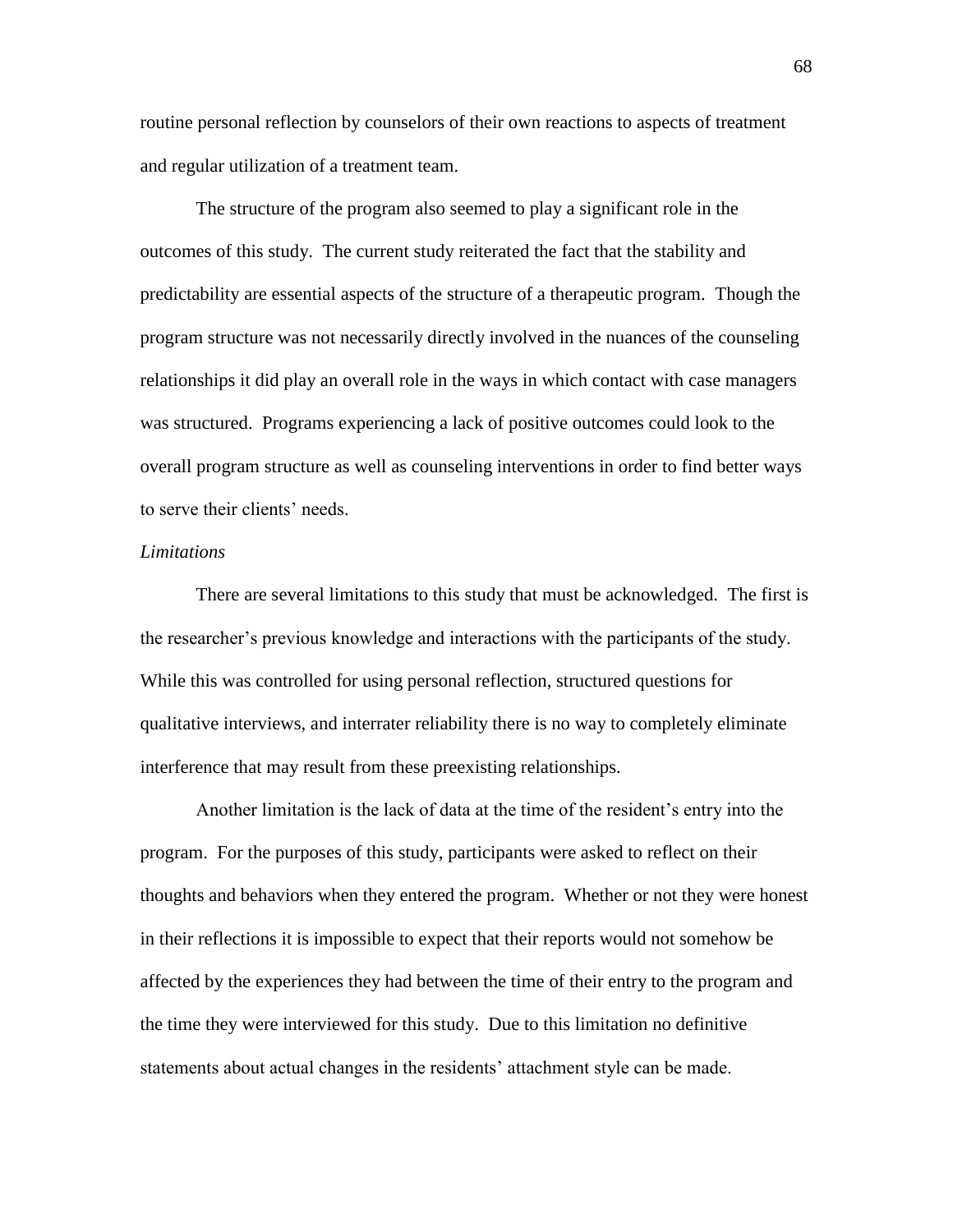routine personal reflection by counselors of their own reactions to aspects of treatment and regular utilization of a treatment team.

The structure of the program also seemed to play a significant role in the outcomes of this study. The current study reiterated the fact that the stability and predictability are essential aspects of the structure of a therapeutic program. Though the program structure was not necessarily directly involved in the nuances of the counseling relationships it did play an overall role in the ways in which contact with case managers was structured. Programs experiencing a lack of positive outcomes could look to the overall program structure as well as counseling interventions in order to find better ways to serve their clients' needs.

*Limitations*

There are several limitations to this study that must be acknowledged. The first is the researcher's previous knowledge and interactions with the participants of the study. While this was controlled for using personal reflection, structured questions for qualitative interviews, and interrater reliability there is no way to completely eliminate interference that may result from these preexisting relationships.

Another limitation is the lack of data at the time of the resident's entry into the program. For the purposes of this study, participants were asked to reflect on their thoughts and behaviors when they entered the program. Whether or not they were honest in their reflections it is impossible to expect that their reports would not somehow be affected by the experiences they had between the time of their entry to the program and the time they were interviewed for this study. Due to this limitation no definitive statements about actual changes in the residents' attachment style can be made.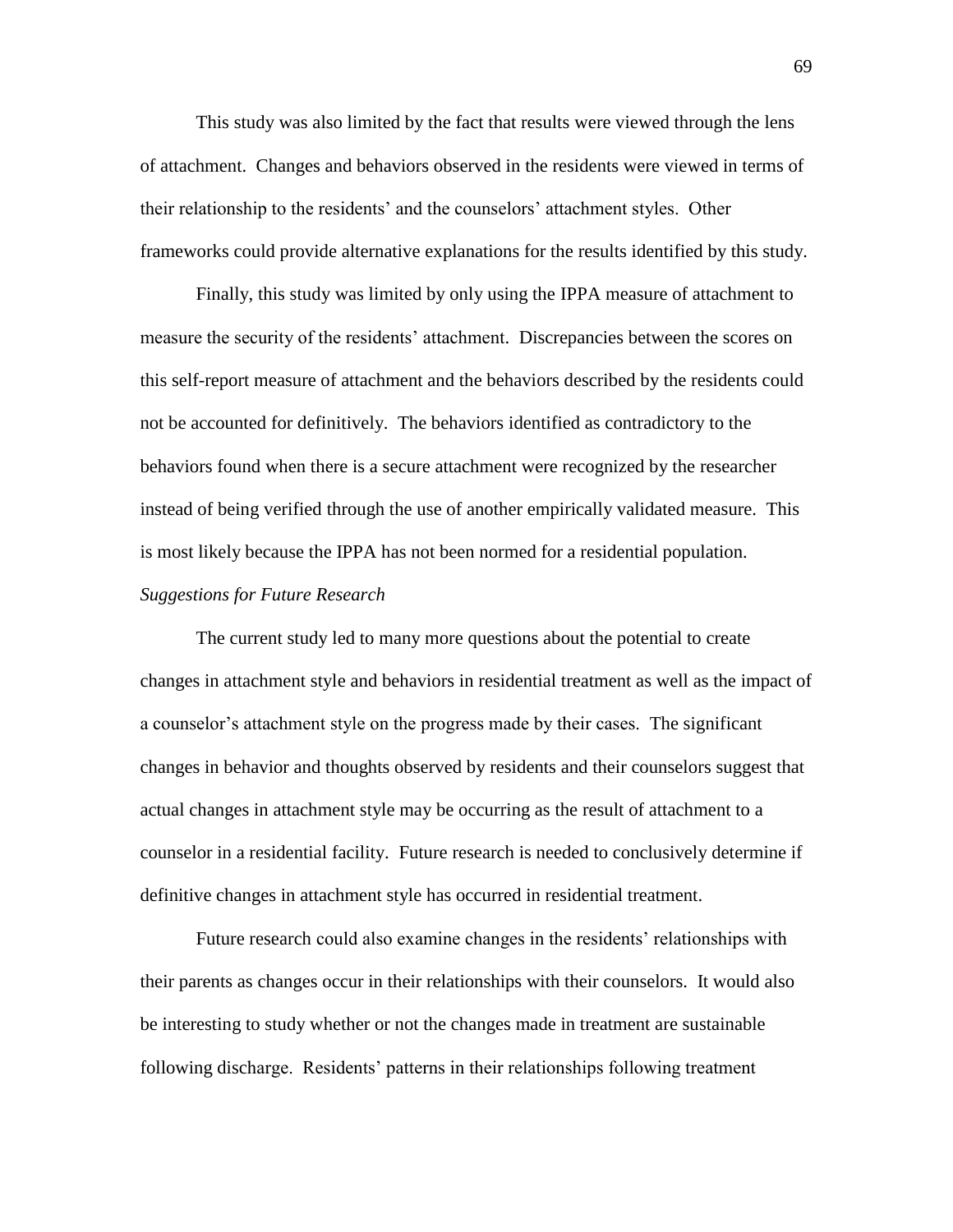This study was also limited by the fact that results were viewed through the lens of attachment. Changes and behaviors observed in the residents were viewed in terms of their relationship to the residents' and the counselors' attachment styles. Other frameworks could provide alternative explanations for the results identified by this study.

Finally, this study was limited by only using the IPPA measure of attachment to measure the security of the residents' attachment. Discrepancies between the scores on this self-report measure of attachment and the behaviors described by the residents could not be accounted for definitively. The behaviors identified as contradictory to the behaviors found when there is a secure attachment were recognized by the researcher instead of being verified through the use of another empirically validated measure. This is most likely because the IPPA has not been normed for a residential population.

*Suggestions for Future Research*

The current study led to many more questions about the potential to create changes in attachment style and behaviors in residential treatment as well as the impact of a counselor's attachment style on the progress made by their cases. The significant changes in behavior and thoughts observed by residents and their counselors suggest that actual changes in attachment style may be occurring as the result of attachment to a counselor in a residential facility. Future research is needed to conclusively determine if definitive changes in attachment style has occurred in residential treatment.

Future research could also examine changes in the residents' relationships with their parents as changes occur in their relationships with their counselors. It would also be interesting to study whether or not the changes made in treatment are sustainable following discharge. Residents' patterns in their relationships following treatment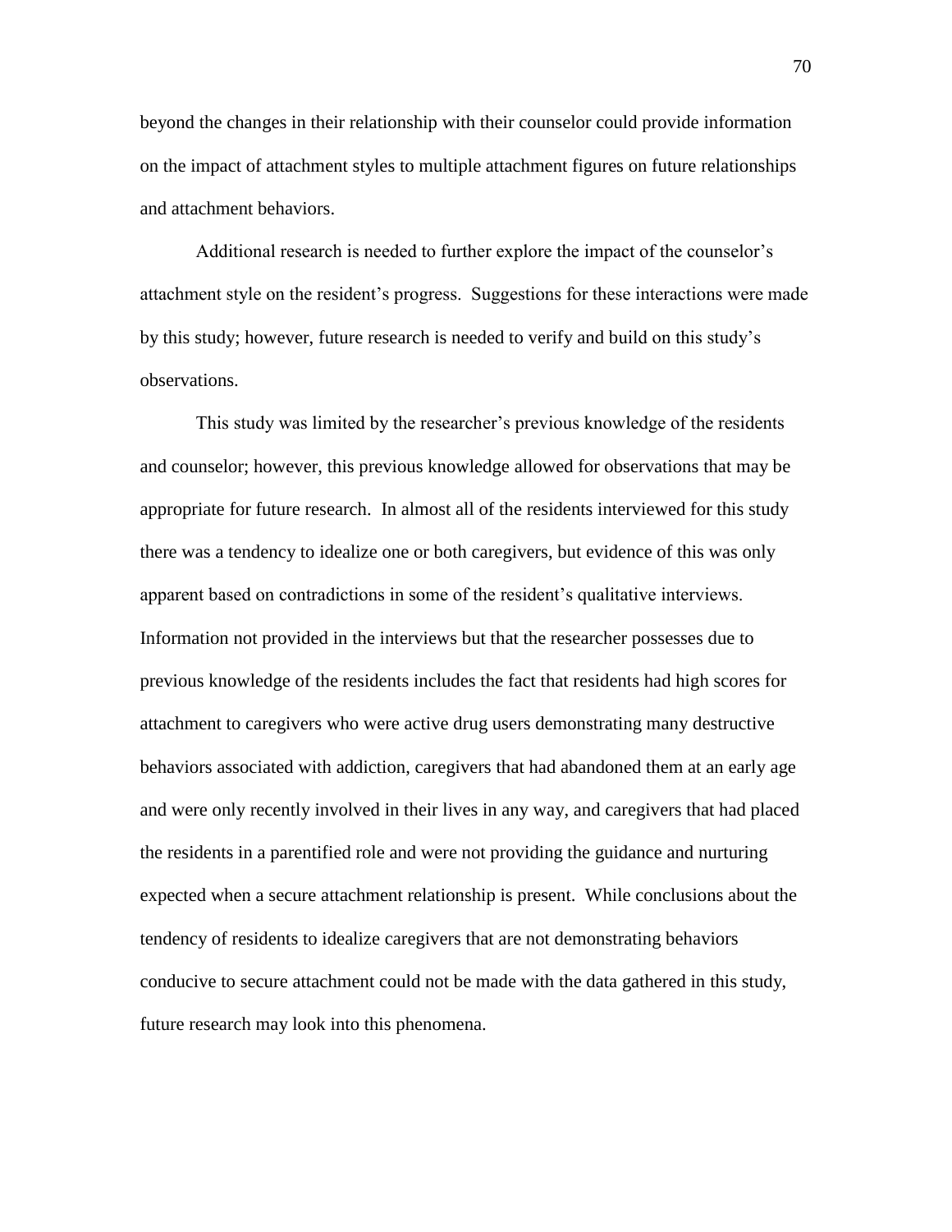beyond the changes in their relationship with their counselor could provide information on the impact of attachment styles to multiple attachment figures on future relationships and attachment behaviors.

Additional research is needed to further explore the impact of the counselor's attachment style on the resident's progress. Suggestions for these interactions were made by this study; however, future research is needed to verify and build on this study's observations.

This study was limited by the researcher's previous knowledge of the residents and counselor; however, this previous knowledge allowed for observations that may be appropriate for future research. In almost all of the residents interviewed for this study there was a tendency to idealize one or both caregivers, but evidence of this was only apparent based on contradictions in some of the resident's qualitative interviews. Information not provided in the interviews but that the researcher possesses due to previous knowledge of the residents includes the fact that residents had high scores for attachment to caregivers who were active drug users demonstrating many destructive behaviors associated with addiction, caregivers that had abandoned them at an early age and were only recently involved in their lives in any way, and caregivers that had placed the residents in a parentified role and were not providing the guidance and nurturing expected when a secure attachment relationship is present. While conclusions about the tendency of residents to idealize caregivers that are not demonstrating behaviors conducive to secure attachment could not be made with the data gathered in this study, future research may look into this phenomena.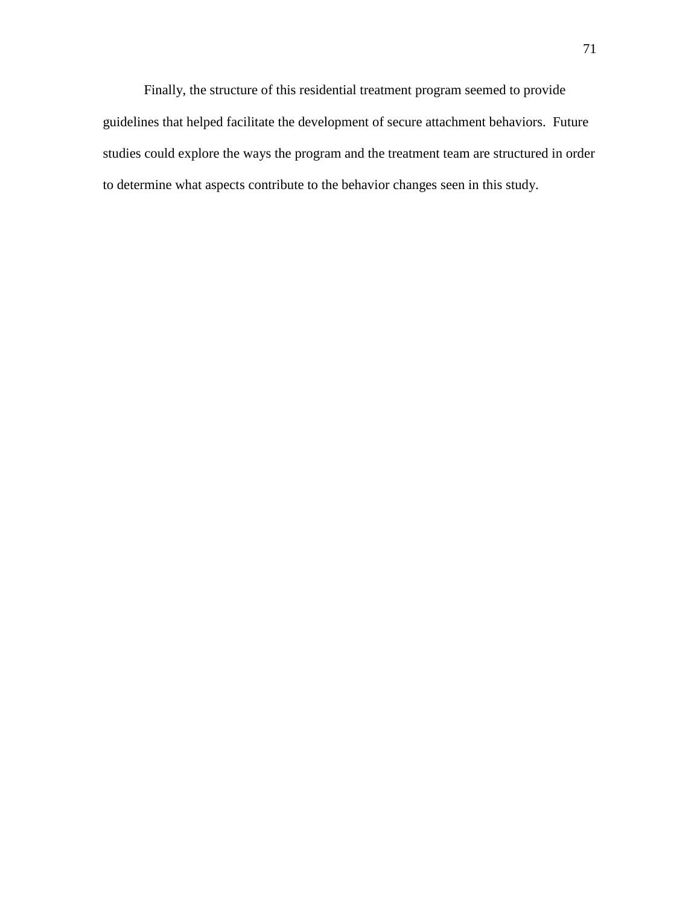Finally, the structure of this residential treatment program seemed to provide guidelines that helped facilitate the development of secure attachment behaviors. Future studies could explore the ways the program and the treatment team are structured in order to determine what aspects contribute to the behavior changes seen in this study.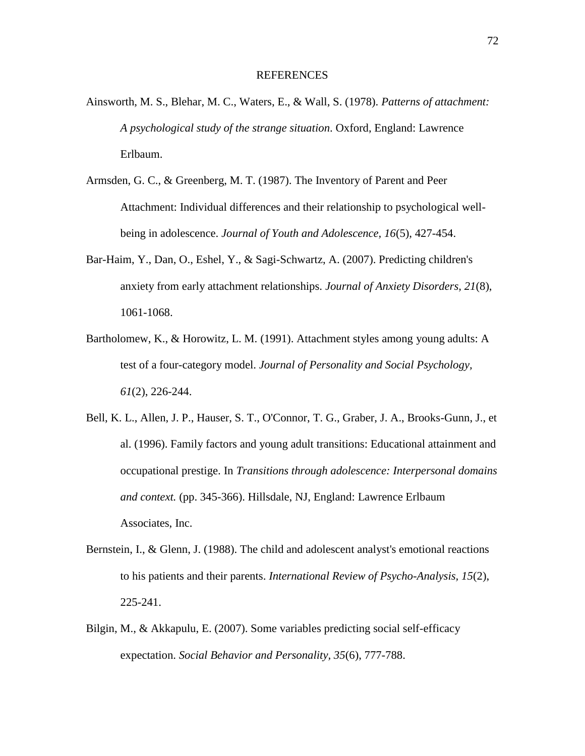# REFERENCES

Ainsworth, M. S., Blehar, M. C., Waters, E., & Wall, S. (1978). *Patterns of attachment: A psychological study of the strange situation*. Oxford, England: Lawrence Erlbaum.

Armsden, G. C., & Greenberg, M. T. (1987). The Inventory of Parent and Peer Attachment: Individual differences and their relationship to psychological well-being in adolescence. *Journal of Youth and Adolescence, 16*(5), 427-454.

Bar-Haim, Y., Dan, O., Eshel, Y., & Sagi-Schwartz, A. (2007). Predicting children's anxiety from early attachment relationships. *Journal of Anxiety Disorders, 21*(8), 1061-1068.

Bartholomew, K., & Horowitz, L. M. (1991). Attachment styles among young adults: A test of a four-category model. *Journal of Personality and Social Psychology, 61*(2), 226-244.

Bell, K. L., Allen, J. P., Hauser, S. T., O'Connor, T. G., Graber, J. A., Brooks-Gunn, J., et al. (1996). Family factors and young adult transitions: Educational attainment and occupational prestige. In *Transitions through adolescence: Interpersonal domains and context.* (pp. 345-366). Hillsdale, NJ, England: Lawrence Erlbaum Associates, Inc.

Bernstein, I., & Glenn, J. (1988). The child and adolescent analyst's emotional reactions to his patients and their parents. *International Review of Psycho-Analysis, 15*(2), 225-241.

Bilgin, M., & Akkapulu, E. (2007). Some variables predicting social self-efficacy expectation. *Social Behavior and Personality, 35*(6), 777-788.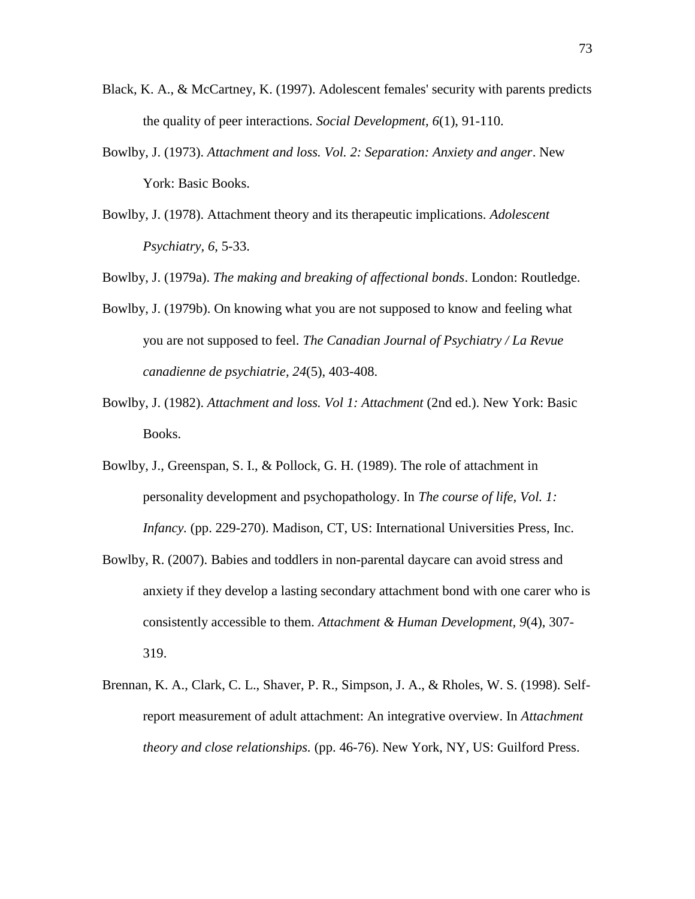Black, K. A., & McCartney, K. (1997). Adolescent females' security with parents predicts the quality of peer interactions. *Social Development*, *6*(1), 91-110.

Bowlby, J. (1973). *Attachment and loss. Vol. 2: Separation: Anxiety and anger*. New York: Basic Books.

Bowlby, J. (1978). Attachment theory and its therapeutic implications. *Adolescent Psychiatry*, *6*, 5-33.

Bowlby, J. (1979a). *The making and breaking of affectional bonds*. London: Routledge.

Bowlby, J. (1979b). On knowing what you are not supposed to know and feeling what you are not supposed to feel. *The Canadian Journal of Psychiatry / La Revue canadienne de psychiatrie*, *24*(5), 403-408.

Bowlby, J. (1982). *Attachment and loss. Vol 1: Attachment* (2nd ed.). New York: Basic Books.

Bowlby, J., Greenspan, S. I., & Pollock, G. H. (1989). The role of attachment in personality development and psychopathology. In *The course of life, Vol. 1: Infancy.* (pp. 229-270). Madison, CT, US: International Universities Press, Inc.

Bowlby, R. (2007). Babies and toddlers in non-parental daycare can avoid stress and anxiety if they develop a lasting secondary attachment bond with one carer who is consistently accessible to them. *Attachment & Human Development*, *9*(4), 307-319.

Brennan, K. A., Clark, C. L., Shaver, P. R., Simpson, J. A., & Rholes, W. S. (1998). Self-report measurement of adult attachment: An integrative overview. In *Attachment theory and close relationships.* (pp. 46-76). New York, NY, US: Guilford Press.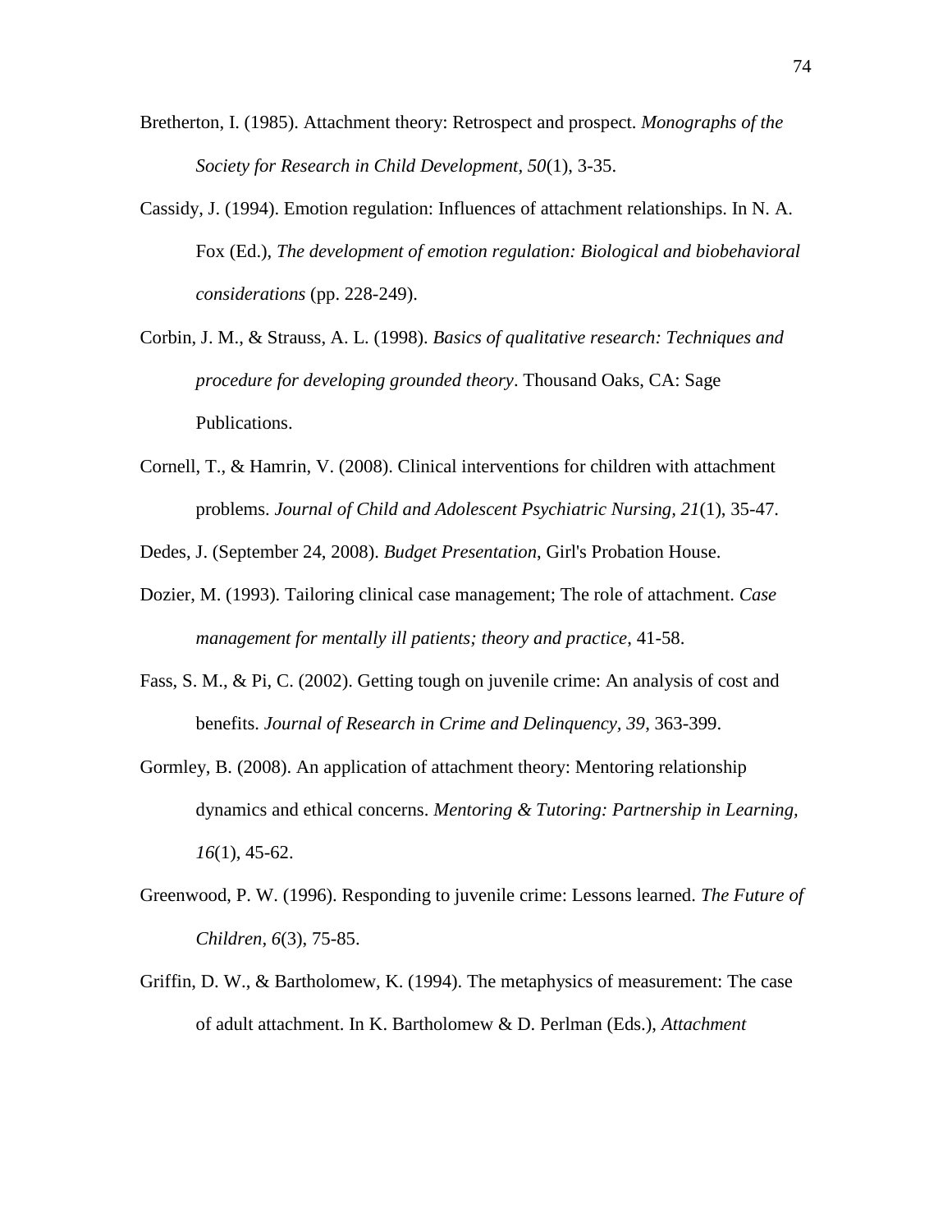Bretherton, I. (1985). Attachment theory: Retrospect and prospect. *Monographs of the Society for Research in Child Development*, *50*(1), 3-35.

Cassidy, J. (1994). Emotion regulation: Influences of attachment relationships. In N. A. Fox (Ed.), *The development of emotion regulation: Biological and biobehavioral considerations* (pp. 228-249).

Corbin, J. M., & Strauss, A. L. (1998). *Basics of qualitative research: Techniques and procedure for developing grounded theory*. Thousand Oaks, CA: Sage Publications.

Cornell, T., & Hamrin, V. (2008). Clinical interventions for children with attachment problems. *Journal of Child and Adolescent Psychiatric Nursing, 21*(1), 35-47.

Dedes, J. (September 24, 2008). *Budget Presentation*, Girl's Probation House.

Dozier, M. (1993). Tailoring clinical case management; The role of attachment. *Case management for mentally ill patients; theory and practice*, 41-58.

Fass, S. M., & Pi, C. (2002). Getting tough on juvenile crime: An analysis of cost and benefits. *Journal of Research in Crime and Delinquency, 39*, 363-399.

Gormley, B. (2008). An application of attachment theory: Mentoring relationship dynamics and ethical concerns. *Mentoring & Tutoring: Partnership in Learning, 16*(1), 45-62.

Greenwood, P. W. (1996). Responding to juvenile crime: Lessons learned. *The Future of Children*, *6*(3), 75-85.

Griffin, D. W., & Bartholomew, K. (1994). The metaphysics of measurement: The case of adult attachment. In K. Bartholomew & D. Perlman (Eds.), *Attachment*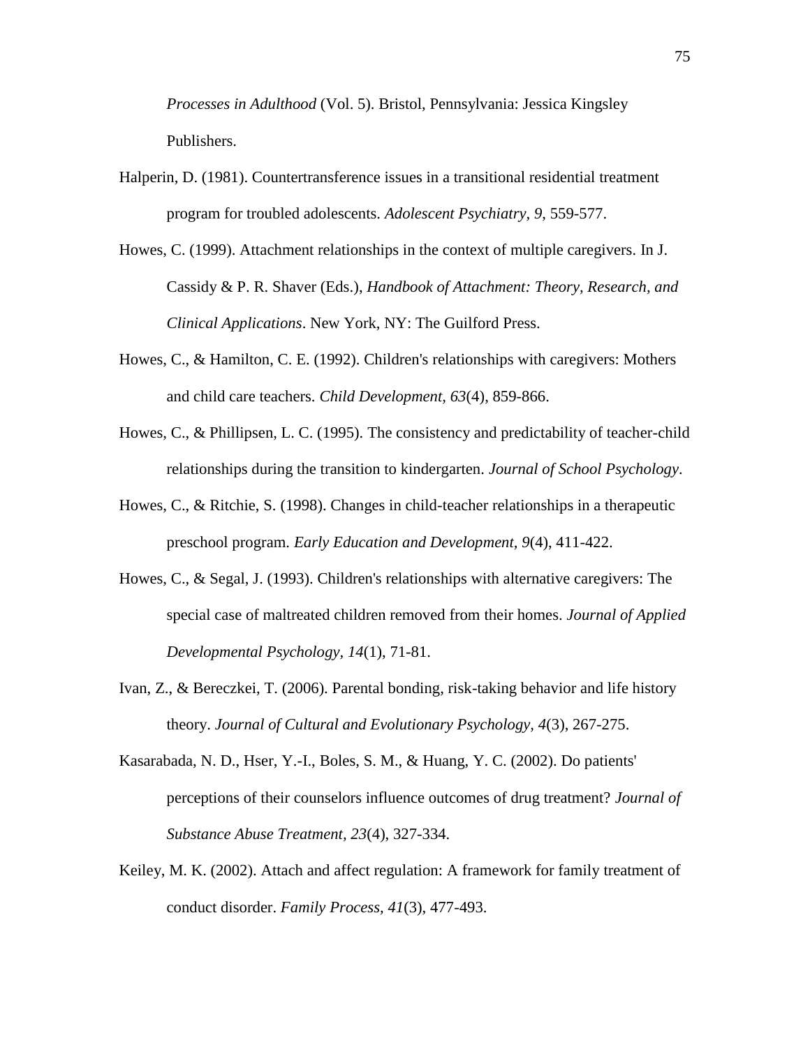*Processes in Adulthood* (Vol. 5). Bristol, Pennsylvania: Jessica Kingsley Publishers.

Halperin, D. (1981). Countertransference issues in a transitional residential treatment program for troubled adolescents. *Adolescent Psychiatry, 9*, 559-577.

Howes, C. (1999). Attachment relationships in the context of multiple caregivers. In J. Cassidy & P. R. Shaver (Eds.), *Handbook of Attachment: Theory, Research, and Clinical Applications*. New York, NY: The Guilford Press.

Howes, C., & Hamilton, C. E. (1992). Children's relationships with caregivers: Mothers and child care teachers. *Child Development, 63*(4), 859-866.

Howes, C., & Phillipsen, L. C. (1995). The consistency and predictability of teacher-child relationships during the transition to kindergarten. *Journal of School Psychology*.

Howes, C., & Ritchie, S. (1998). Changes in child-teacher relationships in a therapeutic preschool program. *Early Education and Development, 9*(4), 411-422.

Howes, C., & Segal, J. (1993). Children's relationships with alternative caregivers: The special case of maltreated children removed from their homes. *Journal of Applied Developmental Psychology, 14*(1), 71-81.

Ivan, Z., & Bereczkei, T. (2006). Parental bonding, risk-taking behavior and life history theory. *Journal of Cultural and Evolutionary Psychology, 4*(3), 267-275.

Kasarabada, N. D., Hser, Y.-I., Boles, S. M., & Huang, Y. C. (2002). Do patients' perceptions of their counselors influence outcomes of drug treatment? *Journal of Substance Abuse Treatment, 23*(4), 327-334.

Keiley, M. K. (2002). Attach and affect regulation: A framework for family treatment of conduct disorder. *Family Process, 41*(3), 477-493.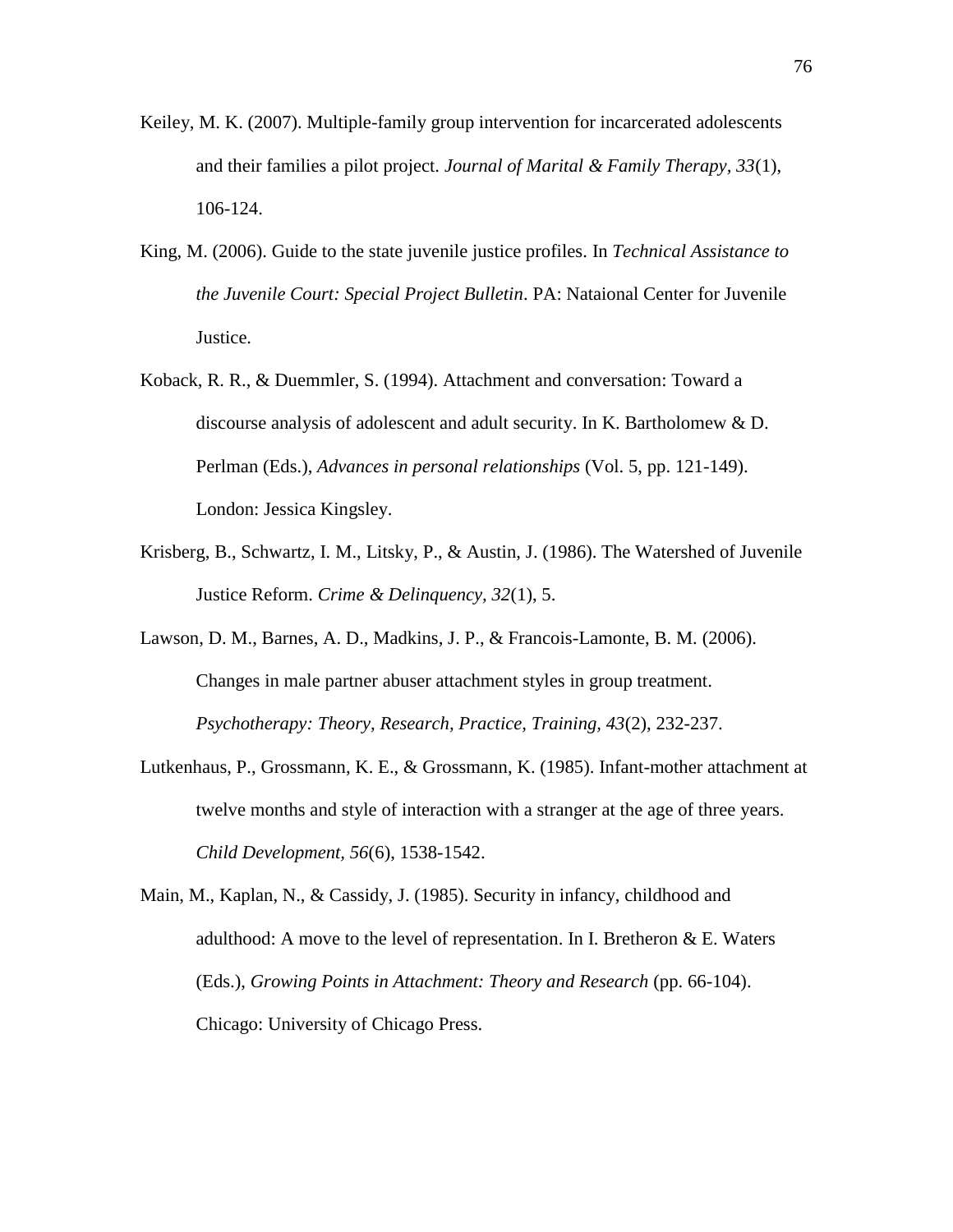Keiley, M. K. (2007). Multiple-family group intervention for incarcerated adolescents and their families a pilot project. *Journal of Marital & Family Therapy, 33*(1), 106-124.

King, M. (2006). Guide to the state juvenile justice profiles. In *Technical Assistance to the Juvenile Court: Special Project Bulletin*. PA: Nataional Center for Juvenile Justice.

Koback, R. R., & Duemmler, S. (1994). Attachment and conversation: Toward a discourse analysis of adolescent and adult security. In K. Bartholomew & D. Perlman (Eds.), *Advances in personal relationships* (Vol. 5, pp. 121-149). London: Jessica Kingsley.

Krisberg, B., Schwartz, I. M., Litsky, P., & Austin, J. (1986). The Watershed of Juvenile Justice Reform. *Crime & Delinquency, 32*(1), 5.

Lawson, D. M., Barnes, A. D., Madkins, J. P., & Francois-Lamonte, B. M. (2006). Changes in male partner abuser attachment styles in group treatment. *Psychotherapy: Theory, Research, Practice, Training, 43*(2), 232-237.

Lutkenhaus, P., Grossmann, K. E., & Grossmann, K. (1985). Infant-mother attachment at twelve months and style of interaction with a stranger at the age of three years. *Child Development, 56*(6), 1538-1542.

Main, M., Kaplan, N., & Cassidy, J. (1985). Security in infancy, childhood and adulthood: A move to the level of representation. In I. Bretheron & E. Waters (Eds.), *Growing Points in Attachment: Theory and Research* (pp. 66-104). Chicago: University of Chicago Press.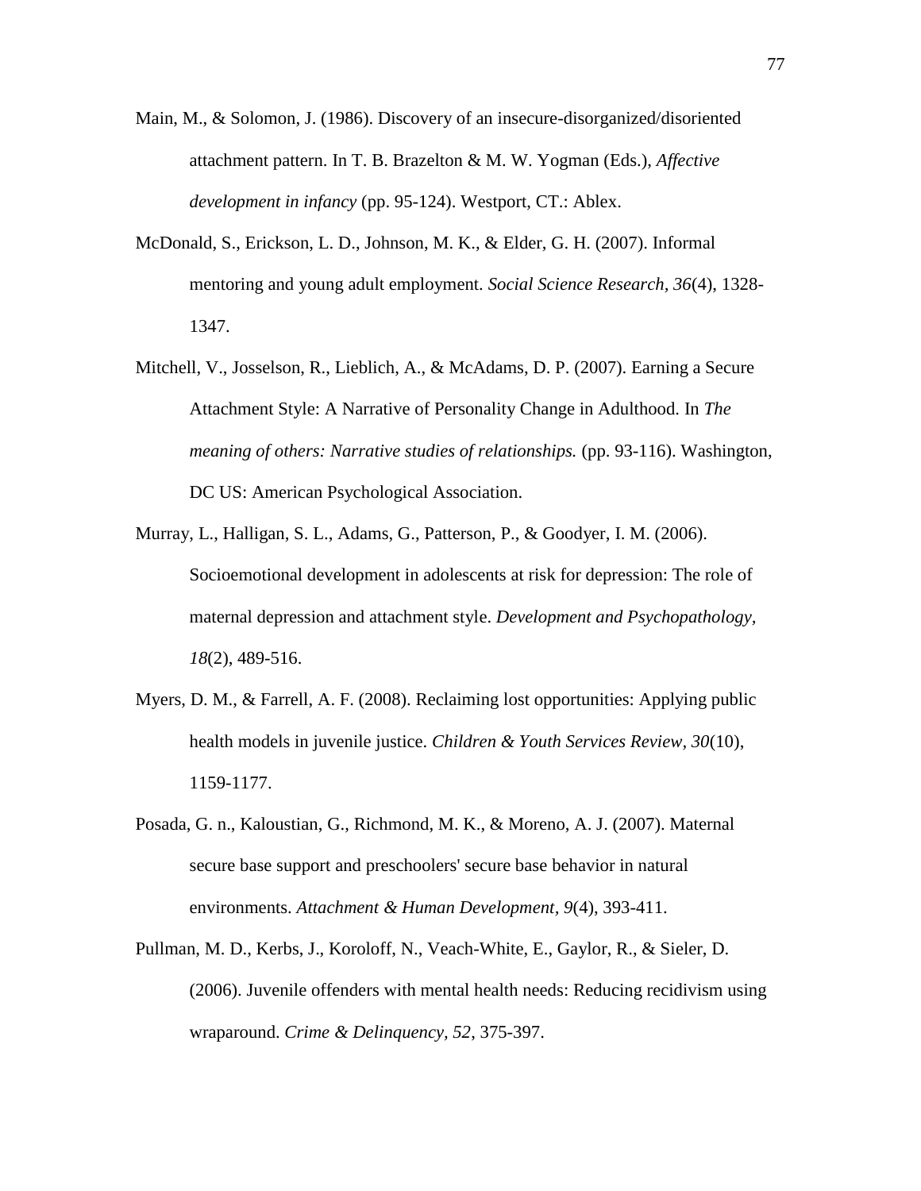Main, M., & Solomon, J. (1986). Discovery of an insecure-disorganized/disoriented attachment pattern. In T. B. Brazelton & M. W. Yogman (Eds.), *Affective development in infancy* (pp. 95-124). Westport, CT.: Ablex.

McDonald, S., Erickson, L. D., Johnson, M. K., & Elder, G. H. (2007). Informal mentoring and young adult employment. *Social Science Research, 36*(4), 1328-1347.

Mitchell, V., Josselson, R., Lieblich, A., & McAdams, D. P. (2007). Earning a Secure Attachment Style: A Narrative of Personality Change in Adulthood. In *The meaning of others: Narrative studies of relationships.* (pp. 93-116). Washington, DC US: American Psychological Association.

Murray, L., Halligan, S. L., Adams, G., Patterson, P., & Goodyer, I. M. (2006). Socioemotional development in adolescents at risk for depression: The role of maternal depression and attachment style. *Development and Psychopathology, 18*(2), 489-516.

Myers, D. M., & Farrell, A. F. (2008). Reclaiming lost opportunities: Applying public health models in juvenile justice. *Children & Youth Services Review, 30*(10), 1159-1177.

Posada, G. n., Kaloustian, G., Richmond, M. K., & Moreno, A. J. (2007). Maternal secure base support and preschoolers' secure base behavior in natural environments. *Attachment & Human Development, 9*(4), 393-411.

Pullman, M. D., Kerbs, J., Koroloff, N., Veach-White, E., Gaylor, R., & Sieler, D. (2006). Juvenile offenders with mental health needs: Reducing recidivism using wraparound. *Crime & Delinquency, 52*, 375-397.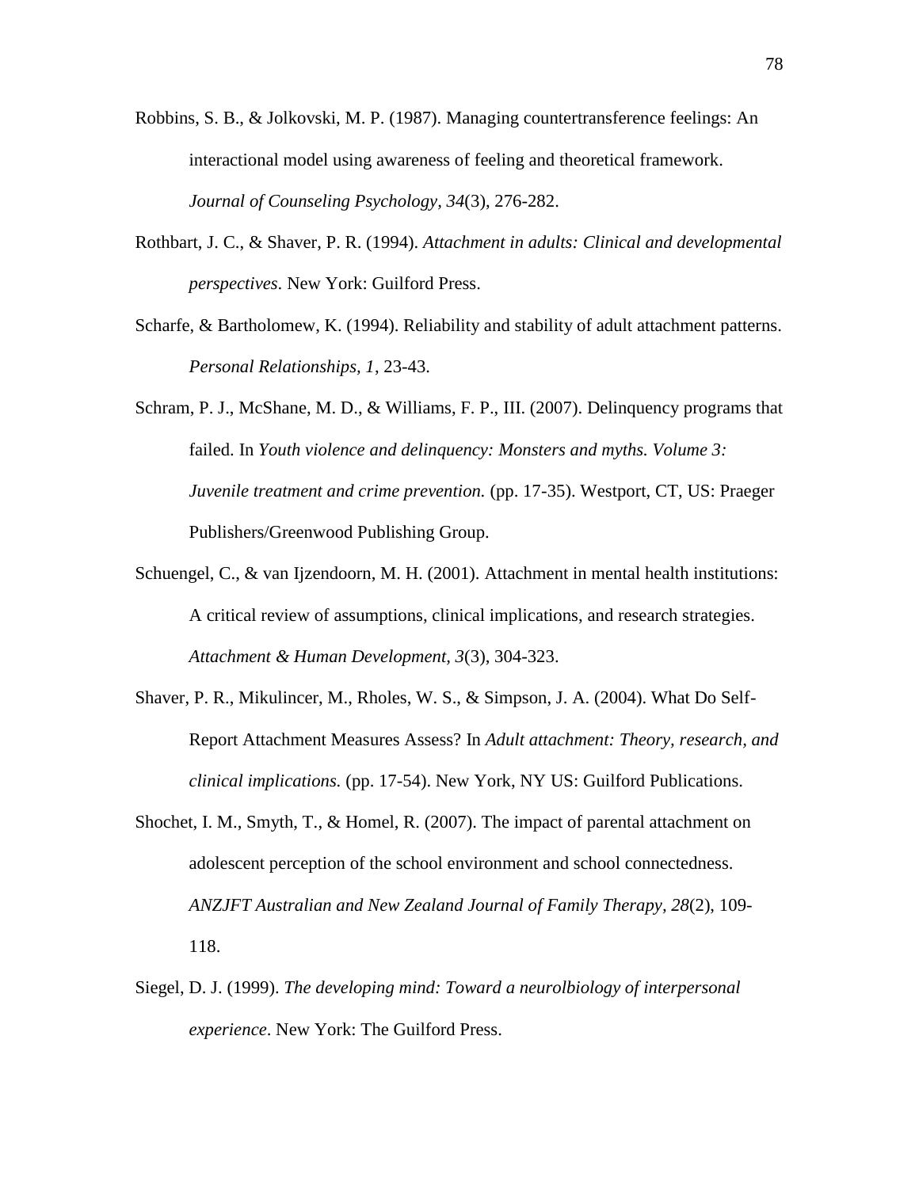Robbins, S. B., & Jolkovski, M. P. (1987). Managing countertransference feelings: An interactional model using awareness of feeling and theoretical framework. *Journal of Counseling Psychology, 34*(3), 276-282.

Rothbart, J. C., & Shaver, P. R. (1994). *Attachment in adults: Clinical and developmental perspectives*. New York: Guilford Press.

Scharfe, & Bartholomew, K. (1994). Reliability and stability of adult attachment patterns. *Personal Relationships, 1*, 23-43.

Schram, P. J., McShane, M. D., & Williams, F. P., III. (2007). Delinquency programs that failed. In *Youth violence and delinquency: Monsters and myths. Volume 3: Juvenile treatment and crime prevention.* (pp. 17-35). Westport, CT, US: Praeger Publishers/Greenwood Publishing Group.

Schuengel, C., & van Ijzendoorn, M. H. (2001). Attachment in mental health institutions: A critical review of assumptions, clinical implications, and research strategies. *Attachment & Human Development, 3*(3), 304-323.

Shaver, P. R., Mikulincer, M., Rholes, W. S., & Simpson, J. A. (2004). What Do Self-Report Attachment Measures Assess? In *Adult attachment: Theory, research, and clinical implications.* (pp. 17-54). New York, NY US: Guilford Publications.

Shochet, I. M., Smyth, T., & Homel, R. (2007). The impact of parental attachment on adolescent perception of the school environment and school connectedness. *ANZJFT Australian and New Zealand Journal of Family Therapy, 28*(2), 109-118.

Siegel, D. J. (1999). *The developing mind: Toward a neurolbiology of interpersonal experience*. New York: The Guilford Press.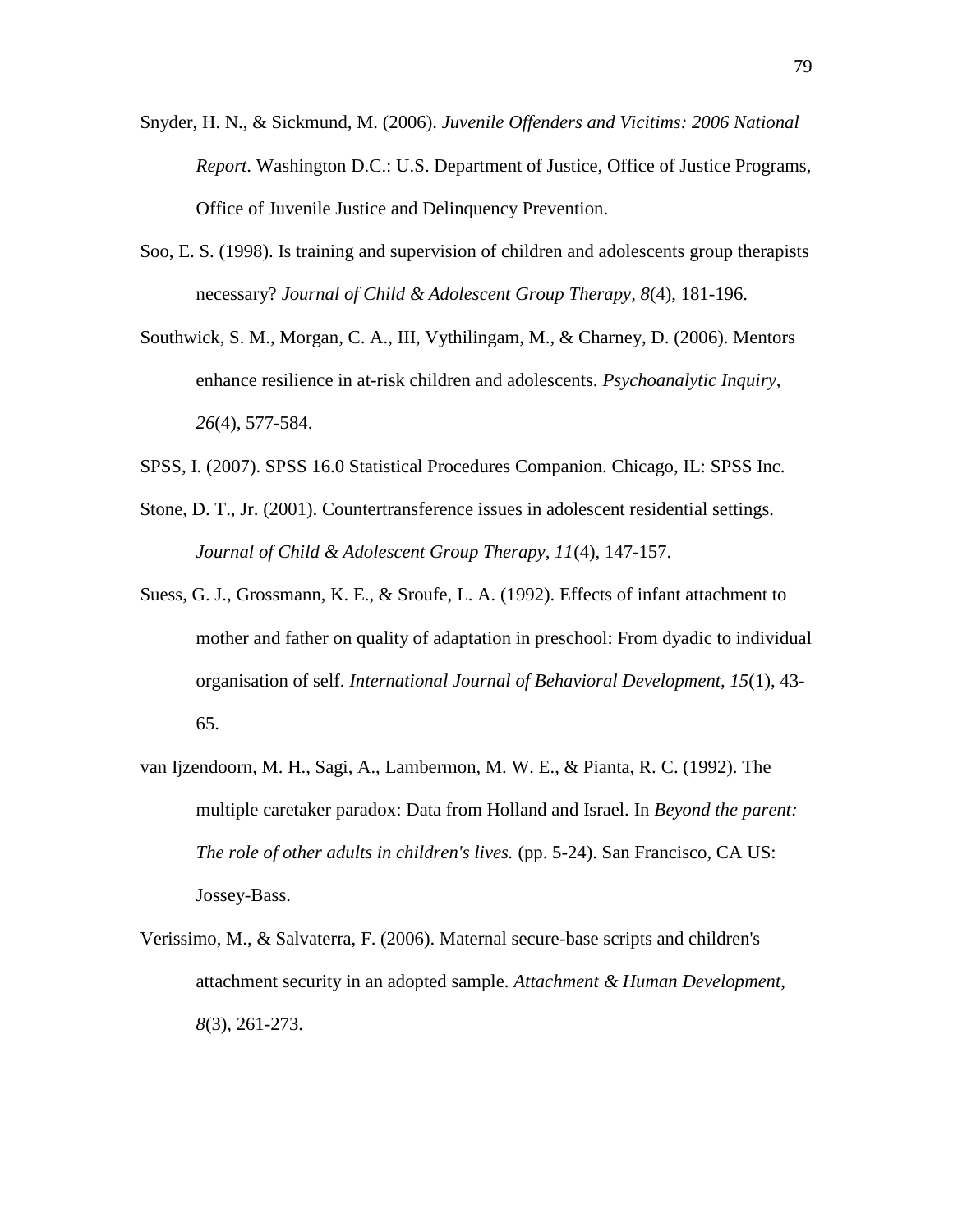Snyder, H. N., & Sickmund, M. (2006). *Juvenile Offenders and Vicitims: 2006 National Report*. Washington D.C.: U.S. Department of Justice, Office of Justice Programs, Office of Juvenile Justice and Delinquency Prevention.

Soo, E. S. (1998). Is training and supervision of children and adolescents group therapists necessary? *Journal of Child & Adolescent Group Therapy, 8*(4), 181-196.

Southwick, S. M., Morgan, C. A., III, Vythilingam, M., & Charney, D. (2006). Mentors enhance resilience in at-risk children and adolescents. *Psychoanalytic Inquiry, 26*(4), 577-584.

SPSS, I. (2007). SPSS 16.0 Statistical Procedures Companion. Chicago, IL: SPSS Inc.

Stone, D. T., Jr. (2001). Countertransference issues in adolescent residential settings. *Journal of Child & Adolescent Group Therapy, 11*(4), 147-157.

Suess, G. J., Grossmann, K. E., & Sroufe, L. A. (1992). Effects of infant attachment to mother and father on quality of adaptation in preschool: From dyadic to individual organisation of self. *International Journal of Behavioral Development, 15*(1), 43-65.

van Ijzendoorn, M. H., Sagi, A., Lambermon, M. W. E., & Pianta, R. C. (1992). The multiple caretaker paradox: Data from Holland and Israel. In *Beyond the parent: The role of other adults in children's lives.* (pp. 5-24). San Francisco, CA US: Jossey-Bass.

Verissimo, M., & Salvaterra, F. (2006). Maternal secure-base scripts and children's attachment security in an adopted sample. *Attachment & Human Development, 8*(3), 261-273.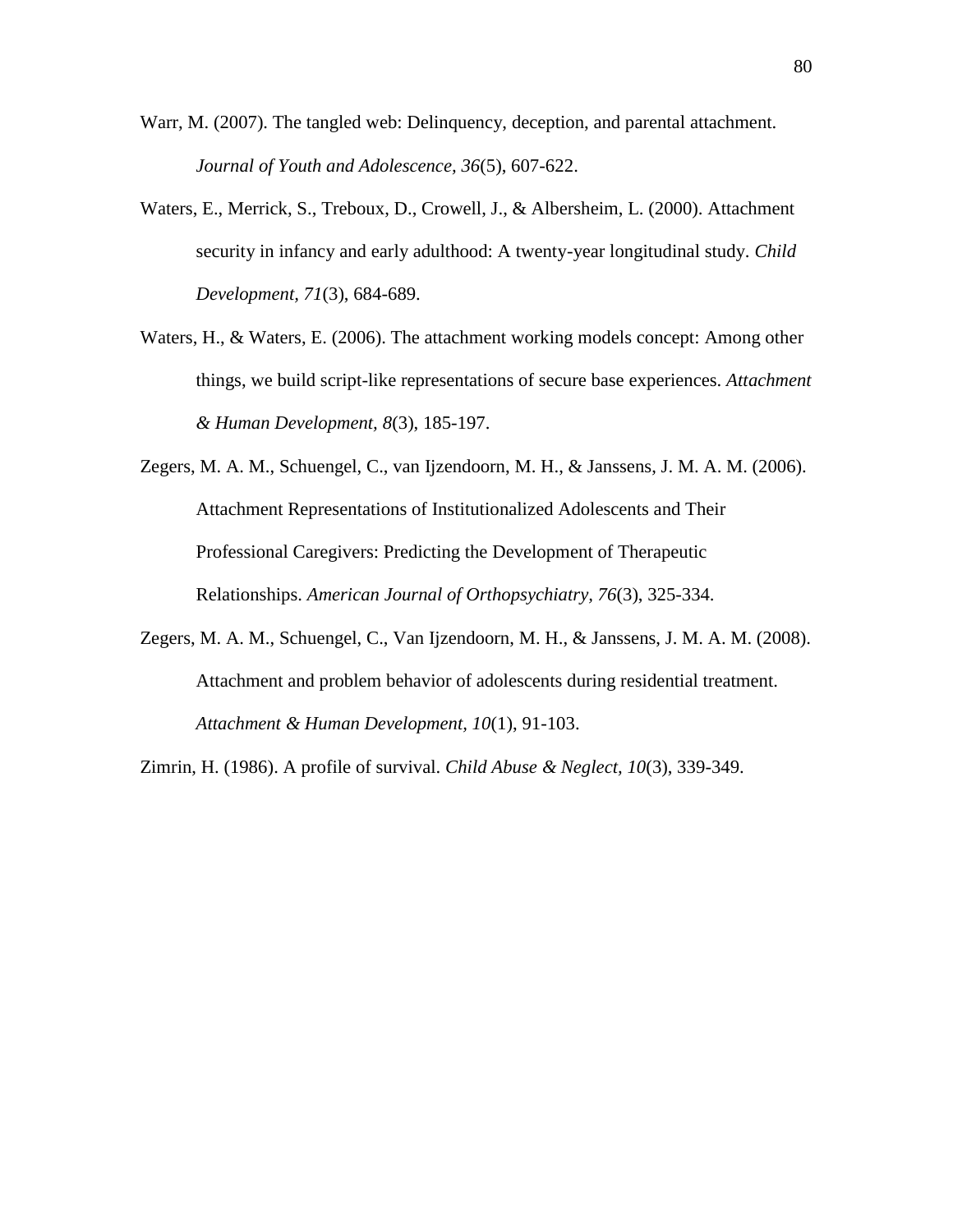Warr, M. (2007). The tangled web: Delinquency, deception, and parental attachment. *Journal of Youth and Adolescence, 36*(5), 607-622.

Waters, E., Merrick, S., Treboux, D., Crowell, J., & Albersheim, L. (2000). Attachment security in infancy and early adulthood: A twenty-year longitudinal study. *Child Development, 71*(3), 684-689.

Waters, H., & Waters, E. (2006). The attachment working models concept: Among other things, we build script-like representations of secure base experiences. *Attachment & Human Development, 8*(3), 185-197.

Zegers, M. A. M., Schuengel, C., van Ijzendoorn, M. H., & Janssens, J. M. A. M. (2006). Attachment Representations of Institutionalized Adolescents and Their Professional Caregivers: Predicting the Development of Therapeutic Relationships. *American Journal of Orthopsychiatry, 76*(3), 325-334.

Zegers, M. A. M., Schuengel, C., Van Ijzendoorn, M. H., & Janssens, J. M. A. M. (2008). Attachment and problem behavior of adolescents during residential treatment. *Attachment & Human Development, 10*(1), 91-103.

Zimrin, H. (1986). A profile of survival. *Child Abuse & Neglect, 10*(3), 339-349.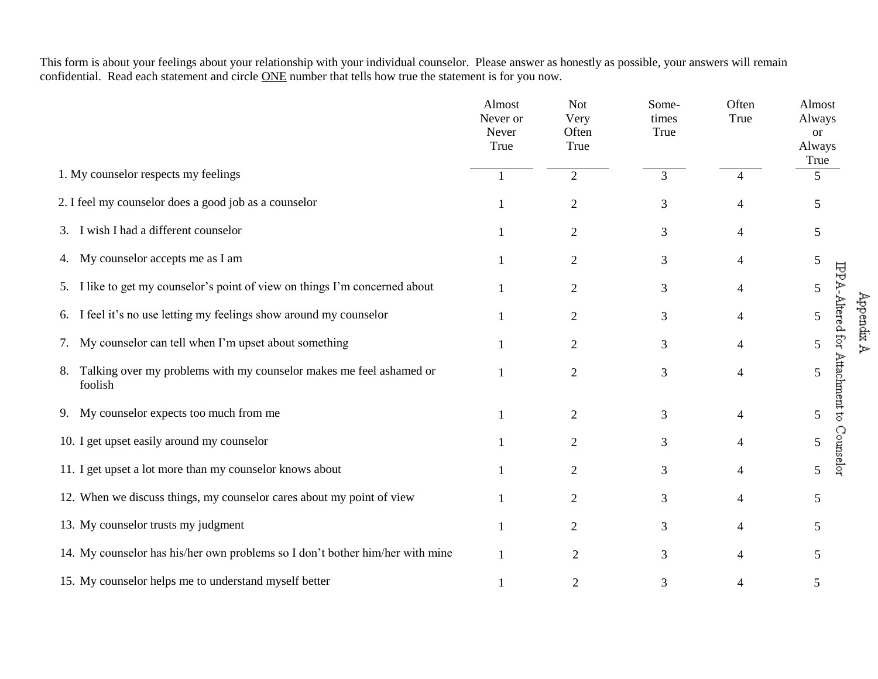# Appendix A

## IPPA-Altered for Attachment to Counselor

This form is about your feelings about your relationship with your individual counselor. Please answer as honestly as possible, your answers will remain confidential. Read each statement and circle ONE number that tells how true the statement is for you now.

| | Almost Never or Never True | Not Very Often True | Sometimes True | Often True | Almost Always or Always True |
|---|---|---|---|---|---|
| 1. My counselor respects my feelings | 1 | 2 | 3 | 4 | 5 |
| 2. I feel my counselor does a good job as a counselor | 1 | 2 | 3 | 4 | 5 |
| 3. I wish I had a different counselor | 1 | 2 | 3 | 4 | 5 |
| 4. My counselor accepts me as I am | 1 | 2 | 3 | 4 | 5 |
| 5. I like to get my counselor's point of view on things I'm concerned about | 1 | 2 | 3 | 4 | 5 |
| 6. I feel it's no use letting my feelings show around my counselor | 1 | 2 | 3 | 4 | 5 |
| 7. My counselor can tell when I'm upset about something | 1 | 2 | 3 | 4 | 5 |
| 8. Talking over my problems with my counselor makes me feel ashamed or foolish | 1 | 2 | 3 | 4 | 5 |
| 9. My counselor expects too much from me | 1 | 2 | 3 | 4 | 5 |
| 10. I get upset easily around my counselor | 1 | 2 | 3 | 4 | 5 |
| 11. I get upset a lot more than my counselor knows about | 1 | 2 | 3 | 4 | 5 |
| 12. When we discuss things, my counselor cares about my point of view | 1 | 2 | 3 | 4 | 5 |
| 13. My counselor trusts my judgment | 1 | 2 | 3 | 4 | 5 |
| 14. My counselor has his/her own problems so I don't bother him/her with mine | 1 | 2 | 3 | 4 | 5 |
| 15. My counselor helps me to understand myself better | 1 | 2 | 3 | 4 | 5 |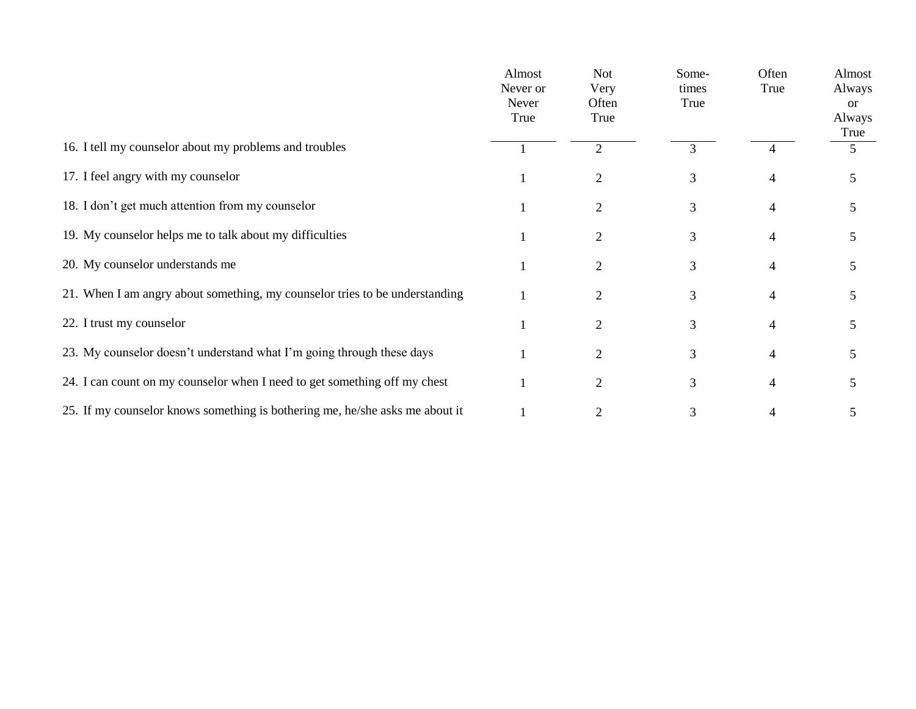| | Almost Never or Never True | Not Very Often True | Some-times True | Often True | Almost Always or Always True |
|---|---|---|---|---|---|
| 16. I tell my counselor about my problems and troubles | 1 | 2 | 3 | 4 | 5 |
| 17. I feel angry with my counselor | 1 | 2 | 3 | 4 | 5 |
| 18. I don't get much attention from my counselor | 1 | 2 | 3 | 4 | 5 |
| 19. My counselor helps me to talk about my difficulties | 1 | 2 | 3 | 4 | 5 |
| 20. My counselor understands me | 1 | 2 | 3 | 4 | 5 |
| 21. When I am angry about something, my counselor tries to be understanding | 1 | 2 | 3 | 4 | 5 |
| 22. I trust my counselor | 1 | 2 | 3 | 4 | 5 |
| 23. My counselor doesn't understand what I'm going through these days | 1 | 2 | 3 | 4 | 5 |
| 24. I can count on my counselor when I need to get something off my chest | 1 | 2 | 3 | 4 | 5 |
| 25. If my counselor knows something is bothering me, he/she asks me about it | 1 | 2 | 3 | 4 | 5 |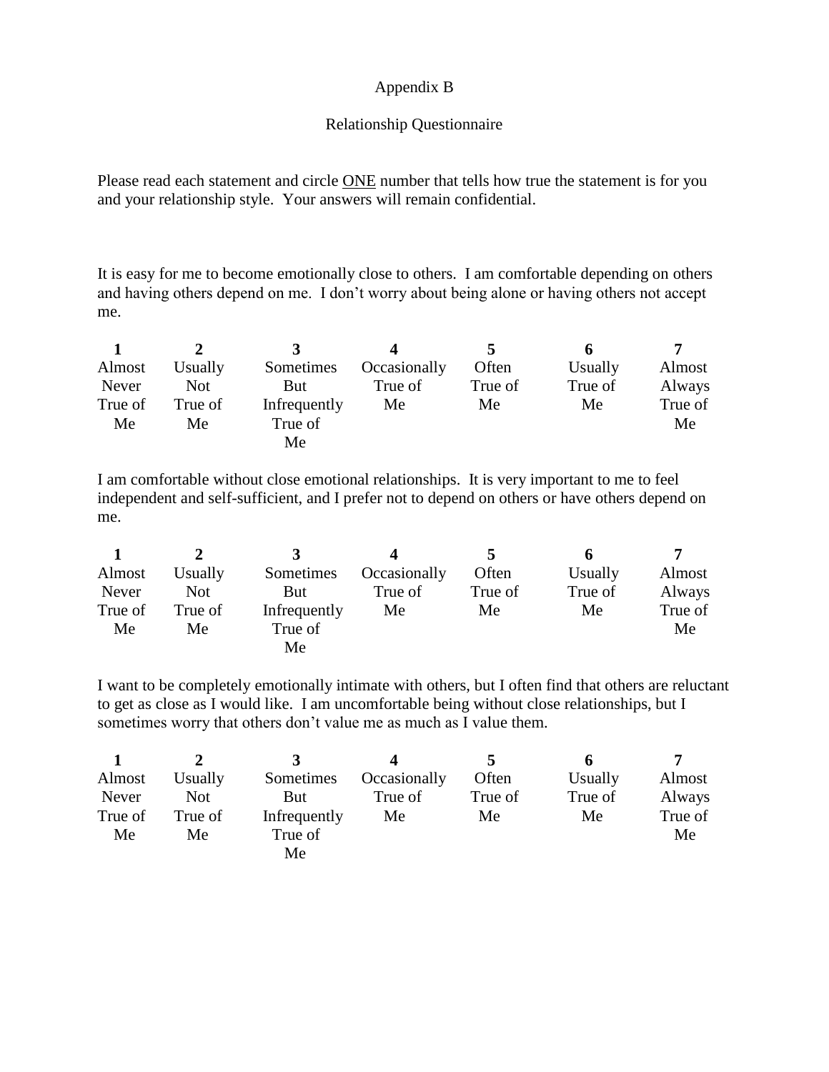# Appendix B

## Relationship Questionnaire

Please read each statement and circle ONE number that tells how true the statement is for you and your relationship style. Your answers will remain confidential.

It is easy for me to become emotionally close to others. I am comfortable depending on others and having others depend on me. I don't worry about being alone or having others not accept me.

| **1** | **2** | **3** | **4** | **5** | **6** | **7** |
|---|---|---|---|---|---|---|
| Almost Never True of Me | Usually Not True of Me | Sometimes But Infrequently True of Me | Occasionally True of Me | Often True of Me | Usually True of Me | Almost Always True of Me |

I am comfortable without close emotional relationships. It is very important to me to feel independent and self-sufficient, and I prefer not to depend on others or have others depend on me.

| **1** | **2** | **3** | **4** | **5** | **6** | **7** |
|---|---|---|---|---|---|---|
| Almost Never True of Me | Usually Not True of Me | Sometimes But Infrequently True of Me | Occasionally True of Me | Often True of Me | Usually True of Me | Almost Always True of Me |

I want to be completely emotionally intimate with others, but I often find that others are reluctant to get as close as I would like. I am uncomfortable being without close relationships, but I sometimes worry that others don't value me as much as I value them.

| **1** | **2** | **3** | **4** | **5** | **6** | **7** |
|---|---|---|---|---|---|---|
| Almost Never True of Me | Usually Not True of Me | Sometimes But Infrequently True of Me | Occasionally True of Me | Often True of Me | Usually True of Me | Almost Always True of Me |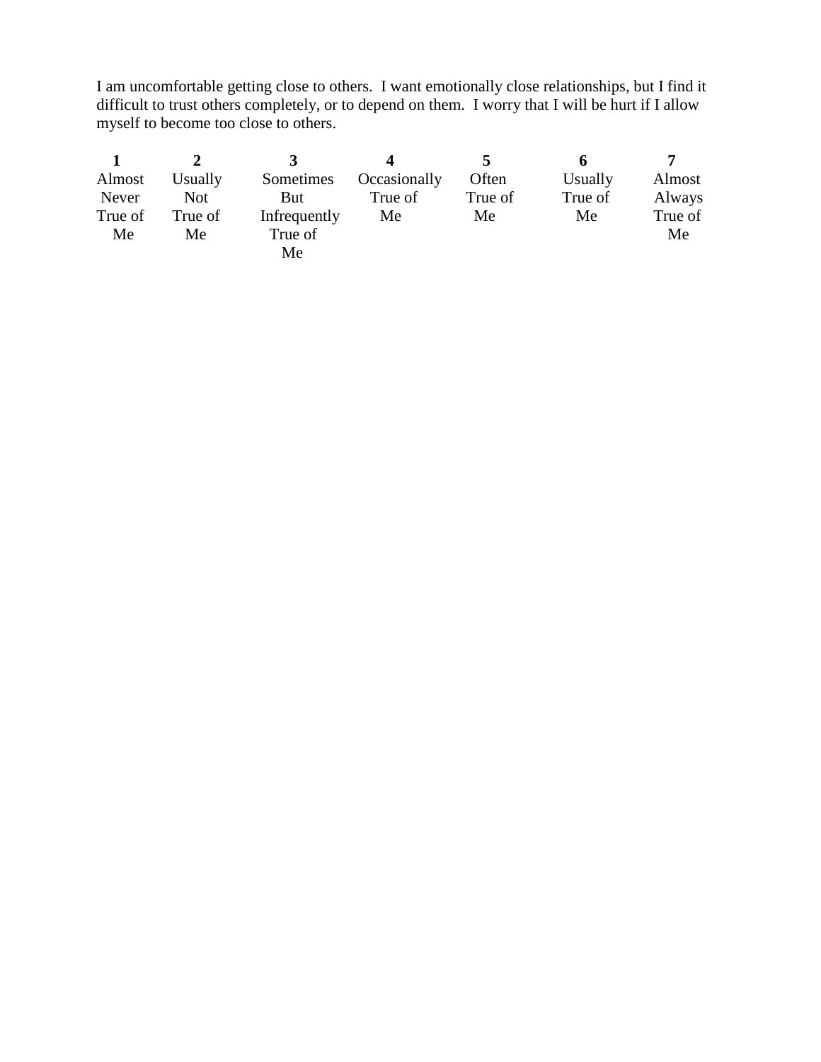I am uncomfortable getting close to others. I want emotionally close relationships, but I find it difficult to trust others completely, or to depend on them. I worry that I will be hurt if I allow myself to become too close to others.

| **1** | **2** | **3** | **4** | **5** | **6** | **7** |
|---|---|---|---|---|---|---|
| Almost Never True of Me | Usually Not True of Me | Sometimes But Infrequently True of Me | Occasionally True of Me | Often True of Me | Usually True of Me | Almost Always True of Me |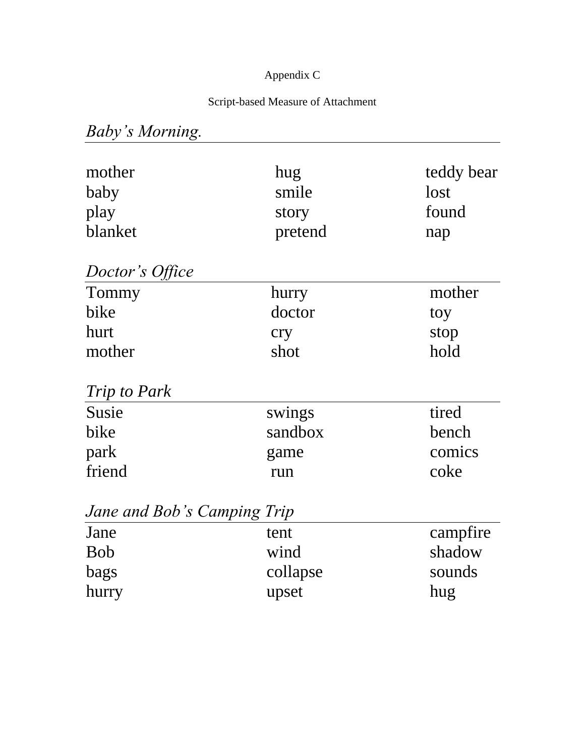Appendix C

Script-based Measure of Attachment

*Baby's Morning.*

| | | |
|---|---|---|
| mother | hug | teddy bear |
| baby | smile | lost |
| play | story | found |
| blanket | pretend | nap |

*Doctor's Office*

| | | |
|---|---|---|
| Tommy | hurry | mother |
| bike | doctor | toy |
| hurt | cry | stop |
| mother | shot | hold |

*Trip to Park*

| | | |
|---|---|---|
| Susie | swings | tired |
| bike | sandbox | bench |
| park | game | comics |
| friend | run | coke |

*Jane and Bob's Camping Trip*

| | | |
|---|---|---|
| Jane | tent | campfire |
| Bob | wind | shadow |
| bags | collapse | sounds |
| hurry | upset | hug |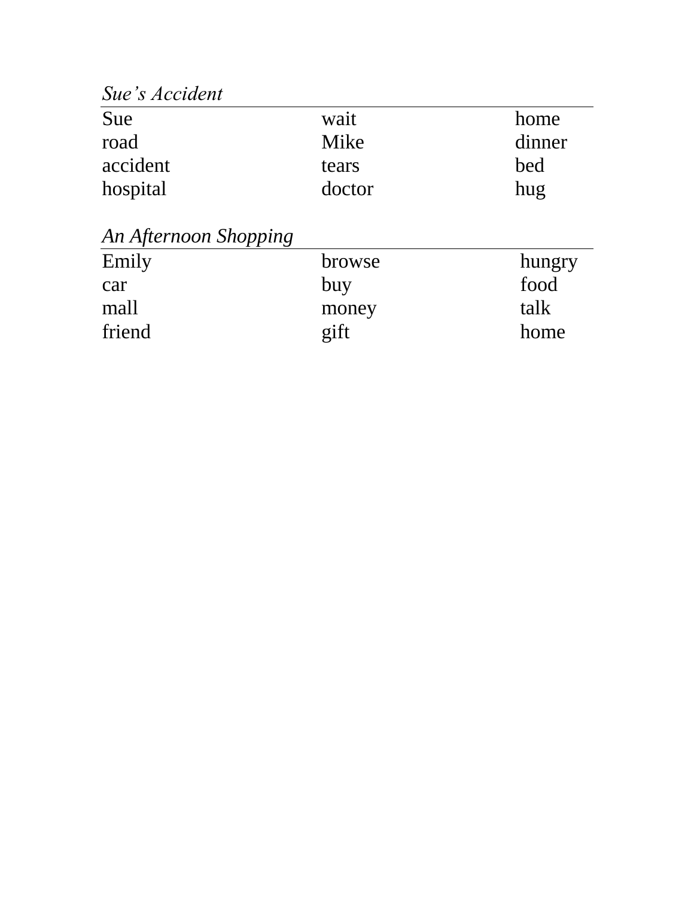*Sue's Accident*

| | | |
|---|---|---|
| Sue | wait | home |
| road | Mike | dinner |
| accident | tears | bed |
| hospital | doctor | hug |

*An Afternoon Shopping*

| | | |
|---|---|---|
| Emily | browse | hungry |
| car | buy | food |
| mall | money | talk |
| friend | gift | home |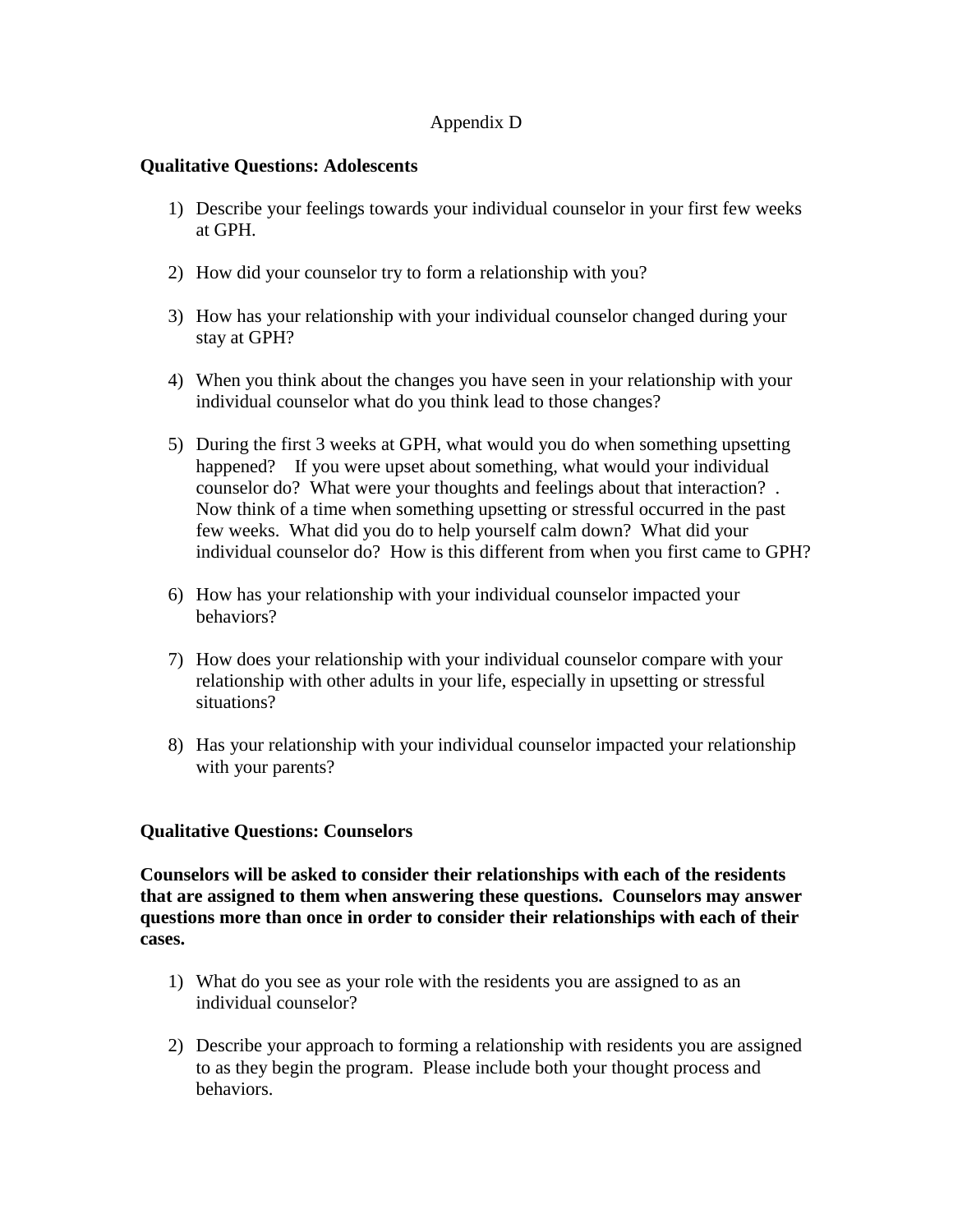# Appendix D

**Qualitative Questions: Adolescents**

1) Describe your feelings towards your individual counselor in your first few weeks at GPH.

2) How did your counselor try to form a relationship with you?

3) How has your relationship with your individual counselor changed during your stay at GPH?

4) When you think about the changes you have seen in your relationship with your individual counselor what do you think lead to those changes?

5) During the first 3 weeks at GPH, what would you do when something upsetting happened? If you were upset about something, what would your individual counselor do? What were your thoughts and feelings about that interaction? . Now think of a time when something upsetting or stressful occurred in the past few weeks. What did you do to help yourself calm down? What did your individual counselor do? How is this different from when you first came to GPH?

6) How has your relationship with your individual counselor impacted your behaviors?

7) How does your relationship with your individual counselor compare with your relationship with other adults in your life, especially in upsetting or stressful situations?

8) Has your relationship with your individual counselor impacted your relationship with your parents?

**Qualitative Questions: Counselors**

**Counselors will be asked to consider their relationships with each of the residents that are assigned to them when answering these questions. Counselors may answer questions more than once in order to consider their relationships with each of their cases.**

1) What do you see as your role with the residents you are assigned to as an individual counselor?

2) Describe your approach to forming a relationship with residents you are assigned to as they begin the program. Please include both your thought process and behaviors.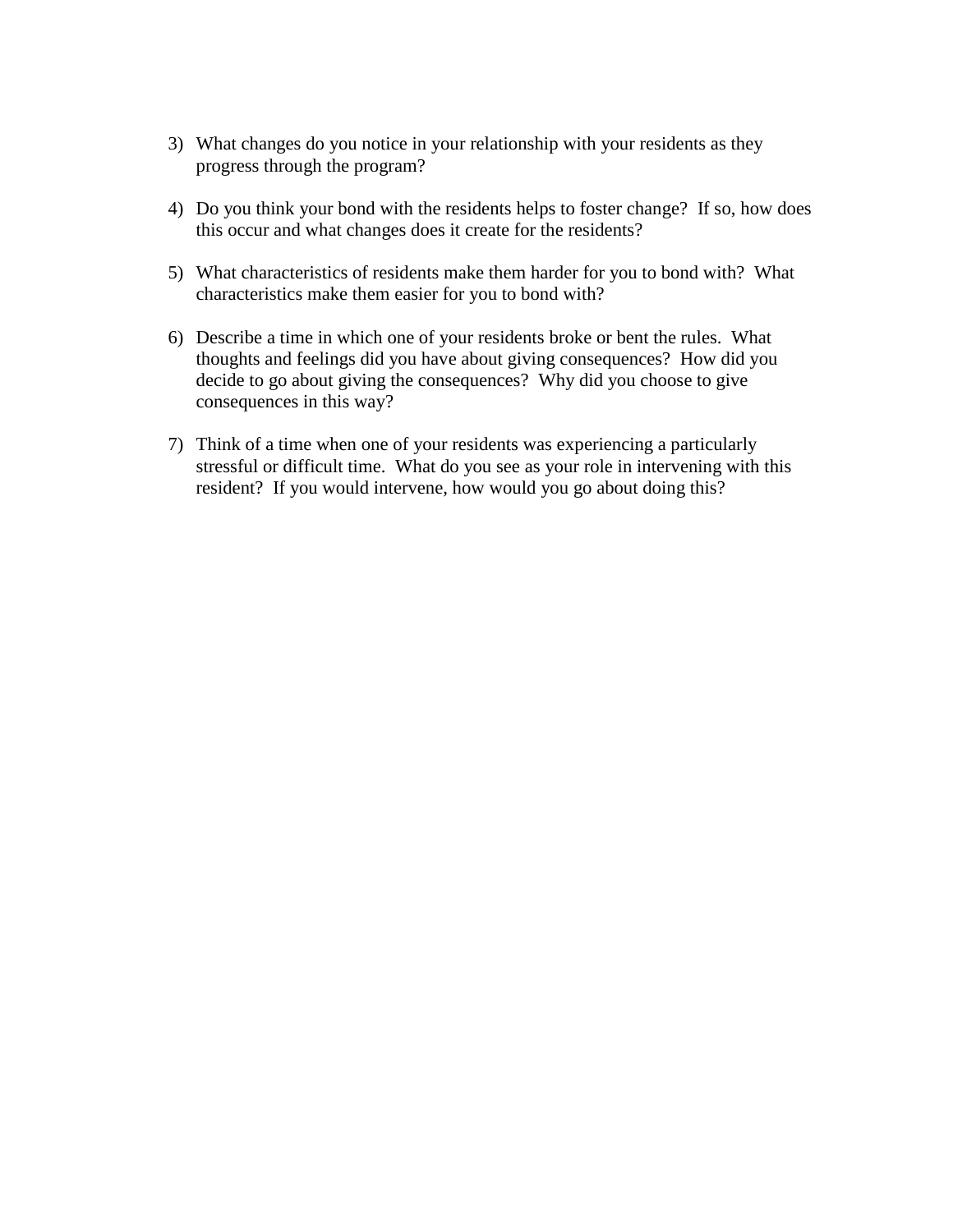3) What changes do you notice in your relationship with your residents as they progress through the program?

4) Do you think your bond with the residents helps to foster change? If so, how does this occur and what changes does it create for the residents?

5) What characteristics of residents make them harder for you to bond with? What characteristics make them easier for you to bond with?

6) Describe a time in which one of your residents broke or bent the rules. What thoughts and feelings did you have about giving consequences? How did you decide to go about giving the consequences? Why did you choose to give consequences in this way?

7) Think of a time when one of your residents was experiencing a particularly stressful or difficult time. What do you see as your role in intervening with this resident? If you would intervene, how would you go about doing this?